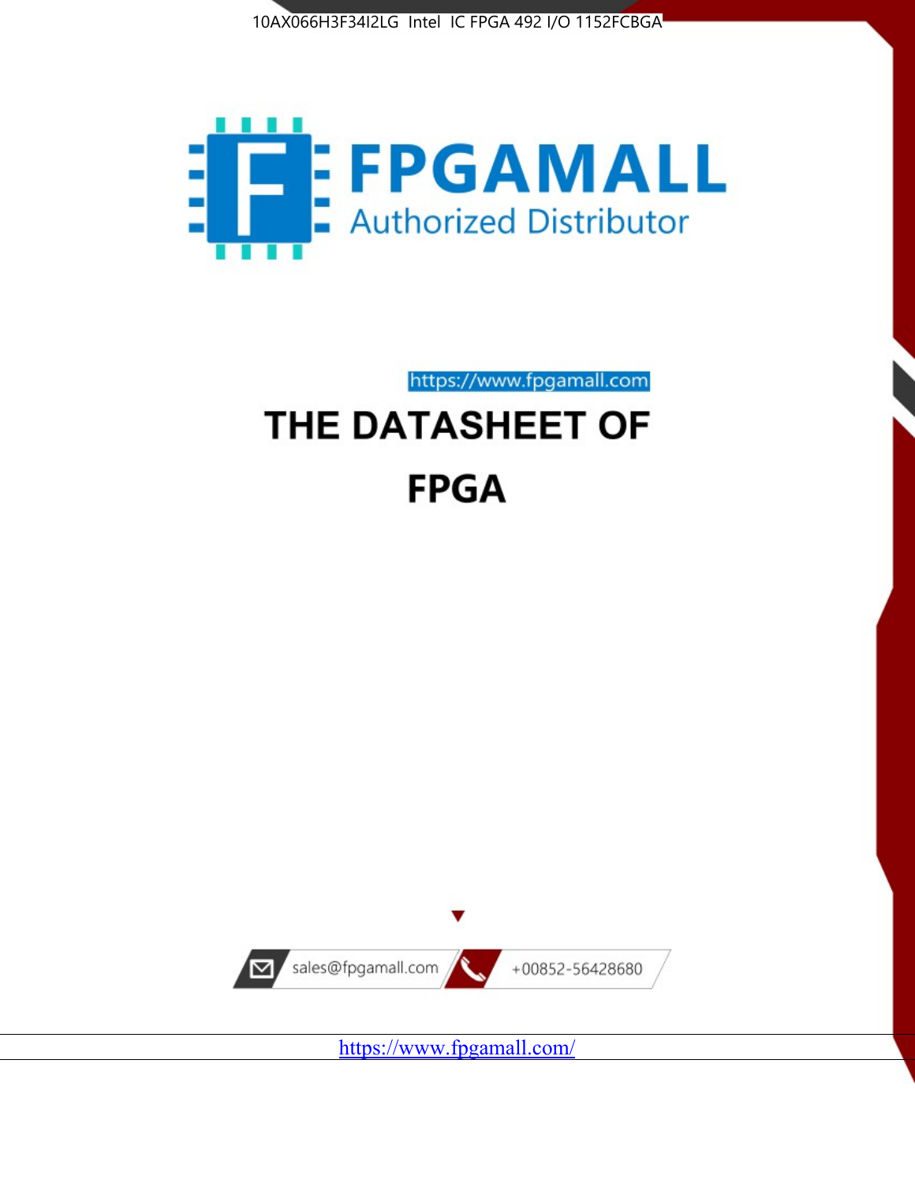10AX066H3F34I2LG Intel IC FPGA 492 I/O 1152FCBGA

FPGAMALL
Authorized Distributor

https://www.fpgamall.com

# THE DATASHEET OF

# FPGA

sales@fpgamall.com

+00852-56428680

https://www.fpgamall.com/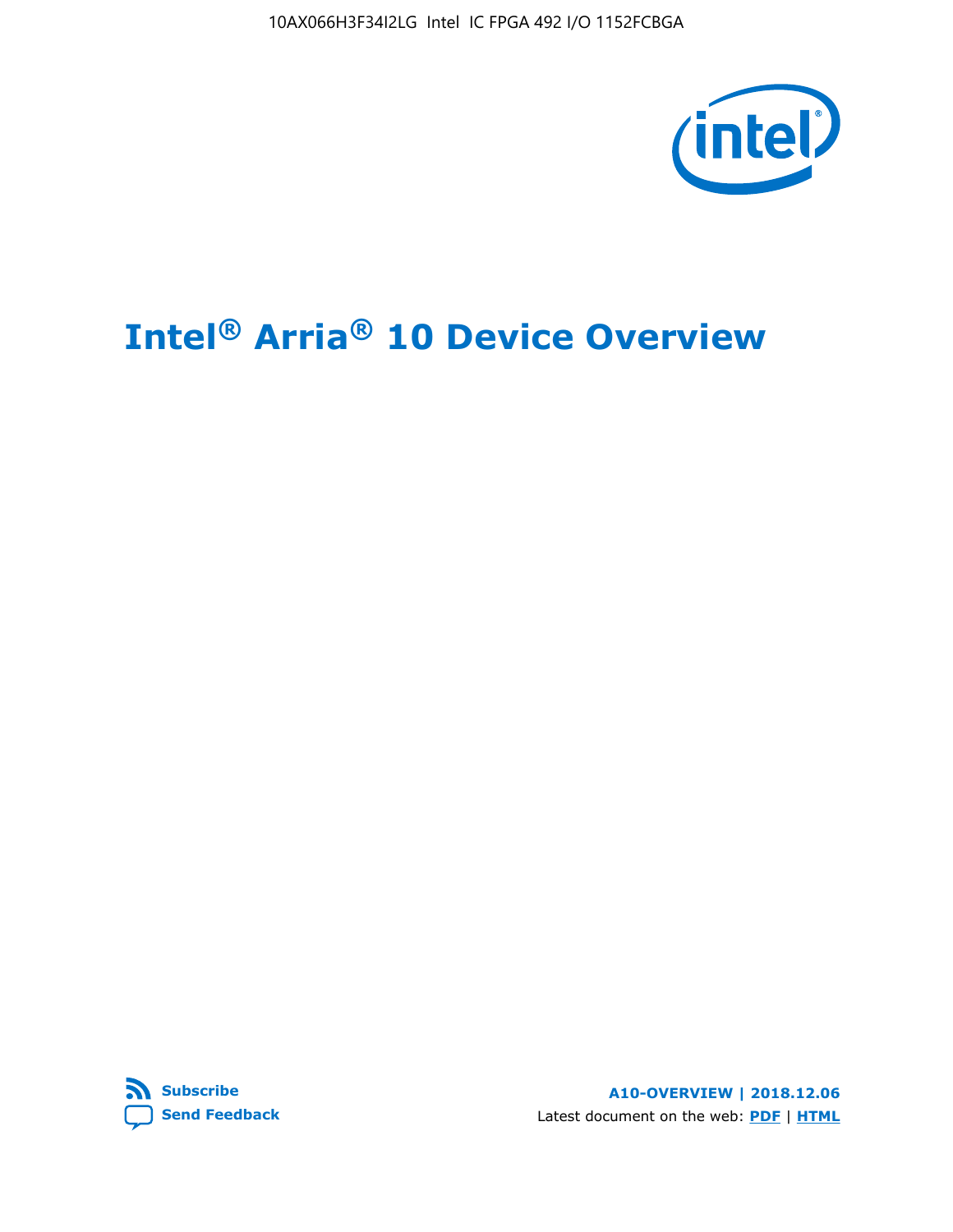# Intel® Arria® 10 Device Overview

Subscribe

Send Feedback

A10-OVERVIEW | 2018.12.06

Latest document on the web: PDF | HTML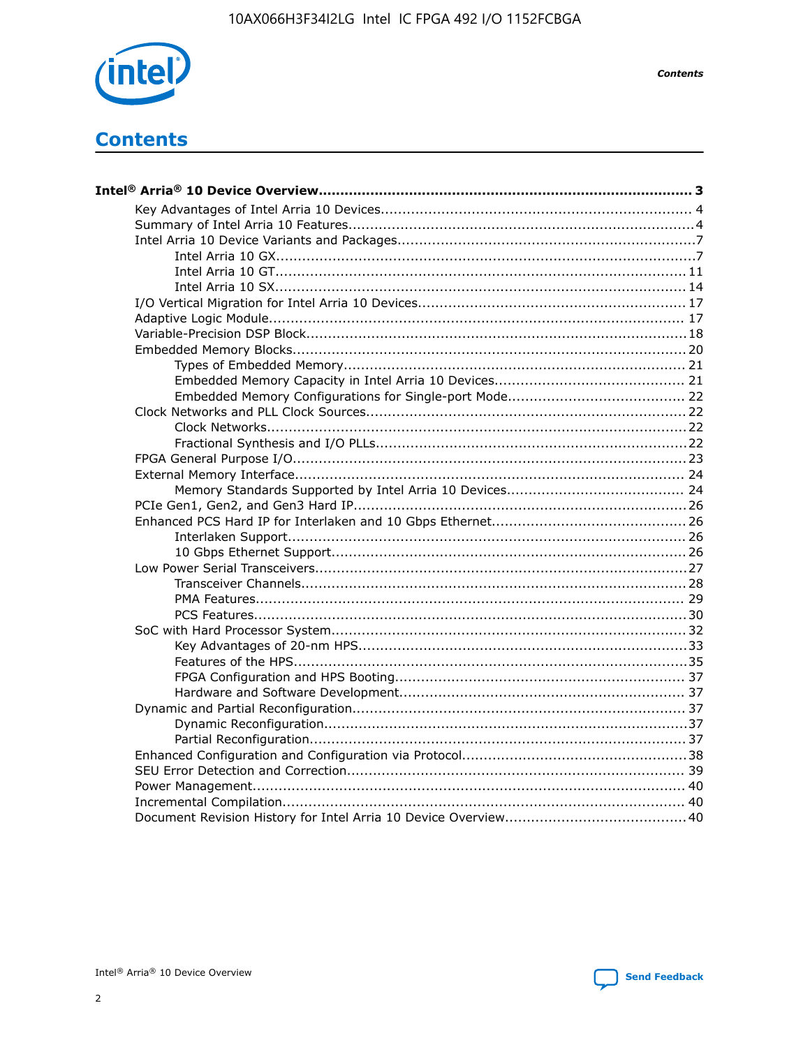# Contents

**Intel® Arria® 10 Device Overview...................................................................................... 3**

- Key Advantages of Intel Arria 10 Devices....................................................................... 4
- Summary of Intel Arria 10 Features................................................................................4
- Intel Arria 10 Device Variants and Packages....................................................................7
    - Intel Arria 10 GX................................................................................................7
    - Intel Arria 10 GT.............................................................................................. 11
    - Intel Arria 10 SX.............................................................................................. 14
- I/O Vertical Migration for Intel Arria 10 Devices............................................................. 17
- Adaptive Logic Module................................................................................................ 17
- Variable-Precision DSP Block.......................................................................................18
- Embedded Memory Blocks.......................................................................................... 20
    - Types of Embedded Memory.............................................................................. 21
    - Embedded Memory Capacity in Intel Arria 10 Devices............................................ 21
    - Embedded Memory Configurations for Single-port Mode......................................... 22
- Clock Networks and PLL Clock Sources.........................................................................22
    - Clock Networks................................................................................................22
    - Fractional Synthesis and I/O PLLs.......................................................................22
- FPGA General Purpose I/O..........................................................................................23
- External Memory Interface.......................................................................................... 24
    - Memory Standards Supported by Intel Arria 10 Devices......................................... 24
- PCIe Gen1, Gen2, and Gen3 Hard IP............................................................................26
- Enhanced PCS Hard IP for Interlaken and 10 Gbps Ethernet............................................26
    - Interlaken Support........................................................................................... 26
    - 10 Gbps Ethernet Support................................................................................. 26
- Low Power Serial Transceivers.....................................................................................27
    - Transceiver Channels........................................................................................28
    - PMA Features.................................................................................................. 29
    - PCS Features...................................................................................................30
- SoC with Hard Processor System.................................................................................32
    - Key Advantages of 20-nm HPS...........................................................................33
    - Features of the HPS..........................................................................................35
    - FPGA Configuration and HPS Booting.................................................................. 37
    - Hardware and Software Development................................................................. 37
- Dynamic and Partial Reconfiguration............................................................................37
    - Dynamic Reconfiguration...................................................................................37
    - Partial Reconfiguration......................................................................................37
- Enhanced Configuration and Configuration via Protocol...................................................38
- SEU Error Detection and Correction............................................................................. 39
- Power Management.................................................................................................... 40
- Incremental Compilation............................................................................................ 40
- Document Revision History for Intel Arria 10 Device Overview.........................................40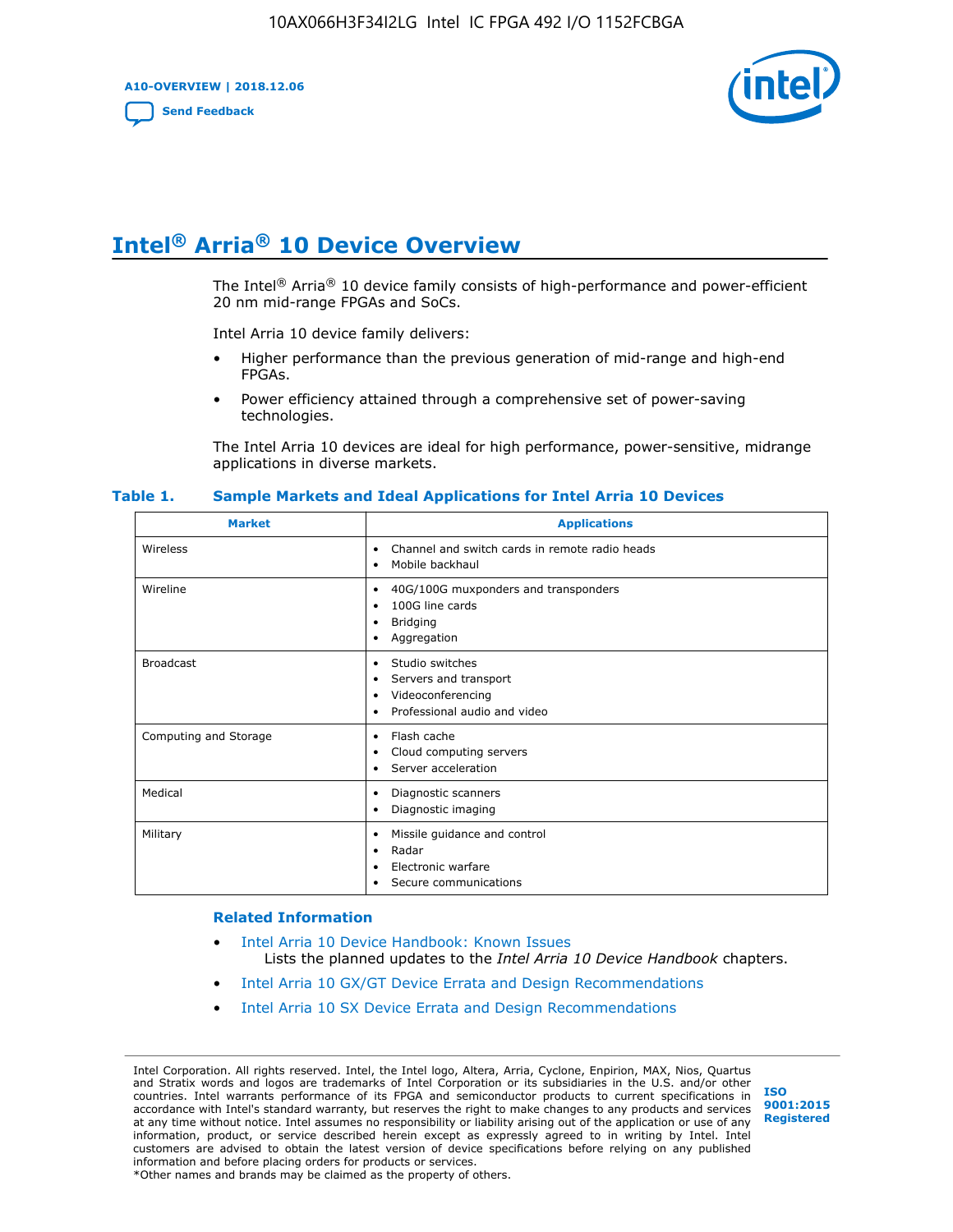# Intel® Arria® 10 Device Overview

The Intel® Arria® 10 device family consists of high-performance and power-efficient 20 nm mid-range FPGAs and SoCs.

Intel Arria 10 device family delivers:

- Higher performance than the previous generation of mid-range and high-end FPGAs.
- Power efficiency attained through a comprehensive set of power-saving technologies.

The Intel Arria 10 devices are ideal for high performance, power-sensitive, midrange applications in diverse markets.

**Table 1. Sample Markets and Ideal Applications for Intel Arria 10 Devices**

| Market | Applications |
| --- | --- |
| Wireless | • Channel and switch cards in remote radio heads<br>• Mobile backhaul |
| Wireline | • 40G/100G muxponders and transponders<br>• 100G line cards<br>• Bridging<br>• Aggregation |
| Broadcast | • Studio switches<br>• Servers and transport<br>• Videoconferencing<br>• Professional audio and video |
| Computing and Storage | • Flash cache<br>• Cloud computing servers<br>• Server acceleration |
| Medical | • Diagnostic scanners<br>• Diagnostic imaging |
| Military | • Missile guidance and control<br>• Radar<br>• Electronic warfare<br>• Secure communications |

### Related Information

- Intel Arria 10 Device Handbook: Known Issues
  Lists the planned updates to the *Intel Arria 10 Device Handbook* chapters.
- Intel Arria 10 GX/GT Device Errata and Design Recommendations
- Intel Arria 10 SX Device Errata and Design Recommendations

Intel Corporation. All rights reserved. Intel, the Intel logo, Altera, Arria, Cyclone, Enpirion, MAX, Nios, Quartus and Stratix words and logos are trademarks of Intel Corporation or its subsidiaries in the U.S. and/or other countries. Intel warrants performance of its FPGA and semiconductor products to current specifications in accordance with Intel's standard warranty, but reserves the right to make changes to any products and services at any time without notice. Intel assumes no responsibility or liability arising out of the application or use of any information, product, or service described herein except as expressly agreed to in writing by Intel. Intel customers are advised to obtain the latest version of device specifications before relying on any published information and before placing orders for products or services.
*Other names and brands may be claimed as the property of others.

ISO 9001:2015 Registered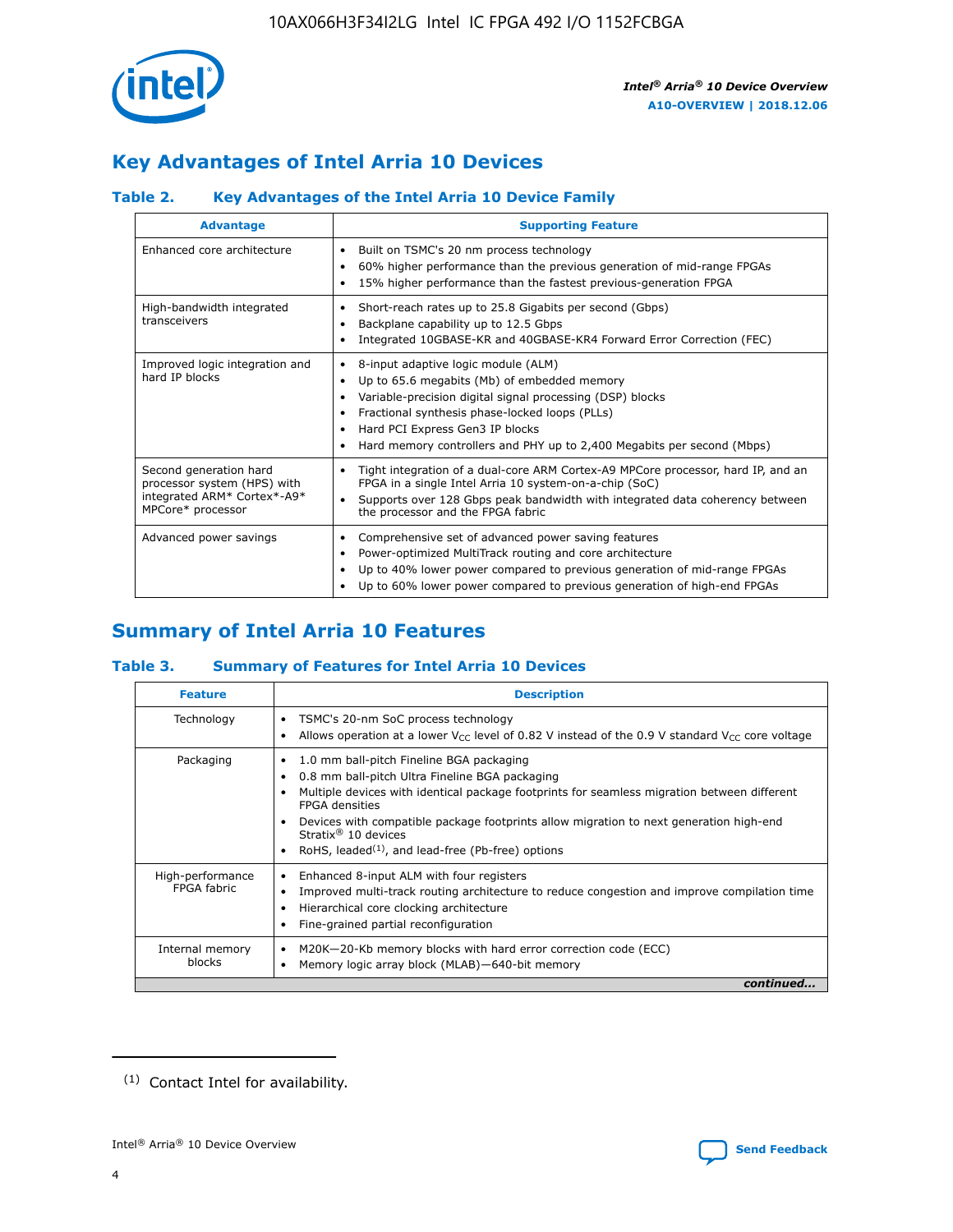## Key Advantages of Intel Arria 10 Devices

### Table 2. Key Advantages of the Intel Arria 10 Device Family

| Advantage | Supporting Feature |
|---|---|
| Enhanced core architecture | • Built on TSMC's 20 nm process technology<br>• 60% higher performance than the previous generation of mid-range FPGAs<br>• 15% higher performance than the fastest previous-generation FPGA |
| High-bandwidth integrated transceivers | • Short-reach rates up to 25.8 Gigabits per second (Gbps)<br>• Backplane capability up to 12.5 Gbps<br>• Integrated 10GBASE-KR and 40GBASE-KR4 Forward Error Correction (FEC) |
| Improved logic integration and hard IP blocks | • 8-input adaptive logic module (ALM)<br>• Up to 65.6 megabits (Mb) of embedded memory<br>• Variable-precision digital signal processing (DSP) blocks<br>• Fractional synthesis phase-locked loops (PLLs)<br>• Hard PCI Express Gen3 IP blocks<br>• Hard memory controllers and PHY up to 2,400 Megabits per second (Mbps) |
| Second generation hard processor system (HPS) with integrated ARM* Cortex*-A9* MPCore* processor | • Tight integration of a dual-core ARM Cortex-A9 MPCore processor, hard IP, and an FPGA in a single Intel Arria 10 system-on-a-chip (SoC)<br>• Supports over 128 Gbps peak bandwidth with integrated data coherency between the processor and the FPGA fabric |
| Advanced power savings | • Comprehensive set of advanced power saving features<br>• Power-optimized MultiTrack routing and core architecture<br>• Up to 40% lower power compared to previous generation of mid-range FPGAs<br>• Up to 60% lower power compared to previous generation of high-end FPGAs |

## Summary of Intel Arria 10 Features

### Table 3. Summary of Features for Intel Arria 10 Devices

| Feature | Description |
|---|---|
| Technology | • TSMC's 20-nm SoC process technology<br>• Allows operation at a lower $V_{CC}$ level of 0.82 V instead of the 0.9 V standard $V_{CC}$ core voltage |
| Packaging | • 1.0 mm ball-pitch Fineline BGA packaging<br>• 0.8 mm ball-pitch Ultra Fineline BGA packaging<br>• Multiple devices with identical package footprints for seamless migration between different FPGA densities<br>• Devices with compatible package footprints allow migration to next generation high-end Stratix® 10 devices<br>• RoHS, leaded[(1)], and lead-free (Pb-free) options |
| High-performance FPGA fabric | • Enhanced 8-input ALM with four registers<br>• Improved multi-track routing architecture to reduce congestion and improve compilation time<br>• Hierarchical core clocking architecture<br>• Fine-grained partial reconfiguration |
| Internal memory blocks | • M20K—20-Kb memory blocks with hard error correction code (ECC)<br>• Memory logic array block (MLAB)—640-bit memory |

*continued...*

(1) Contact Intel for availability.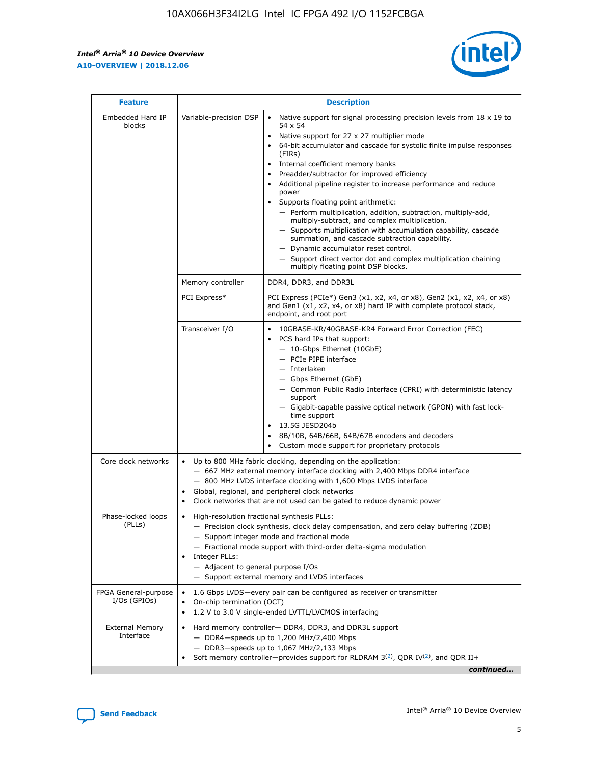| Feature | Description | |
|---|---|---|
| Embedded Hard IP blocks | Variable-precision DSP | • Native support for signal processing precision levels from 18 x 19 to 54 x 54<br>• Native support for 27 x 27 multiplier mode<br>• 64-bit accumulator and cascade for systolic finite impulse responses (FIRs)<br>• Internal coefficient memory banks<br>• Preadder/subtractor for improved efficiency<br>• Additional pipeline register to increase performance and reduce power<br>• Supports floating point arithmetic:<br>— Perform multiplication, addition, subtraction, multiply-add, multiply-subtract, and complex multiplication.<br>— Supports multiplication with accumulation capability, cascade summation, and cascade subtraction capability.<br>— Dynamic accumulator reset control.<br>— Support direct vector dot and complex multiplication chaining multiply floating point DSP blocks. |
| | Memory controller | DDR4, DDR3, and DDR3L |
| | PCI Express* | PCI Express (PCIe*) Gen3 (x1, x2, x4, or x8), Gen2 (x1, x2, x4, or x8) and Gen1 (x1, x2, x4, or x8) hard IP with complete protocol stack, endpoint, and root port |
| | Transceiver I/O | • 10GBASE-KR/40GBASE-KR4 Forward Error Correction (FEC)<br>• PCS hard IPs that support:<br>— 10-Gbps Ethernet (10GbE)<br>— PCIe PIPE interface<br>— Interlaken<br>— Gbps Ethernet (GbE)<br>— Common Public Radio Interface (CPRI) with deterministic latency support<br>— Gigabit-capable passive optical network (GPON) with fast lock-time support<br>• 13.5G JESD204b<br>• 8B/10B, 64B/66B, 64B/67B encoders and decoders<br>• Custom mode support for proprietary protocols |
| Core clock networks | • Up to 800 MHz fabric clocking, depending on the application:<br>— 667 MHz external memory interface clocking with 2,400 Mbps DDR4 interface<br>— 800 MHz LVDS interface clocking with 1,600 Mbps LVDS interface<br>• Global, regional, and peripheral clock networks<br>• Clock networks that are not used can be gated to reduce dynamic power | |
| Phase-locked loops (PLLs) | • High-resolution fractional synthesis PLLs:<br>— Precision clock synthesis, clock delay compensation, and zero delay buffering (ZDB)<br>— Support integer mode and fractional mode<br>— Fractional mode support with third-order delta-sigma modulation<br>• Integer PLLs:<br>— Adjacent to general purpose I/Os<br>— Support external memory and LVDS interfaces | |
| FPGA General-purpose I/Os (GPIOs) | • 1.6 Gbps LVDS—every pair can be configured as receiver or transmitter<br>• On-chip termination (OCT)<br>• 1.2 V to 3.0 V single-ended LVTTL/LVCMOS interfacing | |
| External Memory Interface | • Hard memory controller— DDR4, DDR3, and DDR3L support<br>— DDR4—speeds up to 1,200 MHz/2,400 Mbps<br>— DDR3—speeds up to 1,067 MHz/2,133 Mbps<br>• Soft memory controller—provides support for RLDRAM 3[(2)], QDR IV[(2)], and QDR II+ | |

*continued...*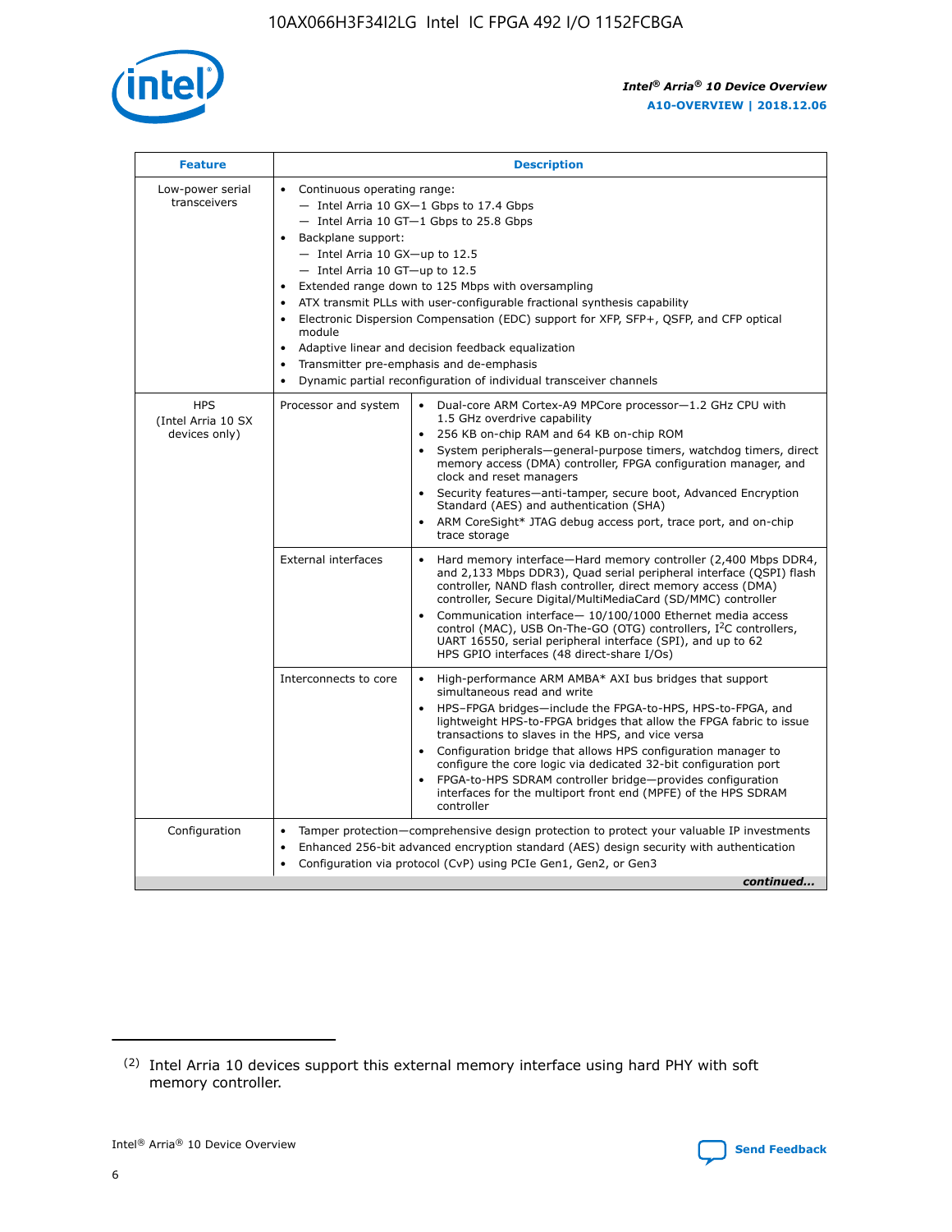| Feature | Description | |
|---|---|---|
| Low-power serial transceivers | • Continuous operating range:<br>— Intel Arria 10 GX—1 Gbps to 17.4 Gbps<br>— Intel Arria 10 GT—1 Gbps to 25.8 Gbps<br>• Backplane support:<br>— Intel Arria 10 GX—up to 12.5<br>— Intel Arria 10 GT—up to 12.5<br>• Extended range down to 125 Mbps with oversampling<br>• ATX transmit PLLs with user-configurable fractional synthesis capability<br>• Electronic Dispersion Compensation (EDC) support for XFP, SFP+, QSFP, and CFP optical module<br>• Adaptive linear and decision feedback equalization<br>• Transmitter pre-emphasis and de-emphasis<br>• Dynamic partial reconfiguration of individual transceiver channels | |
| HPS (Intel Arria 10 SX devices only) | Processor and system | • Dual-core ARM Cortex-A9 MPCore processor—1.2 GHz CPU with 1.5 GHz overdrive capability<br>• 256 KB on-chip RAM and 64 KB on-chip ROM<br>• System peripherals—general-purpose timers, watchdog timers, direct memory access (DMA) controller, FPGA configuration manager, and clock and reset managers<br>• Security features—anti-tamper, secure boot, Advanced Encryption Standard (AES) and authentication (SHA)<br>• ARM CoreSight* JTAG debug access port, trace port, and on-chip trace storage |
| | External interfaces | • Hard memory interface—Hard memory controller (2,400 Mbps DDR4, and 2,133 Mbps DDR3), Quad serial peripheral interface (QSPI) flash controller, NAND flash controller, direct memory access (DMA) controller, Secure Digital/MultiMediaCard (SD/MMC) controller<br>• Communication interface— 10/100/1000 Ethernet media access control (MAC), USB On-The-GO (OTG) controllers, I²C controllers, UART 16550, serial peripheral interface (SPI), and up to 62 HPS GPIO interfaces (48 direct-share I/Os) |
| | Interconnects to core | • High-performance ARM AMBA* AXI bus bridges that support simultaneous read and write<br>• HPS–FPGA bridges—include the FPGA-to-HPS, HPS-to-FPGA, and lightweight HPS-to-FPGA bridges that allow the FPGA fabric to issue transactions to slaves in the HPS, and vice versa<br>• Configuration bridge that allows HPS configuration manager to configure the core logic via dedicated 32-bit configuration port<br>• FPGA-to-HPS SDRAM controller bridge—provides configuration interfaces for the multiport front end (MPFE) of the HPS SDRAM controller |
| Configuration | • Tamper protection—comprehensive design protection to protect your valuable IP investments<br>• Enhanced 256-bit advanced encryption standard (AES) design security with authentication<br>• Configuration via protocol (CvP) using PCIe Gen1, Gen2, or Gen3 | |

*continued...*

(2) Intel Arria 10 devices support this external memory interface using hard PHY with soft memory controller.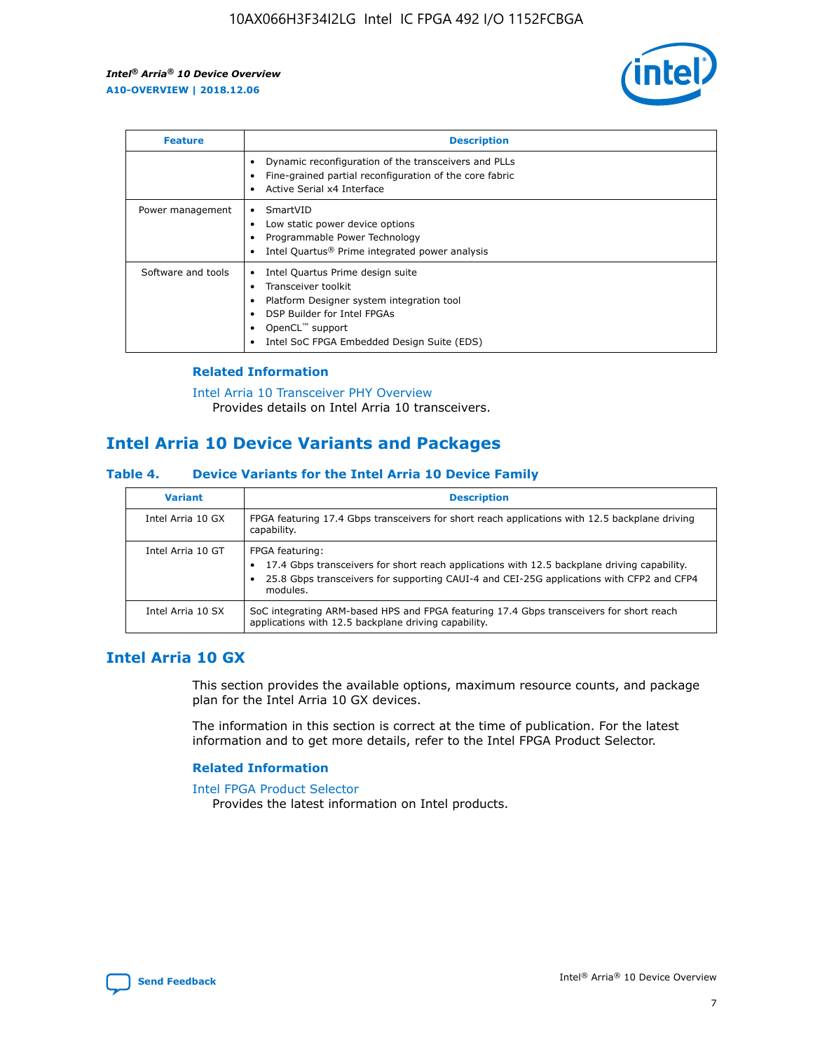| Feature | Description |
| --- | --- |
| | • Dynamic reconfiguration of the transceivers and PLLs<br>• Fine-grained partial reconfiguration of the core fabric<br>• Active Serial x4 Interface |
| Power management | • SmartVID<br>• Low static power device options<br>• Programmable Power Technology<br>• Intel Quartus® Prime integrated power analysis |
| Software and tools | • Intel Quartus Prime design suite<br>• Transceiver toolkit<br>• Platform Designer system integration tool<br>• DSP Builder for Intel FPGAs<br>• OpenCL™ support<br>• Intel SoC FPGA Embedded Design Suite (EDS) |

### Related Information

Intel Arria 10 Transceiver PHY Overview
Provides details on Intel Arria 10 transceivers.

## Intel Arria 10 Device Variants and Packages

#### Table 4. Device Variants for the Intel Arria 10 Device Family

| Variant | Description |
| --- | --- |
| Intel Arria 10 GX | FPGA featuring 17.4 Gbps transceivers for short reach applications with 12.5 backplane driving capability. |
| Intel Arria 10 GT | FPGA featuring:<br>• 17.4 Gbps transceivers for short reach applications with 12.5 backplane driving capability.<br>• 25.8 Gbps transceivers for supporting CAUI-4 and CEI-25G applications with CFP2 and CFP4 modules. |
| Intel Arria 10 SX | SoC integrating ARM-based HPS and FPGA featuring 17.4 Gbps transceivers for short reach applications with 12.5 backplane driving capability. |

## Intel Arria 10 GX

This section provides the available options, maximum resource counts, and package plan for the Intel Arria 10 GX devices.

The information in this section is correct at the time of publication. For the latest information and to get more details, refer to the Intel FPGA Product Selector.

### Related Information

Intel FPGA Product Selector
Provides the latest information on Intel products.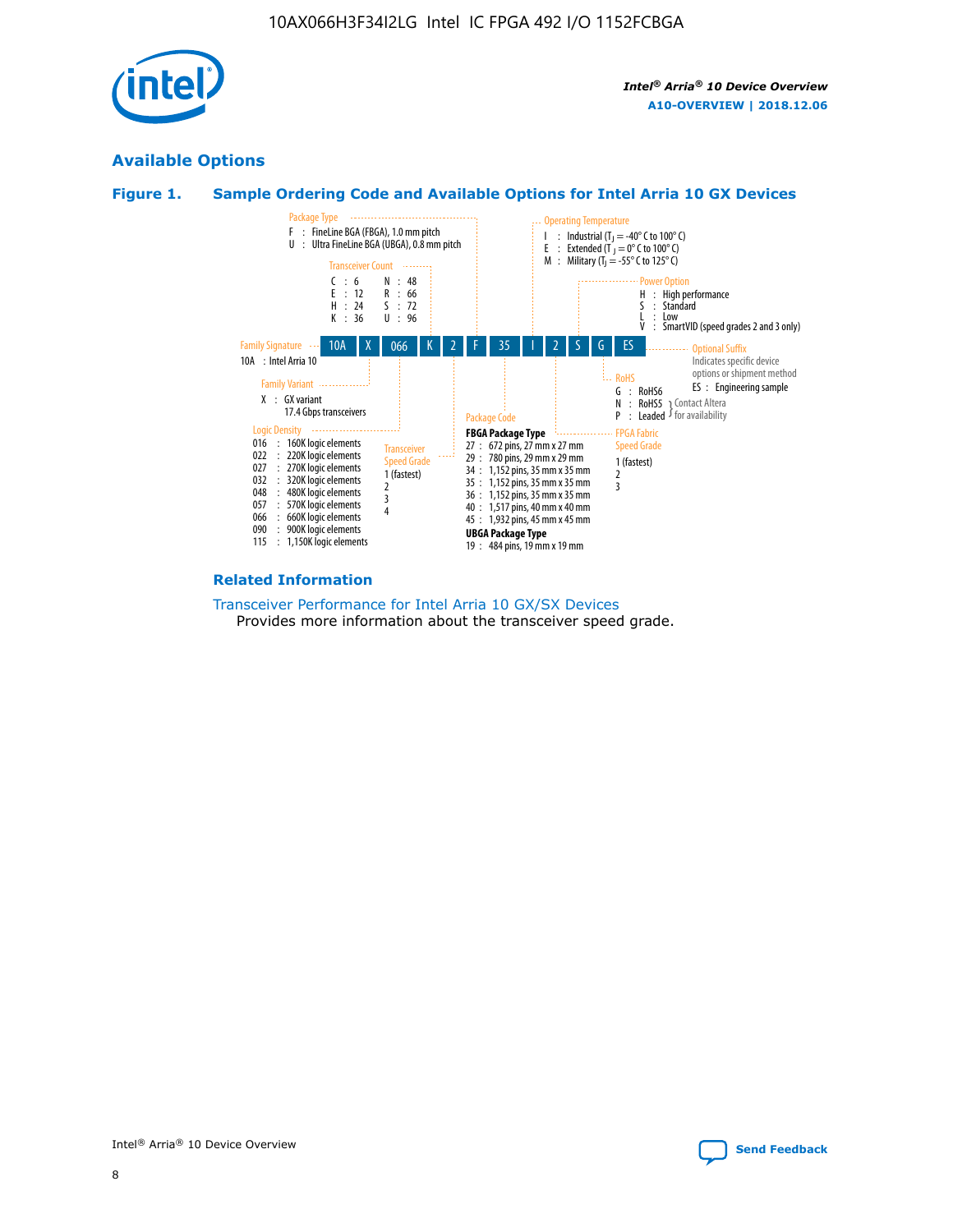## Available Options

### Figure 1. Sample Ordering Code and Available Options for Intel Arria 10 GX Devices

| 10A | X | 066 | K | 2 | F | 35 | I | 2 | S | G | ES |
|---|---|---|---|---|---|---|---|---|---|---|---|

**Family Signature**
10A : Intel Arria 10

**Family Variant**
X : GX variant
17.4 Gbps transceivers

**Logic Density**
016 : 160K logic elements
022 : 220K logic elements
027 : 270K logic elements
032 : 320K logic elements
048 : 480K logic elements
057 : 570K logic elements
066 : 660K logic elements
090 : 900K logic elements
115 : 1,150K logic elements

**Transceiver Count**
C : 6
E : 12
H : 24
K : 36
N : 48
R : 66
S : 72
U : 96

**Transceiver Speed Grade**
1 (fastest)
2
3
4

**Package Type**
F : FineLine BGA (FBGA), 1.0 mm pitch
U : Ultra FineLine BGA (UBGA), 0.8 mm pitch

**Package Code**

**FBGA Package Type**
27 : 672 pins, 27 mm x 27 mm
29 : 780 pins, 29 mm x 29 mm
34 : 1,152 pins, 35 mm x 35 mm
35 : 1,152 pins, 35 mm x 35 mm
36 : 1,152 pins, 35 mm x 35 mm
40 : 1,517 pins, 40 mm x 40 mm
45 : 1,932 pins, 45 mm x 45 mm

**UBGA Package Type**
19 : 484 pins, 19 mm x 19 mm

**Operating Temperature**
I : Industrial ($T_J$ = -40° C to 100° C)
E : Extended ($T_J$ = 0° C to 100° C)
M : Military ($T_J$ = -55° C to 125° C)

**FPGA Fabric Speed Grade**
1 (fastest)
2
3

**Power Option**
H : High performance
S : Standard
L : Low
V : SmartVID (speed grades 2 and 3 only)

**RoHS**
G : RoHS6
N : RoHS5 } Contact Altera for availability
P : Leaded } Contact Altera for availability

**Optional Suffix**
Indicates specific device options or shipment method
ES : Engineering sample

### Related Information

Transceiver Performance for Intel Arria 10 GX/SX Devices
Provides more information about the transceiver speed grade.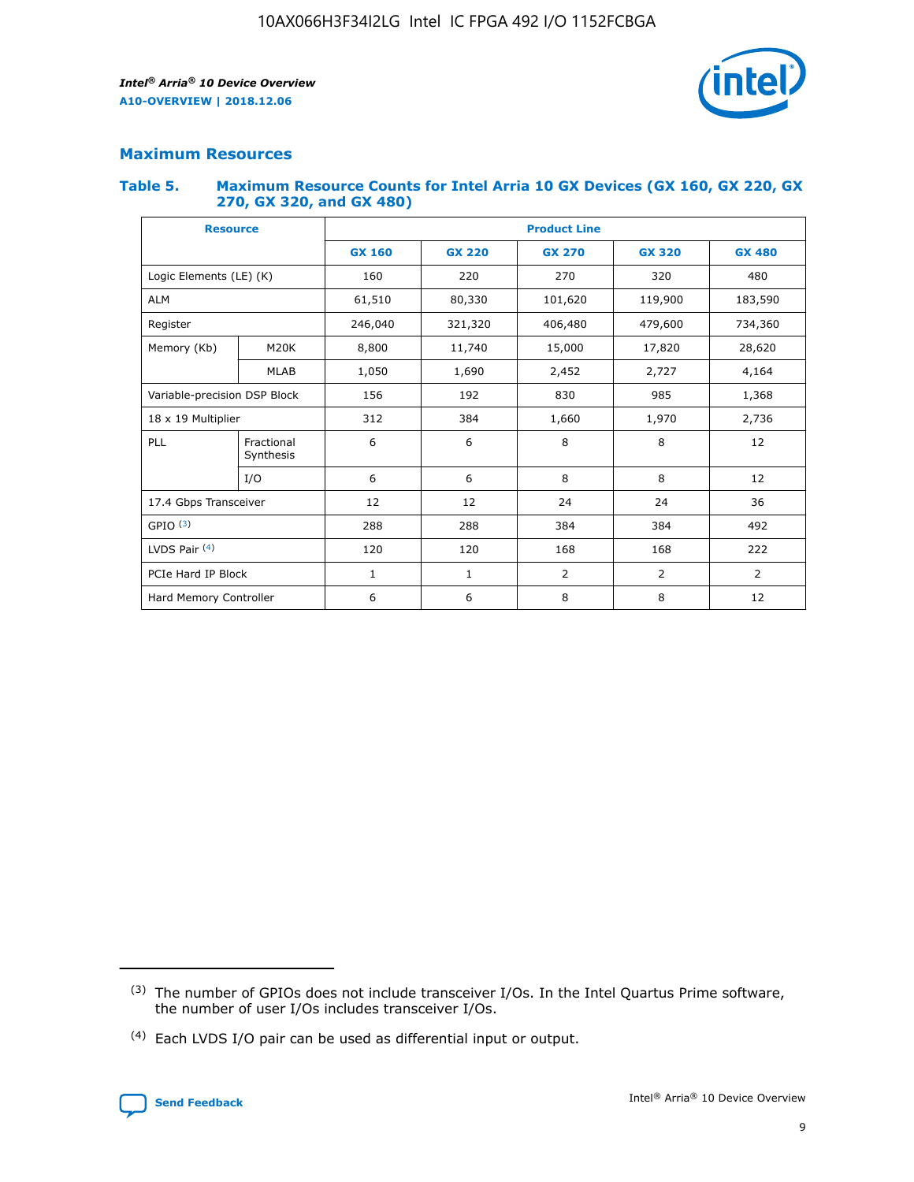## Maximum Resources

### Table 5. Maximum Resource Counts for Intel Arria 10 GX Devices (GX 160, GX 220, GX 270, GX 320, and GX 480)

| Resource | | Product Line | | | | |
|---|---|---|---|---|---|---|
| | | GX 160 | GX 220 | GX 270 | GX 320 | GX 480 |
| Logic Elements (LE) (K) | | 160 | 220 | 270 | 320 | 480 |
| ALM | | 61,510 | 80,330 | 101,620 | 119,900 | 183,590 |
| Register | | 246,040 | 321,320 | 406,480 | 479,600 | 734,360 |
| Memory (Kb) | M20K | 8,800 | 11,740 | 15,000 | 17,820 | 28,620 |
| | MLAB | 1,050 | 1,690 | 2,452 | 2,727 | 4,164 |
| Variable-precision DSP Block | | 156 | 192 | 830 | 985 | 1,368 |
| 18 x 19 Multiplier | | 312 | 384 | 1,660 | 1,970 | 2,736 |
| PLL | Fractional Synthesis | 6 | 6 | 8 | 8 | 12 |
| | I/O | 6 | 6 | 8 | 8 | 12 |
| 17.4 Gbps Transceiver | | 12 | 12 | 24 | 24 | 36 |
| GPIO [(3)] | | 288 | 288 | 384 | 384 | 492 |
| LVDS Pair [(4)] | | 120 | 120 | 168 | 168 | 222 |
| PCIe Hard IP Block | | 1 | 1 | 2 | 2 | 2 |
| Hard Memory Controller | | 6 | 6 | 8 | 8 | 12 |

(3) The number of GPIOs does not include transceiver I/Os. In the Intel Quartus Prime software, the number of user I/Os includes transceiver I/Os.

(4) Each LVDS I/O pair can be used as differential input or output.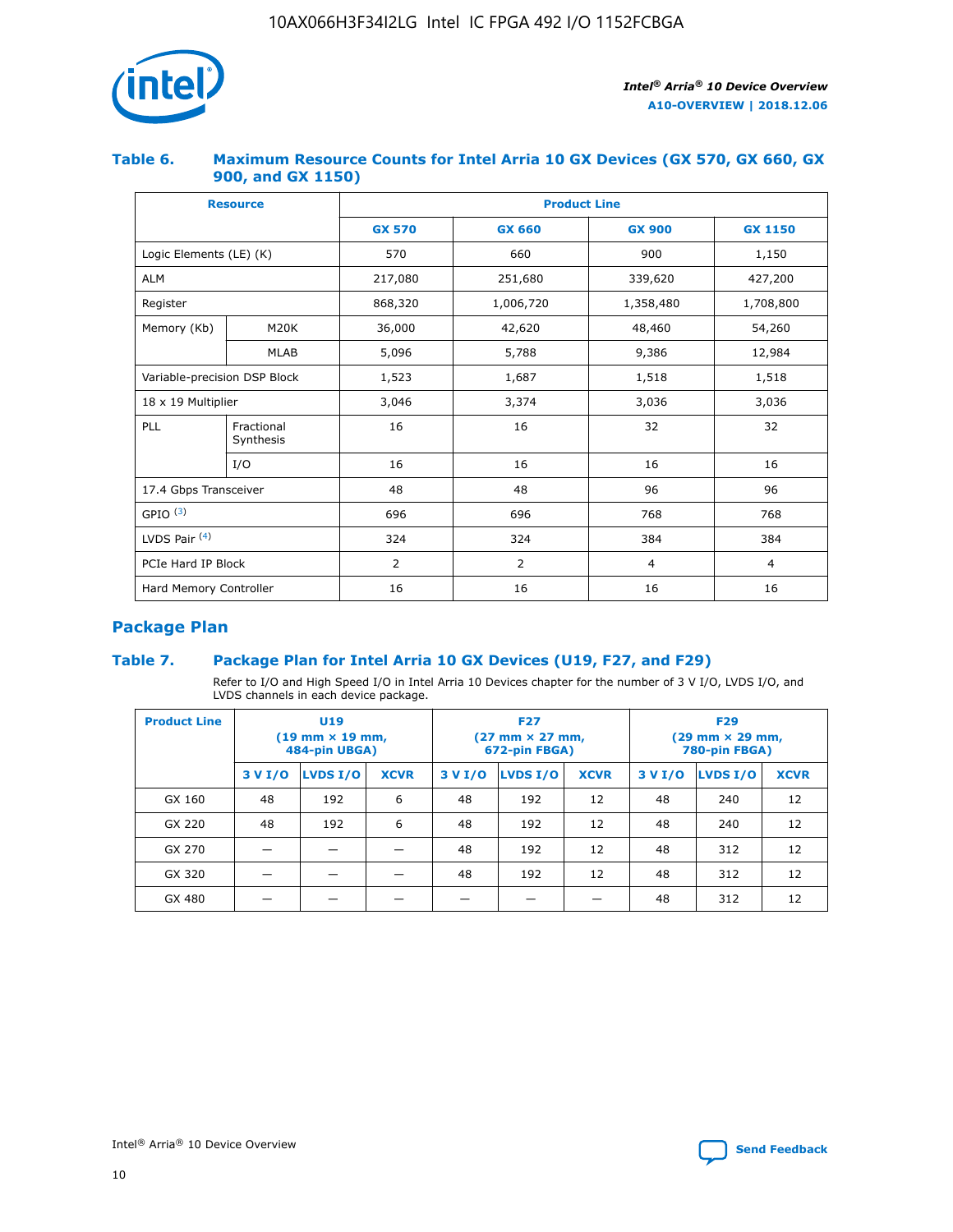### Table 6. Maximum Resource Counts for Intel Arria 10 GX Devices (GX 570, GX 660, GX 900, and GX 1150)

| Resource | | Product Line | | | |
|---|---|---|---|---|---|
| | | GX 570 | GX 660 | GX 900 | GX 1150 |
| Logic Elements (LE) (K) | | 570 | 660 | 900 | 1,150 |
| ALM | | 217,080 | 251,680 | 339,620 | 427,200 |
| Register | | 868,320 | 1,006,720 | 1,358,480 | 1,708,800 |
| Memory (Kb) | M20K | 36,000 | 42,620 | 48,460 | 54,260 |
| | MLAB | 5,096 | 5,788 | 9,386 | 12,984 |
| Variable-precision DSP Block | | 1,523 | 1,687 | 1,518 | 1,518 |
| 18 x 19 Multiplier | | 3,046 | 3,374 | 3,036 | 3,036 |
| PLL | Fractional Synthesis | 16 | 16 | 32 | 32 |
| | I/O | 16 | 16 | 16 | 16 |
| 17.4 Gbps Transceiver | | 48 | 48 | 96 | 96 |
| GPIO [(3)] | | 696 | 696 | 768 | 768 |
| LVDS Pair [(4)] | | 324 | 324 | 384 | 384 |
| PCIe Hard IP Block | | 2 | 2 | 4 | 4 |
| Hard Memory Controller | | 16 | 16 | 16 | 16 |

## Package Plan

### Table 7. Package Plan for Intel Arria 10 GX Devices (U19, F27, and F29)

Refer to I/O and High Speed I/O in Intel Arria 10 Devices chapter for the number of 3 V I/O, LVDS I/O, and LVDS channels in each device package.

| Product Line | U19 (19 mm × 19 mm, 484-pin UBGA) | | | F27 (27 mm × 27 mm, 672-pin FBGA) | | | F29 (29 mm × 29 mm, 780-pin FBGA) | | |
|---|---|---|---|---|---|---|---|---|---|
| | 3 V I/O | LVDS I/O | XCVR | 3 V I/O | LVDS I/O | XCVR | 3 V I/O | LVDS I/O | XCVR |
| GX 160 | 48 | 192 | 6 | 48 | 192 | 12 | 48 | 240 | 12 |
| GX 220 | 48 | 192 | 6 | 48 | 192 | 12 | 48 | 240 | 12 |
| GX 270 | — | — | — | 48 | 192 | 12 | 48 | 312 | 12 |
| GX 320 | — | — | — | 48 | 192 | 12 | 48 | 312 | 12 |
| GX 480 | — | — | — | — | — | — | 48 | 312 | 12 |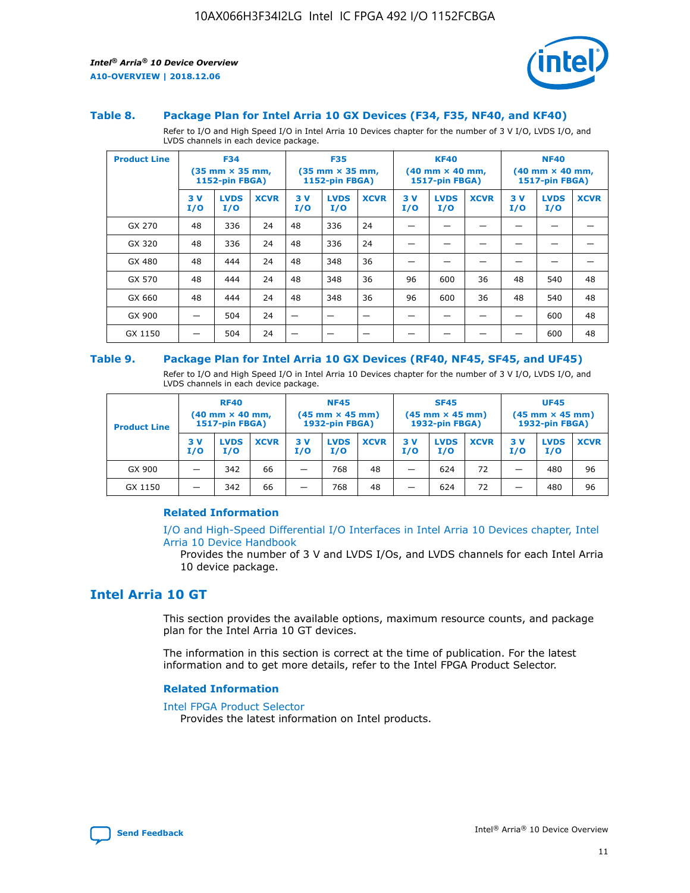### Table 8. Package Plan for Intel Arria 10 GX Devices (F34, F35, NF40, and KF40)

Refer to I/O and High Speed I/O in Intel Arria 10 Devices chapter for the number of 3 V I/O, LVDS I/O, and LVDS channels in each device package.

| Product Line | F34 (35 mm × 35 mm, 1152-pin FBGA) | | | F35 (35 mm × 35 mm, 1152-pin FBGA) | | | KF40 (40 mm × 40 mm, 1517-pin FBGA) | | | NF40 (40 mm × 40 mm, 1517-pin FBGA) | | |
|---|---|---|---|---|---|---|---|---|---|---|---|---|
| | 3 V I/O | LVDS I/O | XCVR | 3 V I/O | LVDS I/O | XCVR | 3 V I/O | LVDS I/O | XCVR | 3 V I/O | LVDS I/O | XCVR |
| GX 270 | 48 | 336 | 24 | 48 | 336 | 24 | — | — | — | — | — | — |
| GX 320 | 48 | 336 | 24 | 48 | 336 | 24 | — | — | — | — | — | — |
| GX 480 | 48 | 444 | 24 | 48 | 348 | 36 | — | — | — | — | — | — |
| GX 570 | 48 | 444 | 24 | 48 | 348 | 36 | 96 | 600 | 36 | 48 | 540 | 48 |
| GX 660 | 48 | 444 | 24 | 48 | 348 | 36 | 96 | 600 | 36 | 48 | 540 | 48 |
| GX 900 | — | 504 | 24 | — | — | — | — | — | — | — | 600 | 48 |
| GX 1150 | — | 504 | 24 | — | — | — | — | — | — | — | 600 | 48 |

### Table 9. Package Plan for Intel Arria 10 GX Devices (RF40, NF45, SF45, and UF45)

Refer to I/O and High Speed I/O in Intel Arria 10 Devices chapter for the number of 3 V I/O, LVDS I/O, and LVDS channels in each device package.

| Product Line | RF40 (40 mm × 40 mm, 1517-pin FBGA) | | | NF45 (45 mm × 45 mm) 1932-pin FBGA) | | | SF45 (45 mm × 45 mm) 1932-pin FBGA) | | | UF45 (45 mm × 45 mm) 1932-pin FBGA) | | |
|---|---|---|---|---|---|---|---|---|---|---|---|---|
| | 3 V I/O | LVDS I/O | XCVR | 3 V I/O | LVDS I/O | XCVR | 3 V I/O | LVDS I/O | XCVR | 3 V I/O | LVDS I/O | XCVR |
| GX 900 | — | 342 | 66 | — | 768 | 48 | — | 624 | 72 | — | 480 | 96 |
| GX 1150 | — | 342 | 66 | — | 768 | 48 | — | 624 | 72 | — | 480 | 96 |

#### Related Information

I/O and High-Speed Differential I/O Interfaces in Intel Arria 10 Devices chapter, Intel Arria 10 Device Handbook

Provides the number of 3 V and LVDS I/Os, and LVDS channels for each Intel Arria 10 device package.

## Intel Arria 10 GT

This section provides the available options, maximum resource counts, and package plan for the Intel Arria 10 GT devices.

The information in this section is correct at the time of publication. For the latest information and to get more details, refer to the Intel FPGA Product Selector.

#### Related Information

Intel FPGA Product Selector

Provides the latest information on Intel products.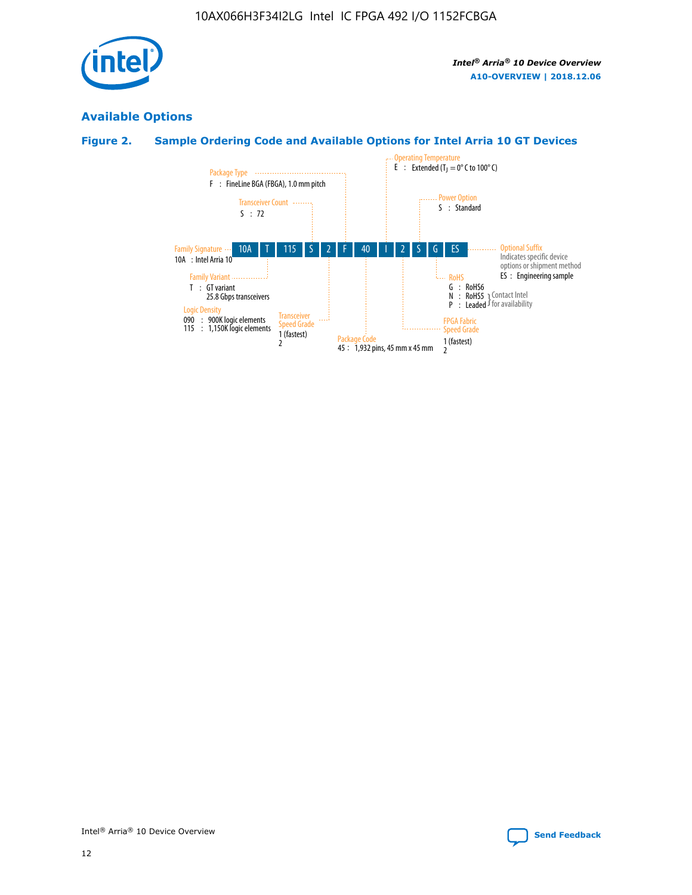## Available Options

### Figure 2. Sample Ordering Code and Available Options for Intel Arria 10 GT Devices

| 10A | T | 115 | S | 2 | F | 40 | I | 2 | S | G | ES |
|---|---|---|---|---|---|---|---|---|---|---|---|

**Family Signature**
10A : Intel Arria 10

**Family Variant**
T : GT variant
25.8 Gbps transceivers

**Logic Density**
090 : 900K logic elements
115 : 1,150K logic elements

**Transceiver Count**
S : 72

**Transceiver Speed Grade**
1 (fastest)
2

**Package Type**
F : FineLine BGA (FBGA), 1.0 mm pitch

**Package Code**
45 : 1,932 pins, 45 mm x 45 mm

**Operating Temperature**
E : Extended ($T_J$ = 0° C to 100° C)

**FPGA Fabric Speed Grade**
1 (fastest)
2

**Power Option**
S : Standard

**RoHS**
G : RoHS6
N : RoHS5 (Contact Intel for availability)
P : Leaded (Contact Intel for availability)

**Optional Suffix**
Indicates specific device options or shipment method
ES : Engineering sample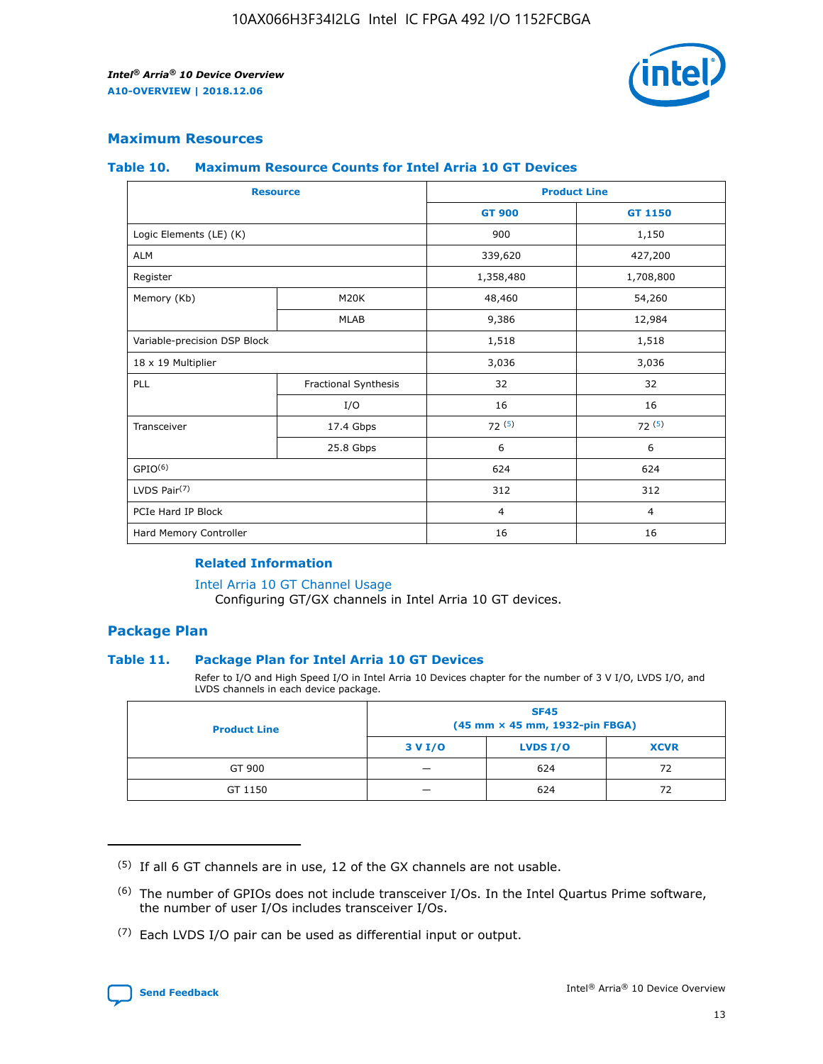## Maximum Resources

### Table 10. Maximum Resource Counts for Intel Arria 10 GT Devices

| Resource | | Product Line | |
|---|---|---|---|
| | | GT 900 | GT 1150 |
| Logic Elements (LE) (K) | | 900 | 1,150 |
| ALM | | 339,620 | 427,200 |
| Register | | 1,358,480 | 1,708,800 |
| Memory (Kb) | M20K | 48,460 | 54,260 |
| | MLAB | 9,386 | 12,984 |
| Variable-precision DSP Block | | 1,518 | 1,518 |
| 18 x 19 Multiplier | | 3,036 | 3,036 |
| PLL | Fractional Synthesis | 32 | 32 |
| | I/O | 16 | 16 |
| Transceiver | 17.4 Gbps | 72 (5) | 72 (5) |
| | 25.8 Gbps | 6 | 6 |
| GPIO(6) | | 624 | 624 |
| LVDS Pair(7) | | 312 | 312 |
| PCIe Hard IP Block | | 4 | 4 |
| Hard Memory Controller | | 16 | 16 |

**Related Information**

Intel Arria 10 GT Channel Usage
Configuring GT/GX channels in Intel Arria 10 GT devices.

## Package Plan

### Table 11. Package Plan for Intel Arria 10 GT Devices

Refer to I/O and High Speed I/O in Intel Arria 10 Devices chapter for the number of 3 V I/O, LVDS I/O, and LVDS channels in each device package.

| Product Line | SF45 (45 mm × 45 mm, 1932-pin FBGA) | | |
|---|---|---|---|
| | 3 V I/O | LVDS I/O | XCVR |
| GT 900 | — | 624 | 72 |
| GT 1150 | — | 624 | 72 |

(5) If all 6 GT channels are in use, 12 of the GX channels are not usable.

(6) The number of GPIOs does not include transceiver I/Os. In the Intel Quartus Prime software, the number of user I/Os includes transceiver I/Os.

(7) Each LVDS I/O pair can be used as differential input or output.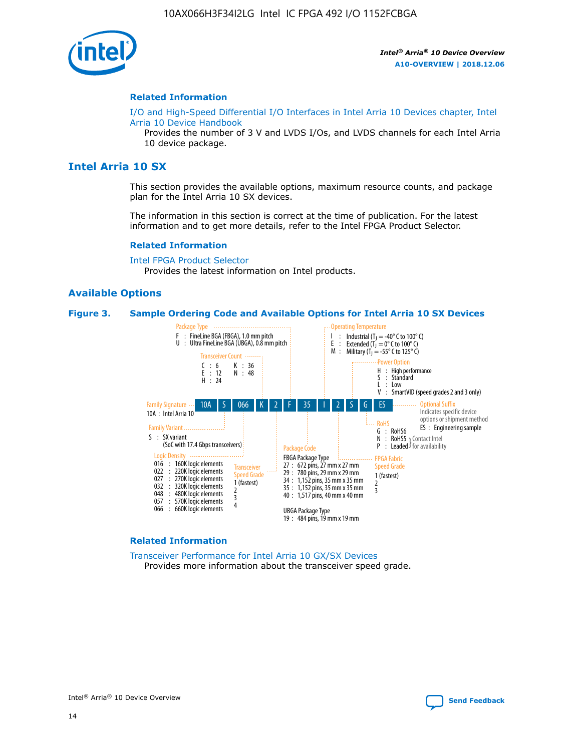**Related Information**

I/O and High-Speed Differential I/O Interfaces in Intel Arria 10 Devices chapter, Intel Arria 10 Device Handbook

Provides the number of 3 V and LVDS I/Os, and LVDS channels for each Intel Arria 10 device package.

## Intel Arria 10 SX

This section provides the available options, maximum resource counts, and package plan for the Intel Arria 10 SX devices.

The information in this section is correct at the time of publication. For the latest information and to get more details, refer to the Intel FPGA Product Selector.

**Related Information**

Intel FPGA Product Selector

Provides the latest information on Intel products.

### Available Options

**Figure 3. Sample Ordering Code and Available Options for Intel Arria 10 SX Devices**

Sample ordering code: 10A S 066 K 2 F 35 I 2 S G ES

- **Family Signature**
  - 10A : Intel Arria 10
- **Family Variant**
  - S : SX variant (SoC with 17.4 Gbps transceivers)
- **Logic Density**
  - 016 : 160K logic elements
  - 022 : 220K logic elements
  - 027 : 270K logic elements
  - 032 : 320K logic elements
  - 048 : 480K logic elements
  - 057 : 570K logic elements
  - 066 : 660K logic elements
- **Transceiver Count**
  - C : 6
  - E : 12
  - H : 24
  - K : 36
  - N : 48
- **Transceiver Speed Grade**
  - 1 (fastest)
  - 2
  - 3
  - 4
- **Package Type**
  - F : FineLine BGA (FBGA), 1.0 mm pitch
  - U : Ultra FineLine BGA (UBGA), 0.8 mm pitch
- **Package Code**
  - FBGA Package Type
    - 27 : 672 pins, 27 mm x 27 mm
    - 29 : 780 pins, 29 mm x 29 mm
    - 34 : 1,152 pins, 35 mm x 35 mm
    - 35 : 1,152 pins, 35 mm x 35 mm
    - 40 : 1,517 pins, 40 mm x 40 mm
  - UBGA Package Type
    - 19 : 484 pins, 19 mm x 19 mm
- **Operating Temperature**
  - I : Industrial ($T_J$ = -40° C to 100° C)
  - E : Extended ($T_J$ = 0° C to 100° C)
  - M : Military ($T_J$ = -55° C to 125° C)
- **FPGA Fabric Speed Grade**
  - 1 (fastest)
  - 2
  - 3
- **Power Option**
  - H : High performance
  - S : Standard
  - L : Low
  - V : SmartVID (speed grades 2 and 3 only)
- **RoHS**
  - G : RoHS6
  - N : RoHS5 (Contact Intel for availability)
  - P : Leaded (Contact Intel for availability)
- **Optional Suffix**
  - Indicates specific device options or shipment method
  - ES : Engineering sample

**Related Information**

Transceiver Performance for Intel Arria 10 GX/SX Devices

Provides more information about the transceiver speed grade.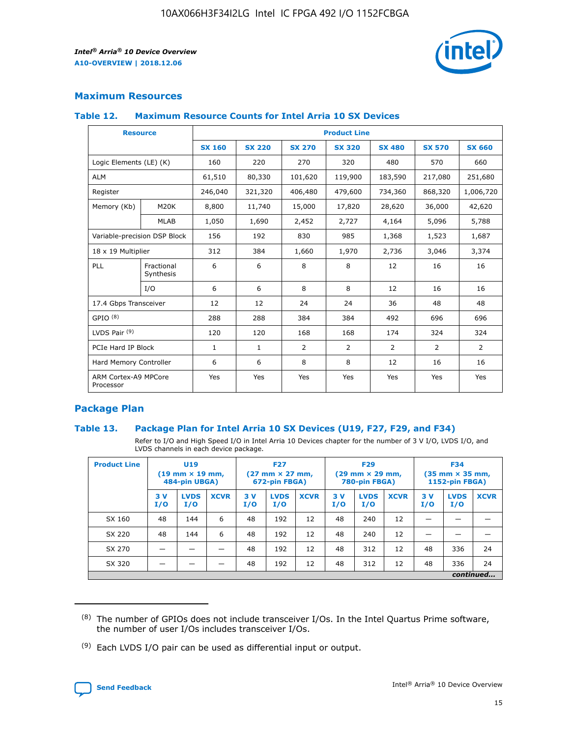## Maximum Resources

### Table 12. Maximum Resource Counts for Intel Arria 10 SX Devices

| Resource | | Product Line | | | | | | |
|---|---|---|---|---|---|---|---|---|
| | | SX 160 | SX 220 | SX 270 | SX 320 | SX 480 | SX 570 | SX 660 |
| Logic Elements (LE) (K) | | 160 | 220 | 270 | 320 | 480 | 570 | 660 |
| ALM | | 61,510 | 80,330 | 101,620 | 119,900 | 183,590 | 217,080 | 251,680 |
| Register | | 246,040 | 321,320 | 406,480 | 479,600 | 734,360 | 868,320 | 1,006,720 |
| Memory (Kb) | M20K | 8,800 | 11,740 | 15,000 | 17,820 | 28,620 | 36,000 | 42,620 |
| | MLAB | 1,050 | 1,690 | 2,452 | 2,727 | 4,164 | 5,096 | 5,788 |
| Variable-precision DSP Block | | 156 | 192 | 830 | 985 | 1,368 | 1,523 | 1,687 |
| 18 x 19 Multiplier | | 312 | 384 | 1,660 | 1,970 | 2,736 | 3,046 | 3,374 |
| PLL | Fractional Synthesis | 6 | 6 | 8 | 8 | 12 | 16 | 16 |
| | I/O | 6 | 6 | 8 | 8 | 12 | 16 | 16 |
| 17.4 Gbps Transceiver | | 12 | 12 | 24 | 24 | 36 | 48 | 48 |
| GPIO [(8)] | | 288 | 288 | 384 | 384 | 492 | 696 | 696 |
| LVDS Pair [(9)] | | 120 | 120 | 168 | 168 | 174 | 324 | 324 |
| PCIe Hard IP Block | | 1 | 1 | 2 | 2 | 2 | 2 | 2 |
| Hard Memory Controller | | 6 | 6 | 8 | 8 | 12 | 16 | 16 |
| ARM Cortex-A9 MPCore Processor | | Yes | Yes | Yes | Yes | Yes | Yes | Yes |

## Package Plan

### Table 13. Package Plan for Intel Arria 10 SX Devices (U19, F27, F29, and F34)

Refer to I/O and High Speed I/O in Intel Arria 10 Devices chapter for the number of 3 V I/O, LVDS I/O, and LVDS channels in each device package.

| Product Line | U19 (19 mm × 19 mm, 484-pin UBGA) | | | F27 (27 mm × 27 mm, 672-pin FBGA) | | | F29 (29 mm × 29 mm, 780-pin FBGA) | | | F34 (35 mm × 35 mm, 1152-pin FBGA) | | |
|---|---|---|---|---|---|---|---|---|---|---|---|---|
| | 3 V I/O | LVDS I/O | XCVR | 3 V I/O | LVDS I/O | XCVR | 3 V I/O | LVDS I/O | XCVR | 3 V I/O | LVDS I/O | XCVR |
| SX 160 | 48 | 144 | 6 | 48 | 192 | 12 | 48 | 240 | 12 | — | — | — |
| SX 220 | 48 | 144 | 6 | 48 | 192 | 12 | 48 | 240 | 12 | — | — | — |
| SX 270 | — | — | — | 48 | 192 | 12 | 48 | 312 | 12 | 48 | 336 | 24 |
| SX 320 | — | — | — | 48 | 192 | 12 | 48 | 312 | 12 | 48 | 336 | 24 |

*continued...*

(8) The number of GPIOs does not include transceiver I/Os. In the Intel Quartus Prime software, the number of user I/Os includes transceiver I/Os.

(9) Each LVDS I/O pair can be used as differential input or output.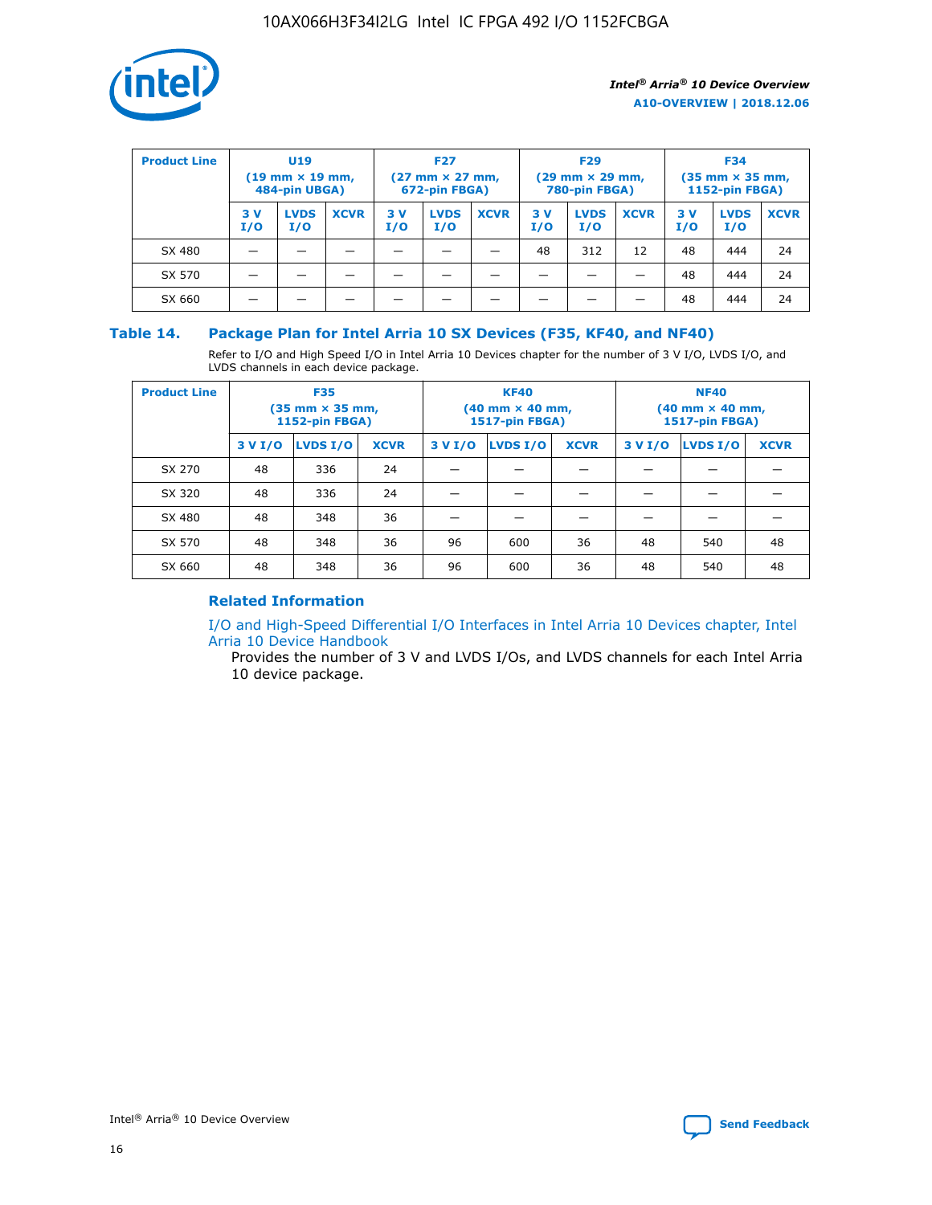| Product Line | U19 (19 mm × 19 mm, 484-pin UBGA) | | | F27 (27 mm × 27 mm, 672-pin FBGA) | | | F29 (29 mm × 29 mm, 780-pin FBGA) | | | F34 (35 mm × 35 mm, 1152-pin FBGA) | | |
|---|---|---|---|---|---|---|---|---|---|---|---|---|
| | 3 V I/O | LVDS I/O | XCVR | 3 V I/O | LVDS I/O | XCVR | 3 V I/O | LVDS I/O | XCVR | 3 V I/O | LVDS I/O | XCVR |
| SX 480 | — | — | — | — | — | — | 48 | 312 | 12 | 48 | 444 | 24 |
| SX 570 | — | — | — | — | — | — | — | — | — | 48 | 444 | 24 |
| SX 660 | — | — | — | — | — | — | — | — | — | 48 | 444 | 24 |

## Table 14. Package Plan for Intel Arria 10 SX Devices (F35, KF40, and NF40)

Refer to I/O and High Speed I/O in Intel Arria 10 Devices chapter for the number of 3 V I/O, LVDS I/O, and LVDS channels in each device package.

| Product Line | F35 (35 mm × 35 mm, 1152-pin FBGA) | | | KF40 (40 mm × 40 mm, 1517-pin FBGA) | | | NF40 (40 mm × 40 mm, 1517-pin FBGA) | | |
|---|---|---|---|---|---|---|---|---|---|
| | 3 V I/O | LVDS I/O | XCVR | 3 V I/O | LVDS I/O | XCVR | 3 V I/O | LVDS I/O | XCVR |
| SX 270 | 48 | 336 | 24 | — | — | — | — | — | — |
| SX 320 | 48 | 336 | 24 | — | — | — | — | — | — |
| SX 480 | 48 | 348 | 36 | — | — | — | — | — | — |
| SX 570 | 48 | 348 | 36 | 96 | 600 | 36 | 48 | 540 | 48 |
| SX 660 | 48 | 348 | 36 | 96 | 600 | 36 | 48 | 540 | 48 |

### Related Information

I/O and High-Speed Differential I/O Interfaces in Intel Arria 10 Devices chapter, Intel Arria 10 Device Handbook

Provides the number of 3 V and LVDS I/Os, and LVDS channels for each Intel Arria 10 device package.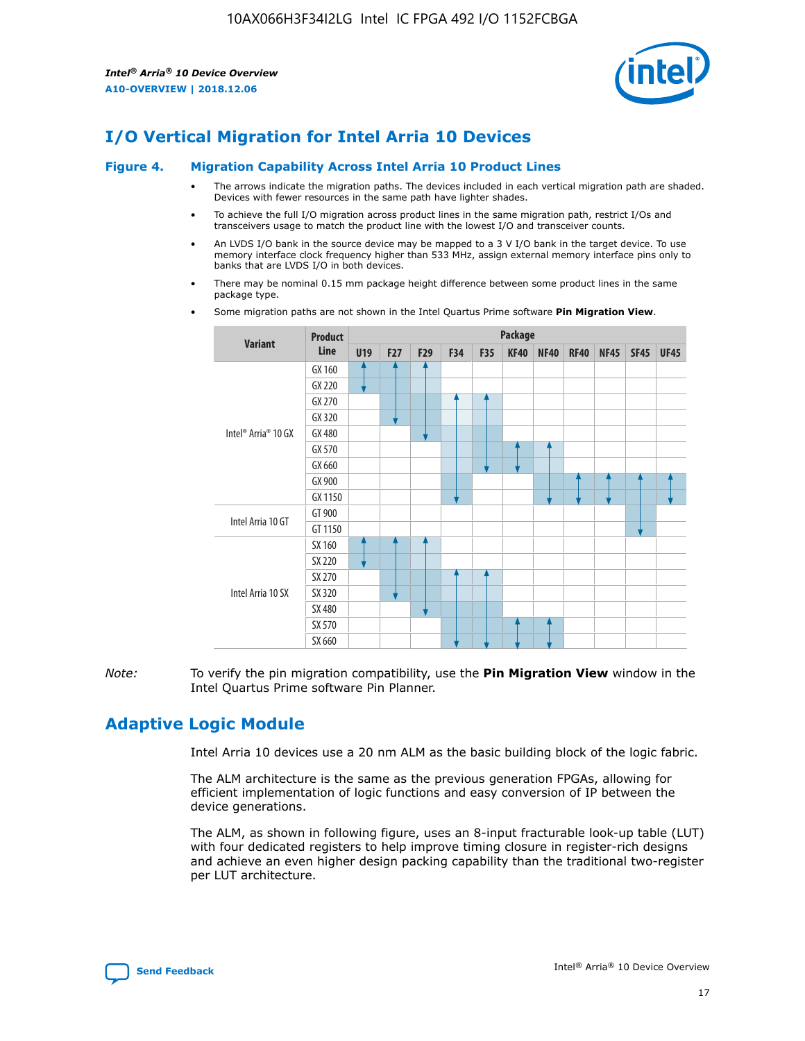# I/O Vertical Migration for Intel Arria 10 Devices

**Figure 4. Migration Capability Across Intel Arria 10 Product Lines**

- The arrows indicate the migration paths. The devices included in each vertical migration path are shaded. Devices with fewer resources in the same path have lighter shades.
- To achieve the full I/O migration across product lines in the same migration path, restrict I/Os and transceivers usage to match the product line with the lowest I/O and transceiver counts.
- An LVDS I/O bank in the source device may be mapped to a 3 V I/O bank in the target device. To use memory interface clock frequency higher than 533 MHz, assign external memory interface pins only to banks that are LVDS I/O in both devices.
- There may be nominal 0.15 mm package height difference between some product lines in the same package type.
- Some migration paths are not shown in the Intel Quartus Prime software **Pin Migration View**.

| Variant | Product Line | Package | | | | | | | | | | |
|---|---|---|---|---|---|---|---|---|---|---|---|---|
| | | U19 | F27 | F29 | F34 | F35 | KF40 | NF40 | RF40 | NF45 | SF45 | UF45 |
| Intel® Arria® 10 GX | GX 160 | | | | | | | | | | | |
| | GX 220 | | | | | | | | | | | |
| | GX 270 | | | | | | | | | | | |
| | GX 320 | | | | | | | | | | | |
| | GX 480 | | | | | | | | | | | |
| | GX 570 | | | | | | | | | | | |
| | GX 660 | | | | | | | | | | | |
| | GX 900 | | | | | | | | | | | |
| | GX 1150 | | | | | | | | | | | |
| Intel Arria 10 GT | GT 900 | | | | | | | | | | | |
| | GT 1150 | | | | | | | | | | | |
| Intel Arria 10 SX | SX 160 | | | | | | | | | | | |
| | SX 220 | | | | | | | | | | | |
| | SX 270 | | | | | | | | | | | |
| | SX 320 | | | | | | | | | | | |
| | SX 480 | | | | | | | | | | | |
| | SX 570 | | | | | | | | | | | |
| | SX 660 | | | | | | | | | | | |

*Note:* To verify the pin migration compatibility, use the **Pin Migration View** window in the Intel Quartus Prime software Pin Planner.

# Adaptive Logic Module

Intel Arria 10 devices use a 20 nm ALM as the basic building block of the logic fabric.

The ALM architecture is the same as the previous generation FPGAs, allowing for efficient implementation of logic functions and easy conversion of IP between the device generations.

The ALM, as shown in following figure, uses an 8-input fracturable look-up table (LUT) with four dedicated registers to help improve timing closure in register-rich designs and achieve an even higher design packing capability than the traditional two-register per LUT architecture.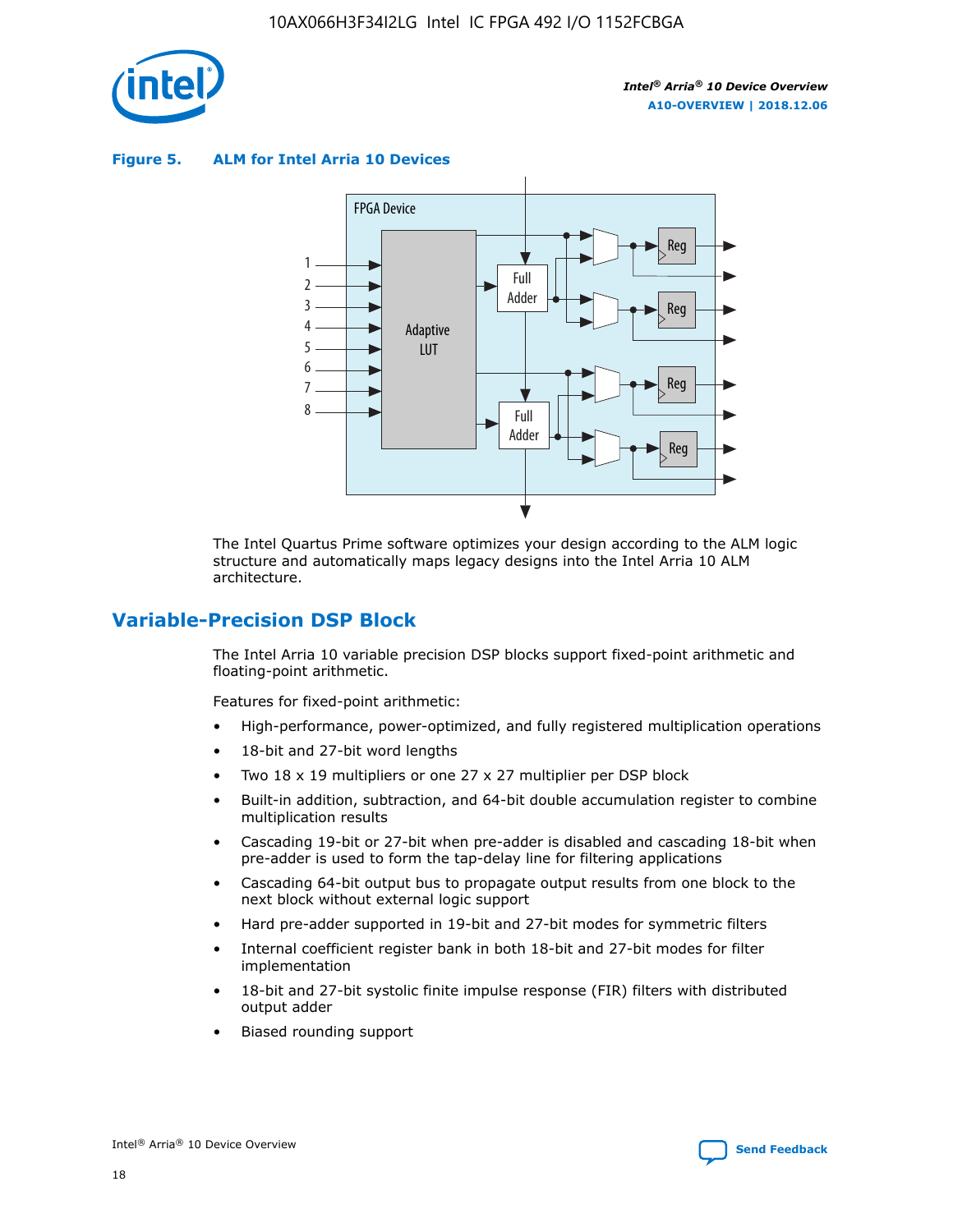**Figure 5. ALM for Intel Arria 10 Devices**

The Intel Quartus Prime software optimizes your design according to the ALM logic structure and automatically maps legacy designs into the Intel Arria 10 ALM architecture.

## Variable-Precision DSP Block

The Intel Arria 10 variable precision DSP blocks support fixed-point arithmetic and floating-point arithmetic.

Features for fixed-point arithmetic:

- High-performance, power-optimized, and fully registered multiplication operations
- 18-bit and 27-bit word lengths
- Two 18 x 19 multipliers or one 27 x 27 multiplier per DSP block
- Built-in addition, subtraction, and 64-bit double accumulation register to combine multiplication results
- Cascading 19-bit or 27-bit when pre-adder is disabled and cascading 18-bit when pre-adder is used to form the tap-delay line for filtering applications
- Cascading 64-bit output bus to propagate output results from one block to the next block without external logic support
- Hard pre-adder supported in 19-bit and 27-bit modes for symmetric filters
- Internal coefficient register bank in both 18-bit and 27-bit modes for filter implementation
- 18-bit and 27-bit systolic finite impulse response (FIR) filters with distributed output adder
- Biased rounding support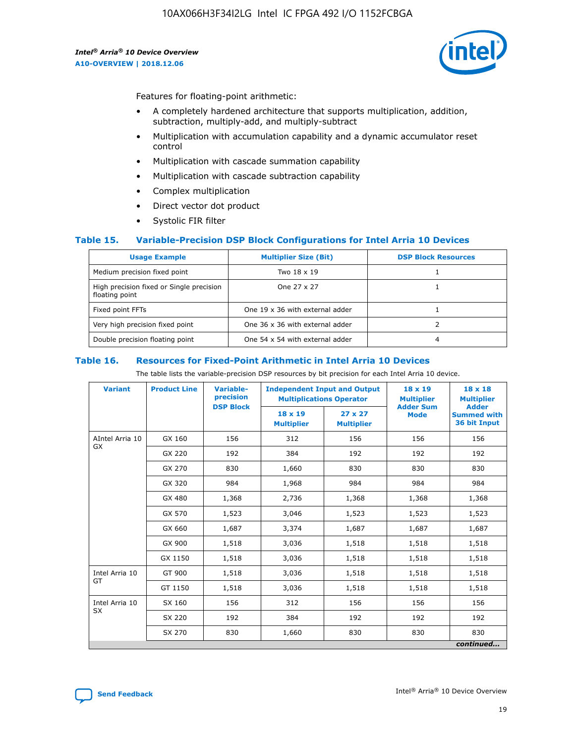Features for floating-point arithmetic:

- A completely hardened architecture that supports multiplication, addition, subtraction, multiply-add, and multiply-subtract
- Multiplication with accumulation capability and a dynamic accumulator reset control
- Multiplication with cascade summation capability
- Multiplication with cascade subtraction capability
- Complex multiplication
- Direct vector dot product
- Systolic FIR filter

## Table 15. Variable-Precision DSP Block Configurations for Intel Arria 10 Devices

| Usage Example | Multiplier Size (Bit) | DSP Block Resources |
|---|---|---|
| Medium precision fixed point | Two 18 x 19 | 1 |
| High precision fixed or Single precision floating point | One 27 x 27 | 1 |
| Fixed point FFTs | One 19 x 36 with external adder | 1 |
| Very high precision fixed point | One 36 x 36 with external adder | 2 |
| Double precision floating point | One 54 x 54 with external adder | 4 |

## Table 16. Resources for Fixed-Point Arithmetic in Intel Arria 10 Devices

The table lists the variable-precision DSP resources by bit precision for each Intel Arria 10 device.

| Variant | Product Line | Variable-precision DSP Block | Independent Input and Output Multiplications Operator | | 18 x 19 Multiplier Adder Sum Mode | 18 x 18 Multiplier Adder Summed with 36 bit Input |
|---|---|---|---|---|---|---|
| | | | 18 x 19 Multiplier | 27 x 27 Multiplier | | |
| AIntel Arria 10 GX | GX 160 | 156 | 312 | 156 | 156 | 156 |
| | GX 220 | 192 | 384 | 192 | 192 | 192 |
| | GX 270 | 830 | 1,660 | 830 | 830 | 830 |
| | GX 320 | 984 | 1,968 | 984 | 984 | 984 |
| | GX 480 | 1,368 | 2,736 | 1,368 | 1,368 | 1,368 |
| | GX 570 | 1,523 | 3,046 | 1,523 | 1,523 | 1,523 |
| | GX 660 | 1,687 | 3,374 | 1,687 | 1,687 | 1,687 |
| | GX 900 | 1,518 | 3,036 | 1,518 | 1,518 | 1,518 |
| | GX 1150 | 1,518 | 3,036 | 1,518 | 1,518 | 1,518 |
| Intel Arria 10 GT | GT 900 | 1,518 | 3,036 | 1,518 | 1,518 | 1,518 |
| | GT 1150 | 1,518 | 3,036 | 1,518 | 1,518 | 1,518 |
| Intel Arria 10 SX | SX 160 | 156 | 312 | 156 | 156 | 156 |
| | SX 220 | 192 | 384 | 192 | 192 | 192 |
| | SX 270 | 830 | 1,660 | 830 | 830 | 830 |

*continued...*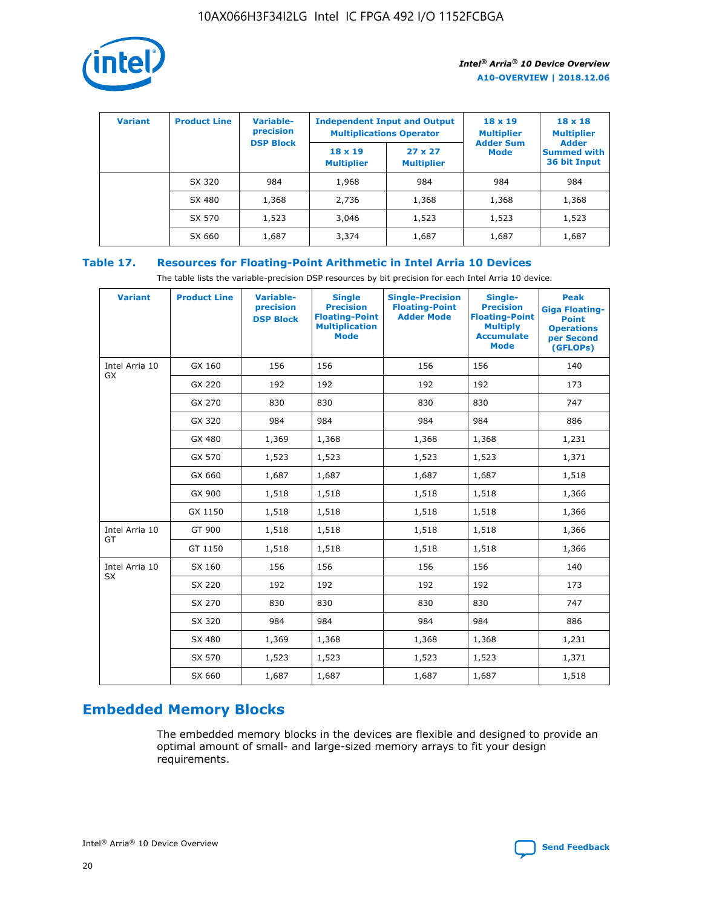| Variant | Product Line | Variable-precision DSP Block | Independent Input and Output Multiplications Operator | | 18 x 19 Multiplier Adder Sum Mode | 18 x 18 Multiplier Adder Summed with 36 bit Input |
|---|---|---|---|---|---|---|
| | | | 18 x 19 Multiplier | 27 x 27 Multiplier | | |
| | SX 320 | 984 | 1,968 | 984 | 984 | 984 |
| | SX 480 | 1,368 | 2,736 | 1,368 | 1,368 | 1,368 |
| | SX 570 | 1,523 | 3,046 | 1,523 | 1,523 | 1,523 |
| | SX 660 | 1,687 | 3,374 | 1,687 | 1,687 | 1,687 |

## Table 17. Resources for Floating-Point Arithmetic in Intel Arria 10 Devices

The table lists the variable-precision DSP resources by bit precision for each Intel Arria 10 device.

| Variant | Product Line | Variable-precision DSP Block | Single Precision Floating-Point Multiplication Mode | Single-Precision Floating-Point Adder Mode | Single-Precision Floating-Point Multiply Accumulate Mode | Peak Giga Floating-Point Operations per Second (GFLOPs) |
|---|---|---|---|---|---|---|
| Intel Arria 10 GX | GX 160 | 156 | 156 | 156 | 156 | 140 |
| | GX 220 | 192 | 192 | 192 | 192 | 173 |
| | GX 270 | 830 | 830 | 830 | 830 | 747 |
| | GX 320 | 984 | 984 | 984 | 984 | 886 |
| | GX 480 | 1,369 | 1,368 | 1,368 | 1,368 | 1,231 |
| | GX 570 | 1,523 | 1,523 | 1,523 | 1,523 | 1,371 |
| | GX 660 | 1,687 | 1,687 | 1,687 | 1,687 | 1,518 |
| | GX 900 | 1,518 | 1,518 | 1,518 | 1,518 | 1,366 |
| | GX 1150 | 1,518 | 1,518 | 1,518 | 1,518 | 1,366 |
| Intel Arria 10 GT | GT 900 | 1,518 | 1,518 | 1,518 | 1,518 | 1,366 |
| | GT 1150 | 1,518 | 1,518 | 1,518 | 1,518 | 1,366 |
| Intel Arria 10 SX | SX 160 | 156 | 156 | 156 | 156 | 140 |
| | SX 220 | 192 | 192 | 192 | 192 | 173 |
| | SX 270 | 830 | 830 | 830 | 830 | 747 |
| | SX 320 | 984 | 984 | 984 | 984 | 886 |
| | SX 480 | 1,369 | 1,368 | 1,368 | 1,368 | 1,231 |
| | SX 570 | 1,523 | 1,523 | 1,523 | 1,523 | 1,371 |
| | SX 660 | 1,687 | 1,687 | 1,687 | 1,687 | 1,518 |

## Embedded Memory Blocks

The embedded memory blocks in the devices are flexible and designed to provide an optimal amount of small- and large-sized memory arrays to fit your design requirements.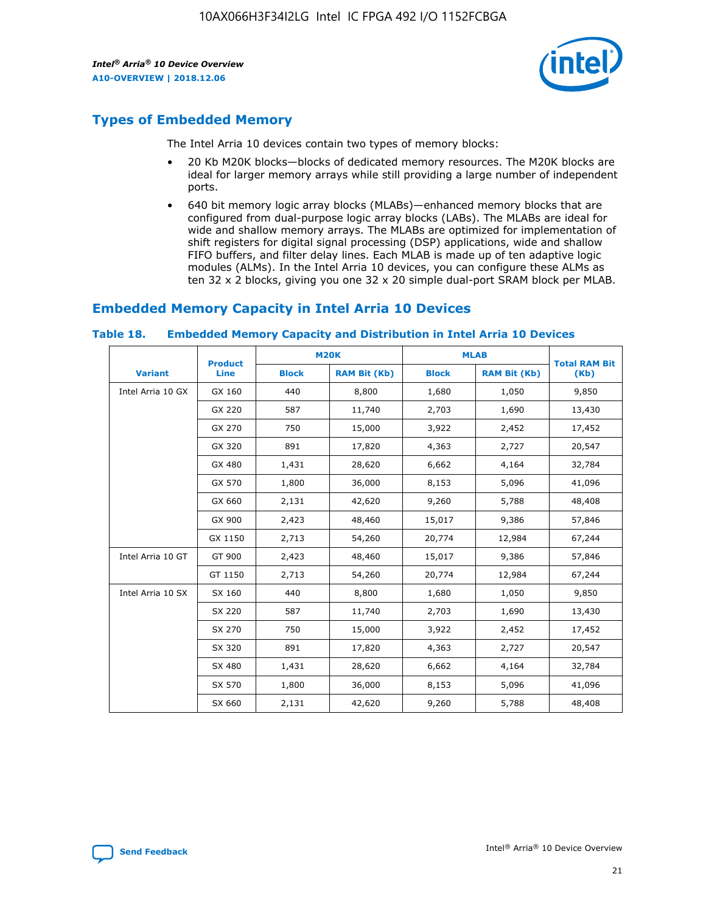## Types of Embedded Memory

The Intel Arria 10 devices contain two types of memory blocks:

- 20 Kb M20K blocks—blocks of dedicated memory resources. The M20K blocks are ideal for larger memory arrays while still providing a large number of independent ports.
- 640 bit memory logic array blocks (MLABs)—enhanced memory blocks that are configured from dual-purpose logic array blocks (LABs). The MLABs are ideal for wide and shallow memory arrays. The MLABs are optimized for implementation of shift registers for digital signal processing (DSP) applications, wide and shallow FIFO buffers, and filter delay lines. Each MLAB is made up of ten adaptive logic modules (ALMs). In the Intel Arria 10 devices, you can configure these ALMs as ten 32 x 2 blocks, giving you one 32 x 20 simple dual-port SRAM block per MLAB.

## Embedded Memory Capacity in Intel Arria 10 Devices

### Table 18. Embedded Memory Capacity and Distribution in Intel Arria 10 Devices

| Variant | Product Line | M20K | | MLAB | | Total RAM Bit (Kb) |
|---|---|---|---|---|---|---|
| | | Block | RAM Bit (Kb) | Block | RAM Bit (Kb) | |
| Intel Arria 10 GX | GX 160 | 440 | 8,800 | 1,680 | 1,050 | 9,850 |
| | GX 220 | 587 | 11,740 | 2,703 | 1,690 | 13,430 |
| | GX 270 | 750 | 15,000 | 3,922 | 2,452 | 17,452 |
| | GX 320 | 891 | 17,820 | 4,363 | 2,727 | 20,547 |
| | GX 480 | 1,431 | 28,620 | 6,662 | 4,164 | 32,784 |
| | GX 570 | 1,800 | 36,000 | 8,153 | 5,096 | 41,096 |
| | GX 660 | 2,131 | 42,620 | 9,260 | 5,788 | 48,408 |
| | GX 900 | 2,423 | 48,460 | 15,017 | 9,386 | 57,846 |
| | GX 1150 | 2,713 | 54,260 | 20,774 | 12,984 | 67,244 |
| Intel Arria 10 GT | GT 900 | 2,423 | 48,460 | 15,017 | 9,386 | 57,846 |
| | GT 1150 | 2,713 | 54,260 | 20,774 | 12,984 | 67,244 |
| Intel Arria 10 SX | SX 160 | 440 | 8,800 | 1,680 | 1,050 | 9,850 |
| | SX 220 | 587 | 11,740 | 2,703 | 1,690 | 13,430 |
| | SX 270 | 750 | 15,000 | 3,922 | 2,452 | 17,452 |
| | SX 320 | 891 | 17,820 | 4,363 | 2,727 | 20,547 |
| | SX 480 | 1,431 | 28,620 | 6,662 | 4,164 | 32,784 |
| | SX 570 | 1,800 | 36,000 | 8,153 | 5,096 | 41,096 |
| | SX 660 | 2,131 | 42,620 | 9,260 | 5,788 | 48,408 |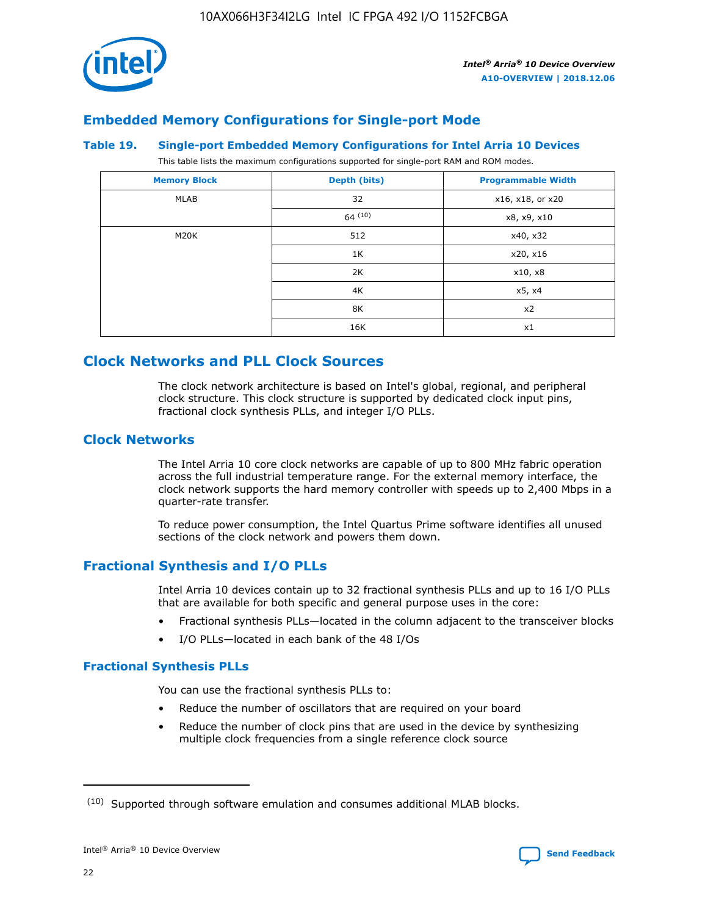## Embedded Memory Configurations for Single-port Mode

**Table 19. Single-port Embedded Memory Configurations for Intel Arria 10 Devices**

This table lists the maximum configurations supported for single-port RAM and ROM modes.

| Memory Block | Depth (bits) | Programmable Width |
|---|---|---|
| MLAB | 32 | x16, x18, or x20 |
| | 64 [10] | x8, x9, x10 |
| M20K | 512 | x40, x32 |
| | 1K | x20, x16 |
| | 2K | x10, x8 |
| | 4K | x5, x4 |
| | 8K | x2 |
| | 16K | x1 |

# Clock Networks and PLL Clock Sources

The clock network architecture is based on Intel's global, regional, and peripheral clock structure. This clock structure is supported by dedicated clock input pins, fractional clock synthesis PLLs, and integer I/O PLLs.

## Clock Networks

The Intel Arria 10 core clock networks are capable of up to 800 MHz fabric operation across the full industrial temperature range. For the external memory interface, the clock network supports the hard memory controller with speeds up to 2,400 Mbps in a quarter-rate transfer.

To reduce power consumption, the Intel Quartus Prime software identifies all unused sections of the clock network and powers them down.

## Fractional Synthesis and I/O PLLs

Intel Arria 10 devices contain up to 32 fractional synthesis PLLs and up to 16 I/O PLLs that are available for both specific and general purpose uses in the core:

- Fractional synthesis PLLs—located in the column adjacent to the transceiver blocks
- I/O PLLs—located in each bank of the 48 I/Os

### Fractional Synthesis PLLs

You can use the fractional synthesis PLLs to:

- Reduce the number of oscillators that are required on your board
- Reduce the number of clock pins that are used in the device by synthesizing multiple clock frequencies from a single reference clock source

(10) Supported through software emulation and consumes additional MLAB blocks.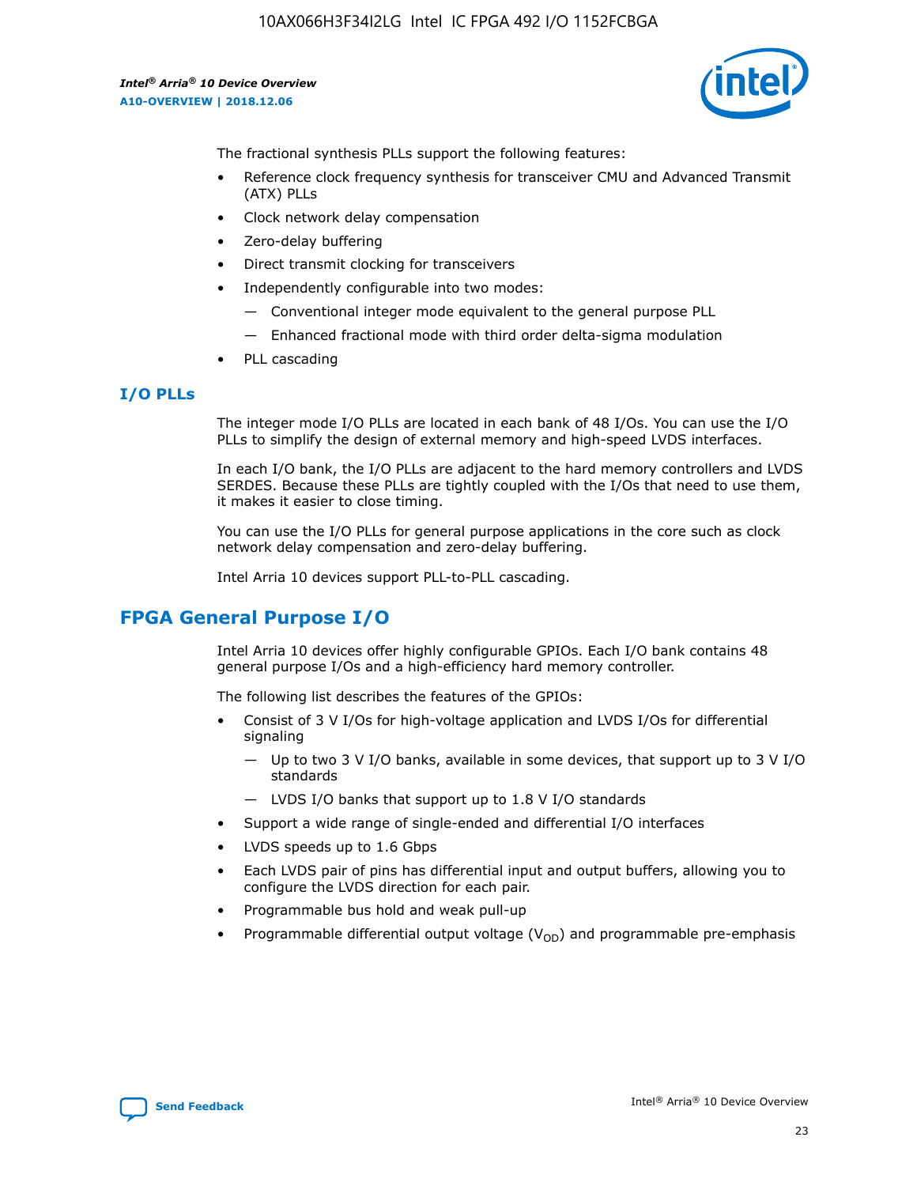The fractional synthesis PLLs support the following features:

- Reference clock frequency synthesis for transceiver CMU and Advanced Transmit (ATX) PLLs
- Clock network delay compensation
- Zero-delay buffering
- Direct transmit clocking for transceivers
- Independently configurable into two modes:
  - Conventional integer mode equivalent to the general purpose PLL
  - Enhanced fractional mode with third order delta-sigma modulation
- PLL cascading

### I/O PLLs

The integer mode I/O PLLs are located in each bank of 48 I/Os. You can use the I/O PLLs to simplify the design of external memory and high-speed LVDS interfaces.

In each I/O bank, the I/O PLLs are adjacent to the hard memory controllers and LVDS SERDES. Because these PLLs are tightly coupled with the I/Os that need to use them, it makes it easier to close timing.

You can use the I/O PLLs for general purpose applications in the core such as clock network delay compensation and zero-delay buffering.

Intel Arria 10 devices support PLL-to-PLL cascading.

## FPGA General Purpose I/O

Intel Arria 10 devices offer highly configurable GPIOs. Each I/O bank contains 48 general purpose I/Os and a high-efficiency hard memory controller.

The following list describes the features of the GPIOs:

- Consist of 3 V I/Os for high-voltage application and LVDS I/Os for differential signaling
  - Up to two 3 V I/O banks, available in some devices, that support up to 3 V I/O standards
  - LVDS I/O banks that support up to 1.8 V I/O standards
- Support a wide range of single-ended and differential I/O interfaces
- LVDS speeds up to 1.6 Gbps
- Each LVDS pair of pins has differential input and output buffers, allowing you to configure the LVDS direction for each pair.
- Programmable bus hold and weak pull-up
- Programmable differential output voltage ($V_{OD}$) and programmable pre-emphasis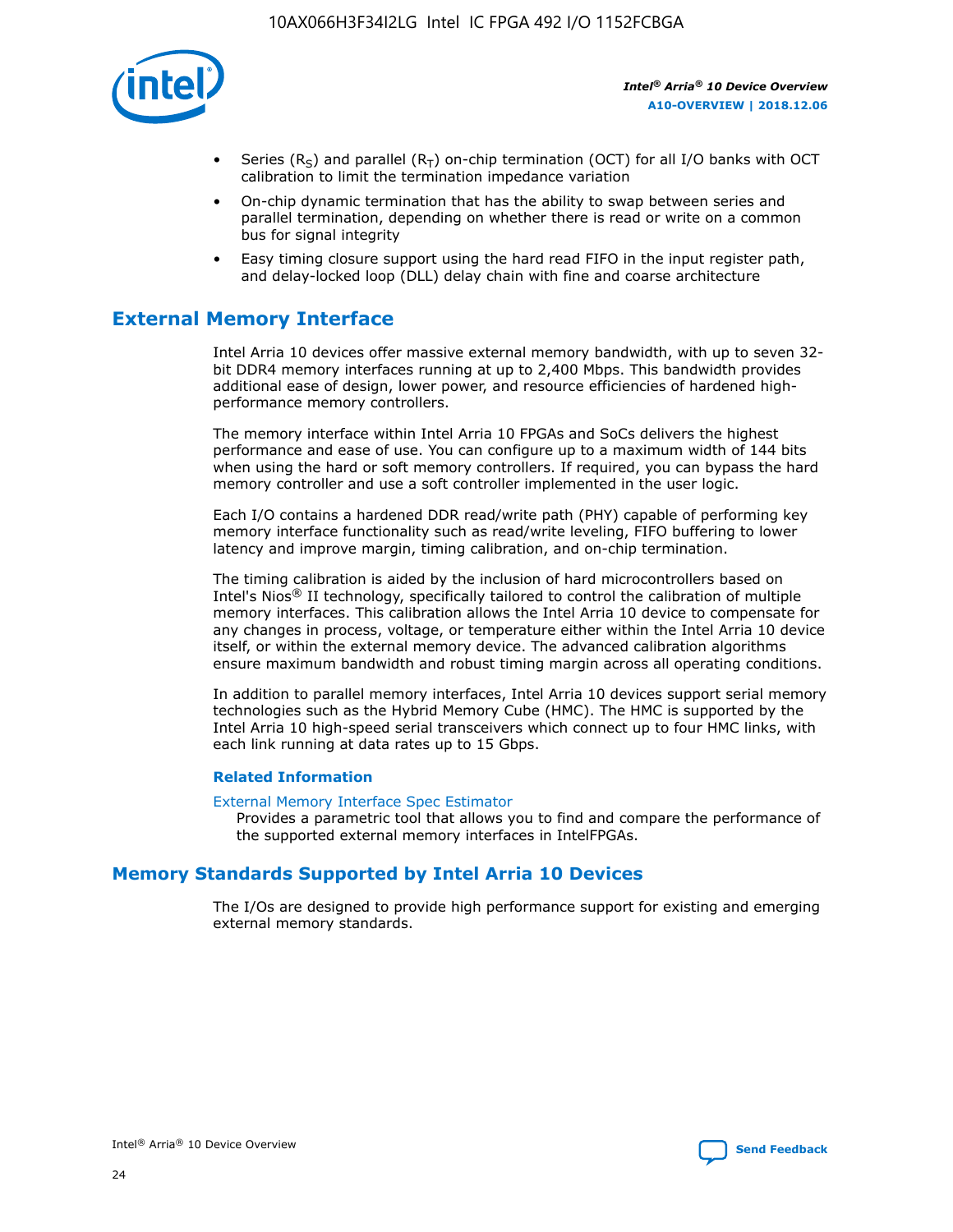- Series ($R_S$) and parallel ($R_T$) on-chip termination (OCT) for all I/O banks with OCT calibration to limit the termination impedance variation
- On-chip dynamic termination that has the ability to swap between series and parallel termination, depending on whether there is read or write on a common bus for signal integrity
- Easy timing closure support using the hard read FIFO in the input register path, and delay-locked loop (DLL) delay chain with fine and coarse architecture

## External Memory Interface

Intel Arria 10 devices offer massive external memory bandwidth, with up to seven 32-bit DDR4 memory interfaces running at up to 2,400 Mbps. This bandwidth provides additional ease of design, lower power, and resource efficiencies of hardened high-performance memory controllers.

The memory interface within Intel Arria 10 FPGAs and SoCs delivers the highest performance and ease of use. You can configure up to a maximum width of 144 bits when using the hard or soft memory controllers. If required, you can bypass the hard memory controller and use a soft controller implemented in the user logic.

Each I/O contains a hardened DDR read/write path (PHY) capable of performing key memory interface functionality such as read/write leveling, FIFO buffering to lower latency and improve margin, timing calibration, and on-chip termination.

The timing calibration is aided by the inclusion of hard microcontrollers based on Intel's Nios® II technology, specifically tailored to control the calibration of multiple memory interfaces. This calibration allows the Intel Arria 10 device to compensate for any changes in process, voltage, or temperature either within the Intel Arria 10 device itself, or within the external memory device. The advanced calibration algorithms ensure maximum bandwidth and robust timing margin across all operating conditions.

In addition to parallel memory interfaces, Intel Arria 10 devices support serial memory technologies such as the Hybrid Memory Cube (HMC). The HMC is supported by the Intel Arria 10 high-speed serial transceivers which connect up to four HMC links, with each link running at data rates up to 15 Gbps.

### Related Information

External Memory Interface Spec Estimator
Provides a parametric tool that allows you to find and compare the performance of the supported external memory interfaces in IntelFPGAs.

## Memory Standards Supported by Intel Arria 10 Devices

The I/Os are designed to provide high performance support for existing and emerging external memory standards.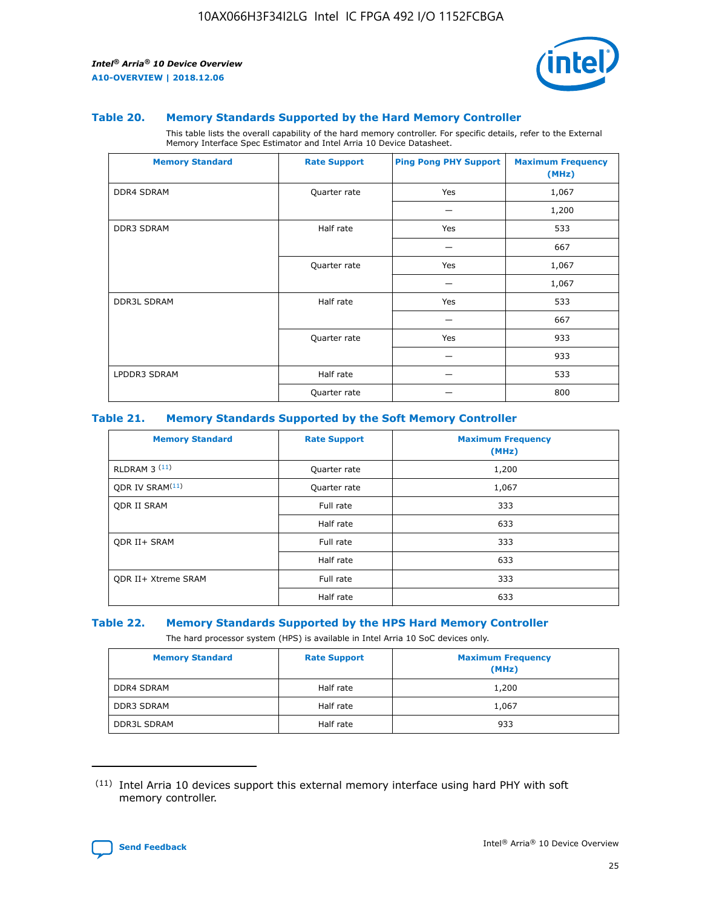### Table 20. Memory Standards Supported by the Hard Memory Controller

This table lists the overall capability of the hard memory controller. For specific details, refer to the External Memory Interface Spec Estimator and Intel Arria 10 Device Datasheet.

| Memory Standard | Rate Support | Ping Pong PHY Support | Maximum Frequency (MHz) |
| --- | --- | --- | --- |
| DDR4 SDRAM | Quarter rate | Yes | 1,067 |
| | | — | 1,200 |
| DDR3 SDRAM | Half rate | Yes | 533 |
| | | — | 667 |
| | Quarter rate | Yes | 1,067 |
| | | — | 1,067 |
| DDR3L SDRAM | Half rate | Yes | 533 |
| | | — | 667 |
| | Quarter rate | Yes | 933 |
| | | — | 933 |
| LPDDR3 SDRAM | Half rate | — | 533 |
| | Quarter rate | — | 800 |

### Table 21. Memory Standards Supported by the Soft Memory Controller

| Memory Standard | Rate Support | Maximum Frequency (MHz) |
| --- | --- | --- |
| RLDRAM 3 (11) | Quarter rate | 1,200 |
| QDR IV SRAM(11) | Quarter rate | 1,067 |
| QDR II SRAM | Full rate | 333 |
| | Half rate | 633 |
| QDR II+ SRAM | Full rate | 333 |
| | Half rate | 633 |
| QDR II+ Xtreme SRAM | Full rate | 333 |
| | Half rate | 633 |

### Table 22. Memory Standards Supported by the HPS Hard Memory Controller

The hard processor system (HPS) is available in Intel Arria 10 SoC devices only.

| Memory Standard | Rate Support | Maximum Frequency (MHz) |
| --- | --- | --- |
| DDR4 SDRAM | Half rate | 1,200 |
| DDR3 SDRAM | Half rate | 1,067 |
| DDR3L SDRAM | Half rate | 933 |

(11) Intel Arria 10 devices support this external memory interface using hard PHY with soft memory controller.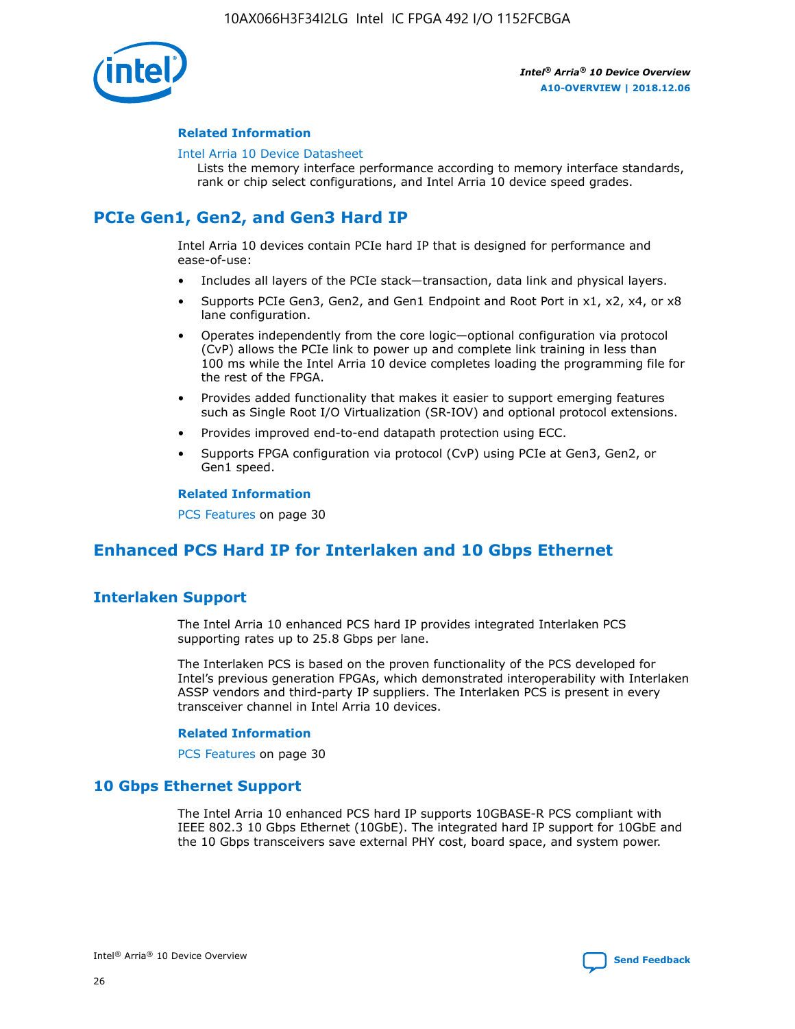### Related Information

Intel Arria 10 Device Datasheet

Lists the memory interface performance according to memory interface standards, rank or chip select configurations, and Intel Arria 10 device speed grades.

## PCIe Gen1, Gen2, and Gen3 Hard IP

Intel Arria 10 devices contain PCIe hard IP that is designed for performance and ease-of-use:

- Includes all layers of the PCIe stack—transaction, data link and physical layers.
- Supports PCIe Gen3, Gen2, and Gen1 Endpoint and Root Port in x1, x2, x4, or x8 lane configuration.
- Operates independently from the core logic—optional configuration via protocol (CvP) allows the PCIe link to power up and complete link training in less than 100 ms while the Intel Arria 10 device completes loading the programming file for the rest of the FPGA.
- Provides added functionality that makes it easier to support emerging features such as Single Root I/O Virtualization (SR-IOV) and optional protocol extensions.
- Provides improved end-to-end datapath protection using ECC.
- Supports FPGA configuration via protocol (CvP) using PCIe at Gen3, Gen2, or Gen1 speed.

### Related Information

PCS Features on page 30

## Enhanced PCS Hard IP for Interlaken and 10 Gbps Ethernet

## Interlaken Support

The Intel Arria 10 enhanced PCS hard IP provides integrated Interlaken PCS supporting rates up to 25.8 Gbps per lane.

The Interlaken PCS is based on the proven functionality of the PCS developed for Intel's previous generation FPGAs, which demonstrated interoperability with Interlaken ASSP vendors and third-party IP suppliers. The Interlaken PCS is present in every transceiver channel in Intel Arria 10 devices.

### Related Information

PCS Features on page 30

## 10 Gbps Ethernet Support

The Intel Arria 10 enhanced PCS hard IP supports 10GBASE-R PCS compliant with IEEE 802.3 10 Gbps Ethernet (10GbE). The integrated hard IP support for 10GbE and the 10 Gbps transceivers save external PHY cost, board space, and system power.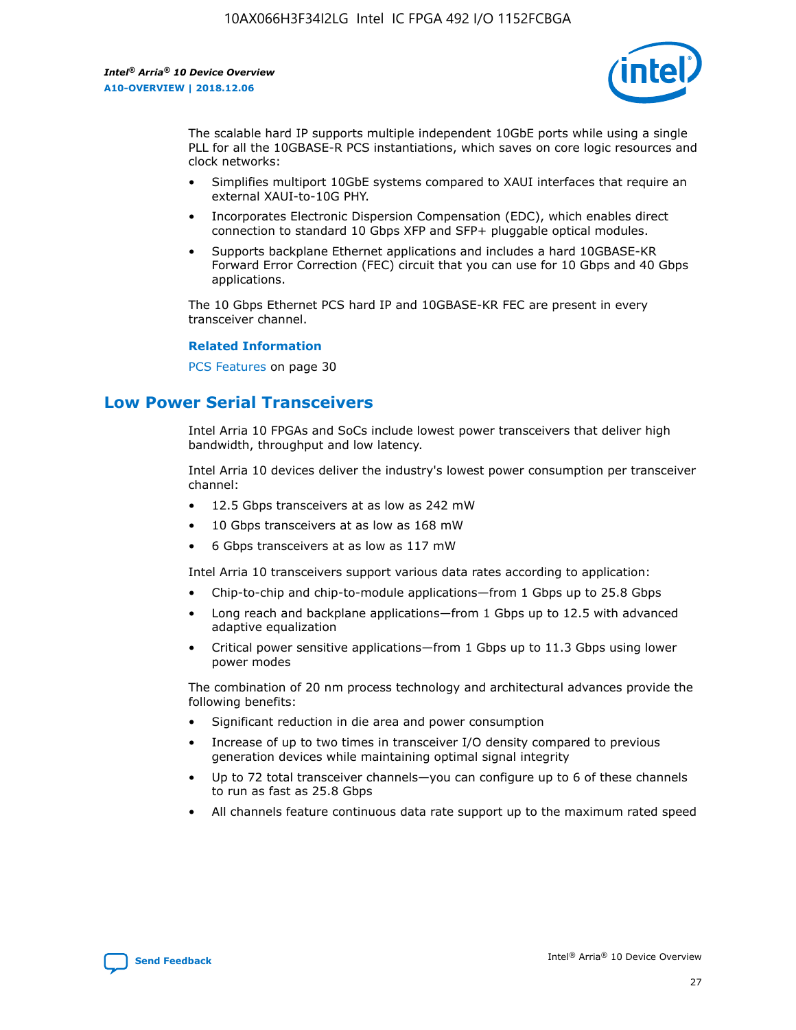The scalable hard IP supports multiple independent 10GbE ports while using a single PLL for all the 10GBASE-R PCS instantiations, which saves on core logic resources and clock networks:

- Simplifies multiport 10GbE systems compared to XAUI interfaces that require an external XAUI-to-10G PHY.
- Incorporates Electronic Dispersion Compensation (EDC), which enables direct connection to standard 10 Gbps XFP and SFP+ pluggable optical modules.
- Supports backplane Ethernet applications and includes a hard 10GBASE-KR Forward Error Correction (FEC) circuit that you can use for 10 Gbps and 40 Gbps applications.

The 10 Gbps Ethernet PCS hard IP and 10GBASE-KR FEC are present in every transceiver channel.

**Related Information**

PCS Features on page 30

## Low Power Serial Transceivers

Intel Arria 10 FPGAs and SoCs include lowest power transceivers that deliver high bandwidth, throughput and low latency.

Intel Arria 10 devices deliver the industry's lowest power consumption per transceiver channel:

- 12.5 Gbps transceivers at as low as 242 mW
- 10 Gbps transceivers at as low as 168 mW
- 6 Gbps transceivers at as low as 117 mW

Intel Arria 10 transceivers support various data rates according to application:

- Chip-to-chip and chip-to-module applications—from 1 Gbps up to 25.8 Gbps
- Long reach and backplane applications—from 1 Gbps up to 12.5 with advanced adaptive equalization
- Critical power sensitive applications—from 1 Gbps up to 11.3 Gbps using lower power modes

The combination of 20 nm process technology and architectural advances provide the following benefits:

- Significant reduction in die area and power consumption
- Increase of up to two times in transceiver I/O density compared to previous generation devices while maintaining optimal signal integrity
- Up to 72 total transceiver channels—you can configure up to 6 of these channels to run as fast as 25.8 Gbps
- All channels feature continuous data rate support up to the maximum rated speed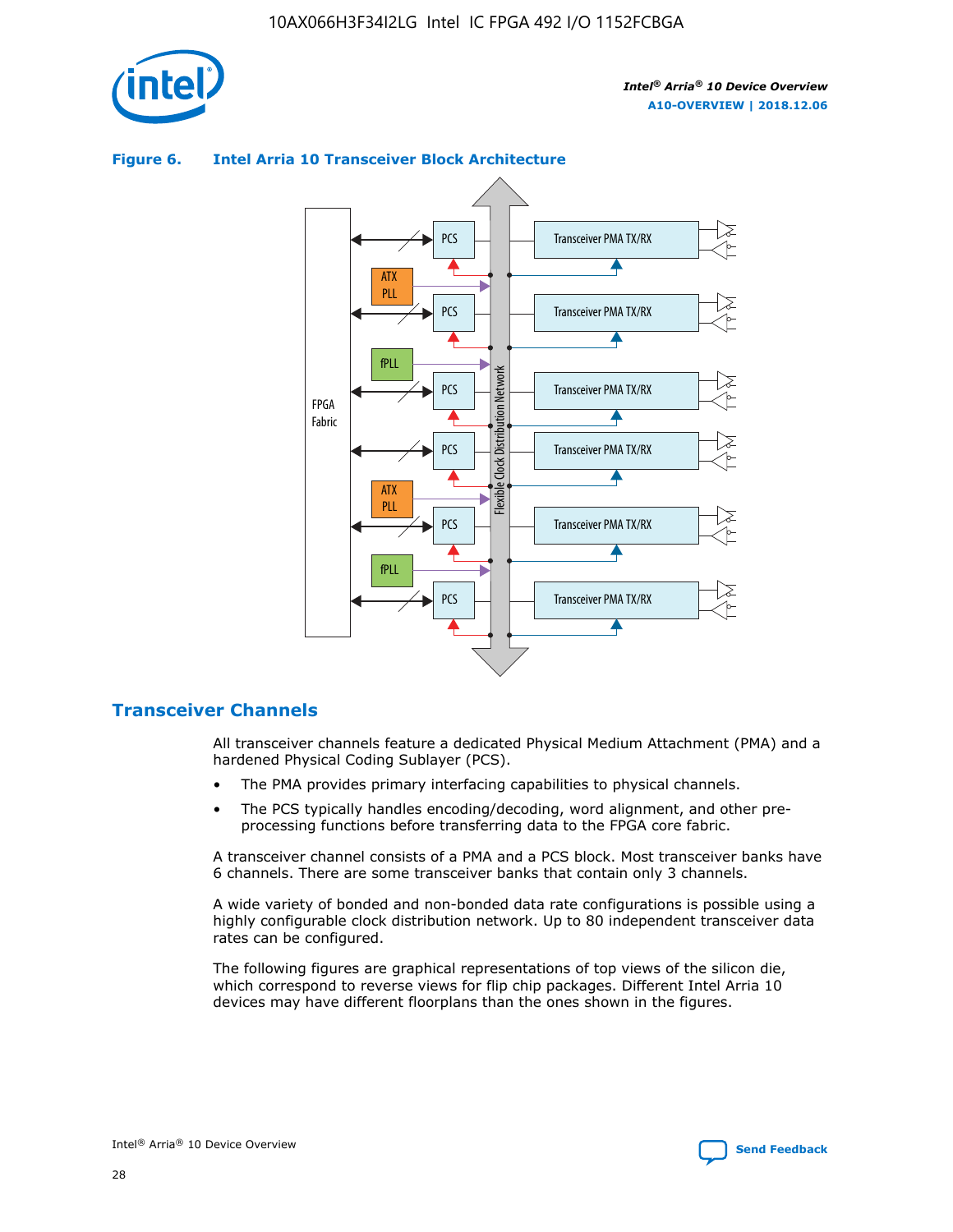**Figure 6. Intel Arria 10 Transceiver Block Architecture**

## Transceiver Channels

All transceiver channels feature a dedicated Physical Medium Attachment (PMA) and a hardened Physical Coding Sublayer (PCS).

- The PMA provides primary interfacing capabilities to physical channels.
- The PCS typically handles encoding/decoding, word alignment, and other pre-processing functions before transferring data to the FPGA core fabric.

A transceiver channel consists of a PMA and a PCS block. Most transceiver banks have 6 channels. There are some transceiver banks that contain only 3 channels.

A wide variety of bonded and non-bonded data rate configurations is possible using a highly configurable clock distribution network. Up to 80 independent transceiver data rates can be configured.

The following figures are graphical representations of top views of the silicon die, which correspond to reverse views for flip chip packages. Different Intel Arria 10 devices may have different floorplans than the ones shown in the figures.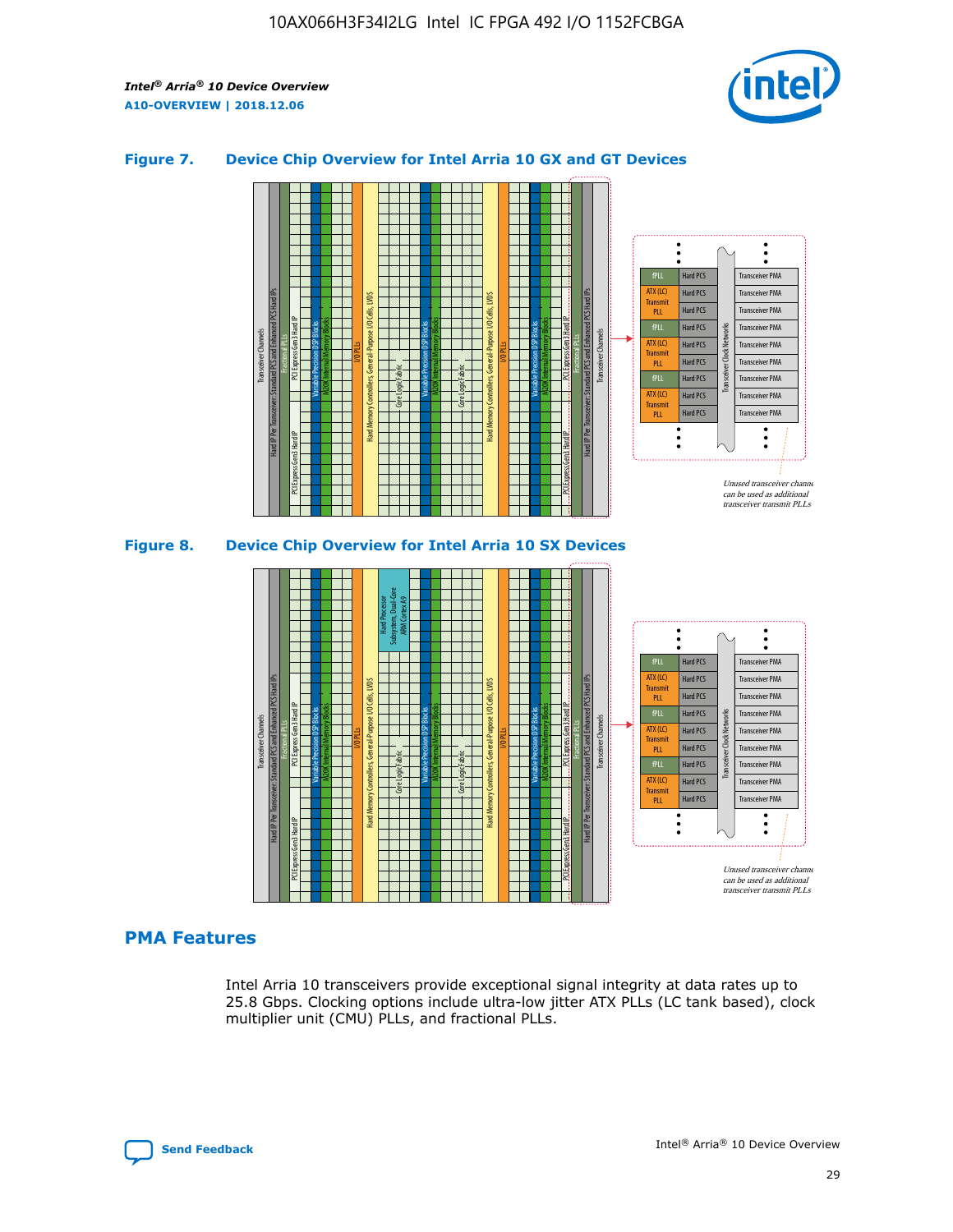### Figure 7. Device Chip Overview for Intel Arria 10 GX and GT Devices

### Figure 8. Device Chip Overview for Intel Arria 10 SX Devices

## PMA Features

Intel Arria 10 transceivers provide exceptional signal integrity at data rates up to 25.8 Gbps. Clocking options include ultra-low jitter ATX PLLs (LC tank based), clock multiplier unit (CMU) PLLs, and fractional PLLs.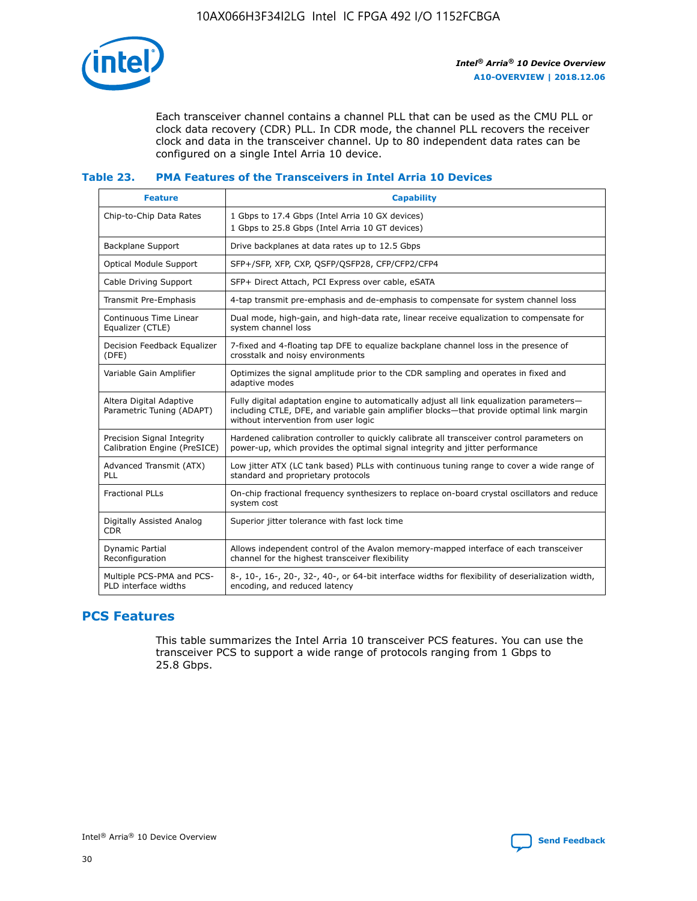Each transceiver channel contains a channel PLL that can be used as the CMU PLL or clock data recovery (CDR) PLL. In CDR mode, the channel PLL recovers the receiver clock and data in the transceiver channel. Up to 80 independent data rates can be configured on a single Intel Arria 10 device.

### Table 23. PMA Features of the Transceivers in Intel Arria 10 Devices

| Feature | Capability |
| --- | --- |
| Chip-to-Chip Data Rates | 1 Gbps to 17.4 Gbps (Intel Arria 10 GX devices)<br>1 Gbps to 25.8 Gbps (Intel Arria 10 GT devices) |
| Backplane Support | Drive backplanes at data rates up to 12.5 Gbps |
| Optical Module Support | SFP+/SFP, XFP, CXP, QSFP/QSFP28, CFP/CFP2/CFP4 |
| Cable Driving Support | SFP+ Direct Attach, PCI Express over cable, eSATA |
| Transmit Pre-Emphasis | 4-tap transmit pre-emphasis and de-emphasis to compensate for system channel loss |
| Continuous Time Linear Equalizer (CTLE) | Dual mode, high-gain, and high-data rate, linear receive equalization to compensate for system channel loss |
| Decision Feedback Equalizer (DFE) | 7-fixed and 4-floating tap DFE to equalize backplane channel loss in the presence of crosstalk and noisy environments |
| Variable Gain Amplifier | Optimizes the signal amplitude prior to the CDR sampling and operates in fixed and adaptive modes |
| Altera Digital Adaptive Parametric Tuning (ADAPT) | Fully digital adaptation engine to automatically adjust all link equalization parameters—including CTLE, DFE, and variable gain amplifier blocks—that provide optimal link margin without intervention from user logic |
| Precision Signal Integrity Calibration Engine (PreSICE) | Hardened calibration controller to quickly calibrate all transceiver control parameters on power-up, which provides the optimal signal integrity and jitter performance |
| Advanced Transmit (ATX) PLL | Low jitter ATX (LC tank based) PLLs with continuous tuning range to cover a wide range of standard and proprietary protocols |
| Fractional PLLs | On-chip fractional frequency synthesizers to replace on-board crystal oscillators and reduce system cost |
| Digitally Assisted Analog CDR | Superior jitter tolerance with fast lock time |
| Dynamic Partial Reconfiguration | Allows independent control of the Avalon memory-mapped interface of each transceiver channel for the highest transceiver flexibility |
| Multiple PCS-PMA and PCS-PLD interface widths | 8-, 10-, 16-, 20-, 32-, 40-, or 64-bit interface widths for flexibility of deserialization width, encoding, and reduced latency |

## PCS Features

This table summarizes the Intel Arria 10 transceiver PCS features. You can use the transceiver PCS to support a wide range of protocols ranging from 1 Gbps to 25.8 Gbps.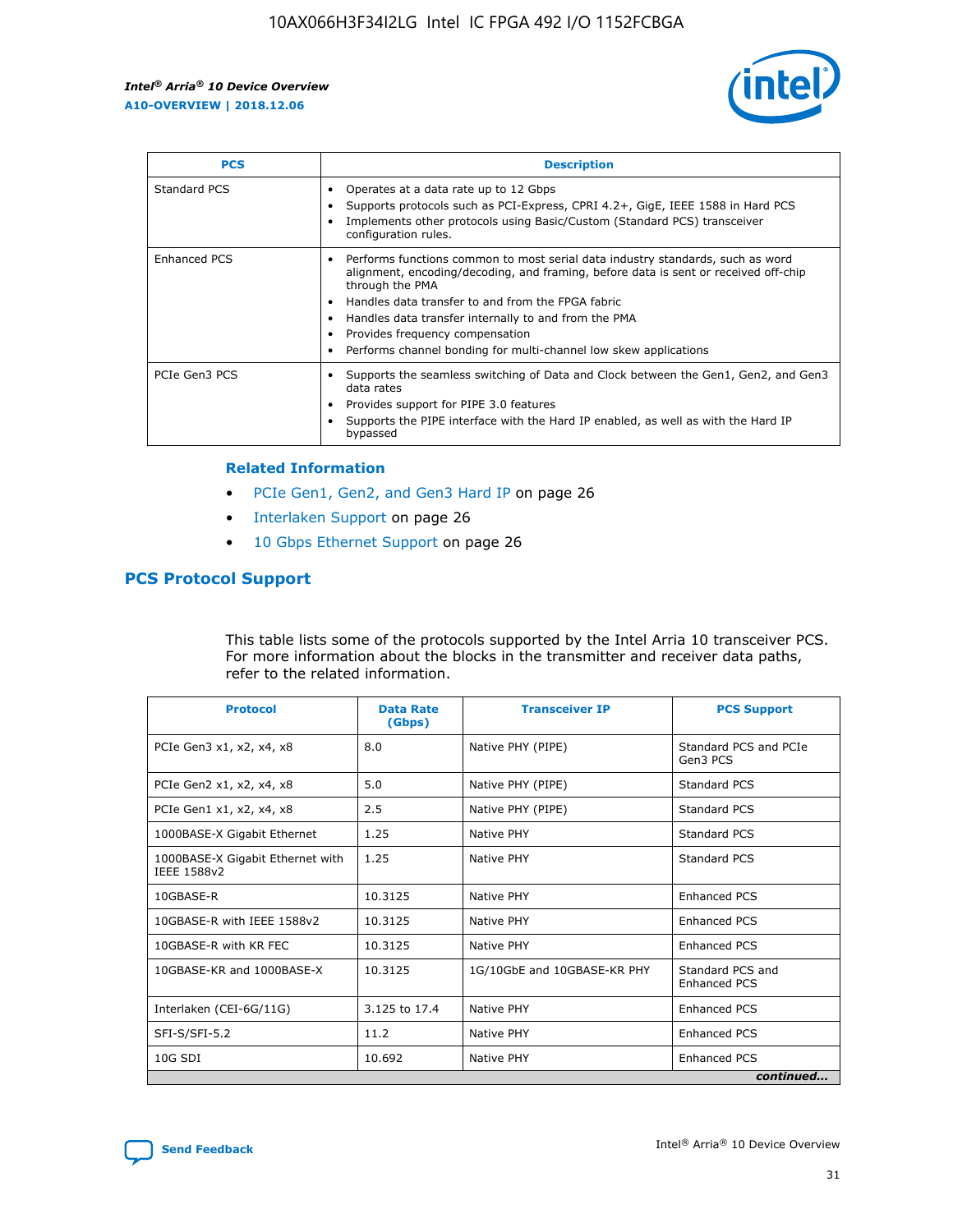| PCS | Description |
| --- | --- |
| Standard PCS | • Operates at a data rate up to 12 Gbps<br>• Supports protocols such as PCI-Express, CPRI 4.2+, GigE, IEEE 1588 in Hard PCS<br>• Implements other protocols using Basic/Custom (Standard PCS) transceiver configuration rules. |
| Enhanced PCS | • Performs functions common to most serial data industry standards, such as word alignment, encoding/decoding, and framing, before data is sent or received off-chip through the PMA<br>• Handles data transfer to and from the FPGA fabric<br>• Handles data transfer internally to and from the PMA<br>• Provides frequency compensation<br>• Performs channel bonding for multi-channel low skew applications |
| PCIe Gen3 PCS | • Supports the seamless switching of Data and Clock between the Gen1, Gen2, and Gen3 data rates<br>• Provides support for PIPE 3.0 features<br>• Supports the PIPE interface with the Hard IP enabled, as well as with the Hard IP bypassed |

### Related Information

- PCIe Gen1, Gen2, and Gen3 Hard IP on page 26
- Interlaken Support on page 26
- 10 Gbps Ethernet Support on page 26

## PCS Protocol Support

This table lists some of the protocols supported by the Intel Arria 10 transceiver PCS. For more information about the blocks in the transmitter and receiver data paths, refer to the related information.

| Protocol | Data Rate (Gbps) | Transceiver IP | PCS Support |
| --- | --- | --- | --- |
| PCIe Gen3 x1, x2, x4, x8 | 8.0 | Native PHY (PIPE) | Standard PCS and PCIe Gen3 PCS |
| PCIe Gen2 x1, x2, x4, x8 | 5.0 | Native PHY (PIPE) | Standard PCS |
| PCIe Gen1 x1, x2, x4, x8 | 2.5 | Native PHY (PIPE) | Standard PCS |
| 1000BASE-X Gigabit Ethernet | 1.25 | Native PHY | Standard PCS |
| 1000BASE-X Gigabit Ethernet with IEEE 1588v2 | 1.25 | Native PHY | Standard PCS |
| 10GBASE-R | 10.3125 | Native PHY | Enhanced PCS |
| 10GBASE-R with IEEE 1588v2 | 10.3125 | Native PHY | Enhanced PCS |
| 10GBASE-R with KR FEC | 10.3125 | Native PHY | Enhanced PCS |
| 10GBASE-KR and 1000BASE-X | 10.3125 | 1G/10GbE and 10GBASE-KR PHY | Standard PCS and Enhanced PCS |
| Interlaken (CEI-6G/11G) | 3.125 to 17.4 | Native PHY | Enhanced PCS |
| SFI-S/SFI-5.2 | 11.2 | Native PHY | Enhanced PCS |
| 10G SDI | 10.692 | Native PHY | Enhanced PCS |

*continued...*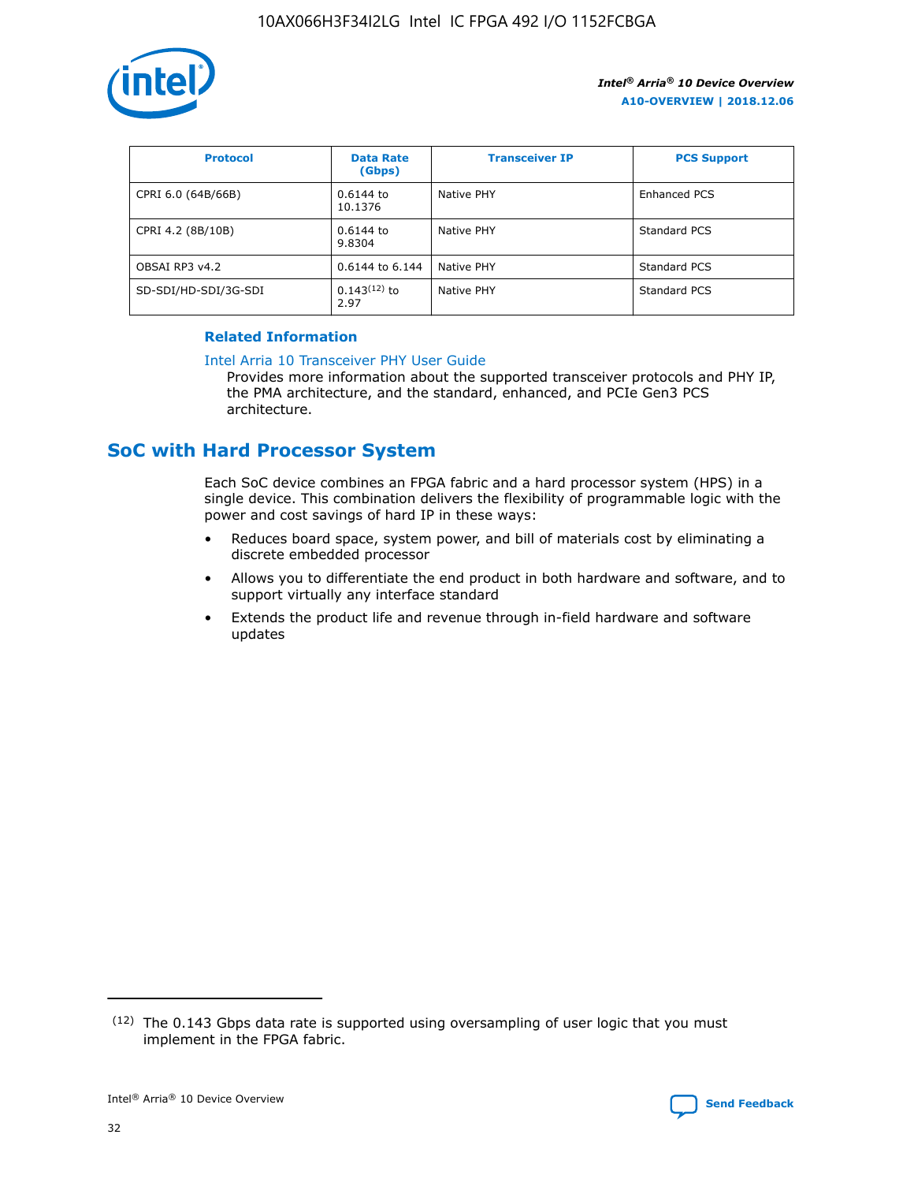| Protocol | Data Rate (Gbps) | Transceiver IP | PCS Support |
| --- | --- | --- | --- |
| CPRI 6.0 (64B/66B) | 0.6144 to 10.1376 | Native PHY | Enhanced PCS |
| CPRI 4.2 (8B/10B) | 0.6144 to 9.8304 | Native PHY | Standard PCS |
| OBSAI RP3 v4.2 | 0.6144 to 6.144 | Native PHY | Standard PCS |
| SD-SDI/HD-SDI/3G-SDI | 0.143[12] to 2.97 | Native PHY | Standard PCS |

**Related Information**

Intel Arria 10 Transceiver PHY User Guide
Provides more information about the supported transceiver protocols and PHY IP, the PMA architecture, and the standard, enhanced, and PCIe Gen3 PCS architecture.

## SoC with Hard Processor System

Each SoC device combines an FPGA fabric and a hard processor system (HPS) in a single device. This combination delivers the flexibility of programmable logic with the power and cost savings of hard IP in these ways:

- Reduces board space, system power, and bill of materials cost by eliminating a discrete embedded processor
- Allows you to differentiate the end product in both hardware and software, and to support virtually any interface standard
- Extends the product life and revenue through in-field hardware and software updates

[12] The 0.143 Gbps data rate is supported using oversampling of user logic that you must implement in the FPGA fabric.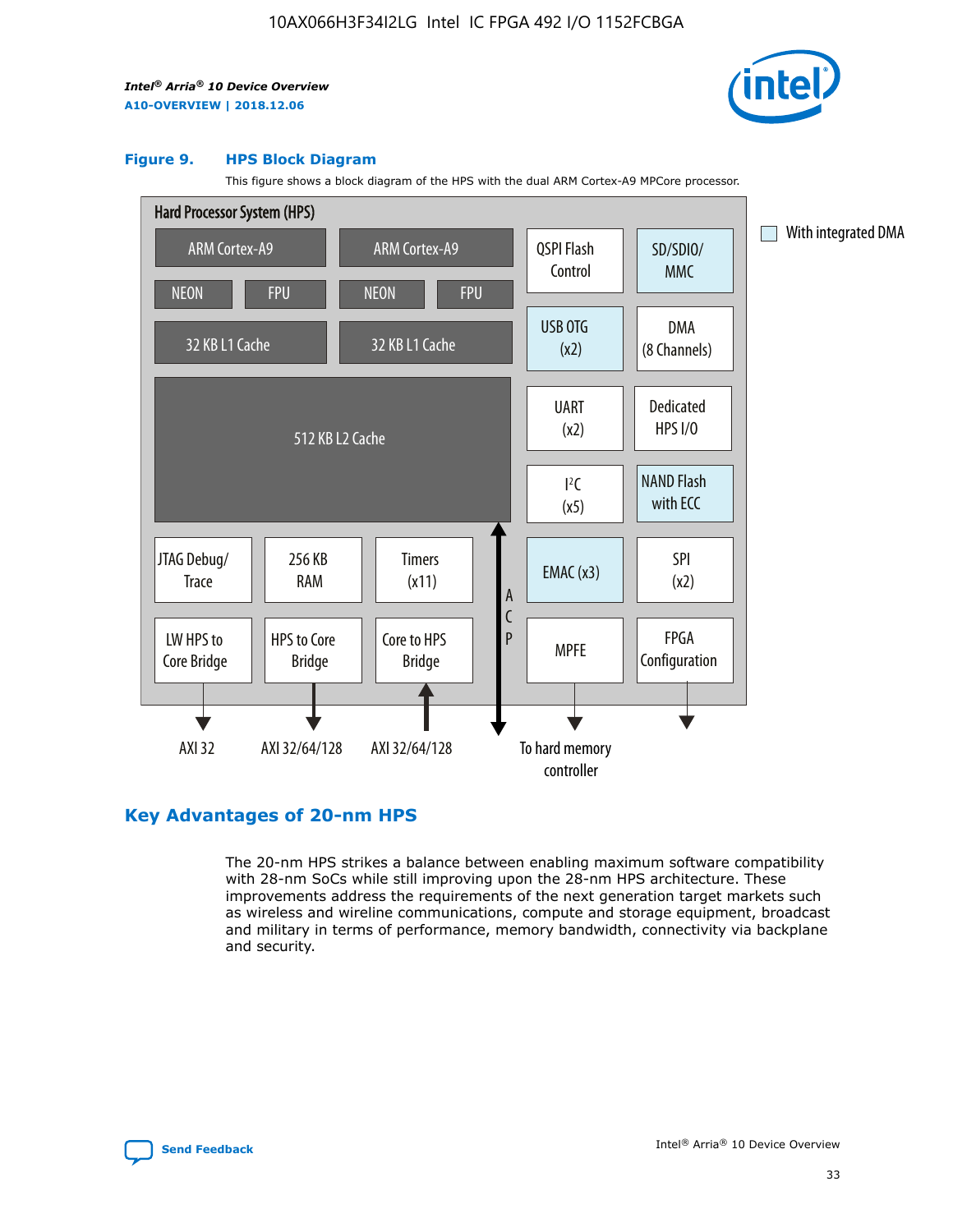**Figure 9. HPS Block Diagram**

This figure shows a block diagram of the HPS with the dual ARM Cortex-A9 MPCore processor.

Hard Processor System (HPS)

ARM Cortex-A9 | ARM Cortex-A9 | QSPI Flash Control | SD/SDIO/MMC

NEON | FPU | NEON | FPU

32 KB L1 Cache | 32 KB L1 Cache | USB OTG (x2) | DMA (8 Channels)

512 KB L2 Cache | UART (x2) | Dedicated HPS I/O | I²C (x5) | NAND Flash with ECC

JTAG Debug/Trace | 256 KB RAM | Timers (x11) | ACP | EMAC (x3) | SPI (x2)

LW HPS to Core Bridge | HPS to Core Bridge | Core to HPS Bridge | MPFE | FPGA Configuration

AXI 32 | AXI 32/64/128 | AXI 32/64/128 | To hard memory controller

With integrated DMA

## Key Advantages of 20-nm HPS

The 20-nm HPS strikes a balance between enabling maximum software compatibility with 28-nm SoCs while still improving upon the 28-nm HPS architecture. These improvements address the requirements of the next generation target markets such as wireless and wireline communications, compute and storage equipment, broadcast and military in terms of performance, memory bandwidth, connectivity via backplane and security.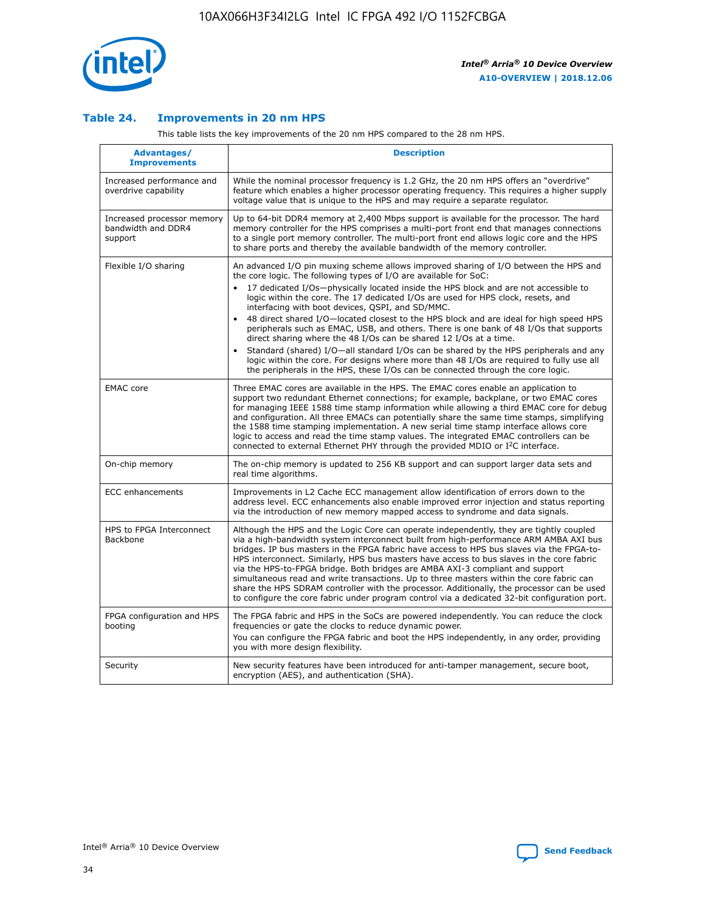### Table 24. Improvements in 20 nm HPS

This table lists the key improvements of the 20 nm HPS compared to the 28 nm HPS.

| Advantages/ Improvements | Description |
| --- | --- |
| Increased performance and overdrive capability | While the nominal processor frequency is 1.2 GHz, the 20 nm HPS offers an "overdrive" feature which enables a higher processor operating frequency. This requires a higher supply voltage value that is unique to the HPS and may require a separate regulator. |
| Increased processor memory bandwidth and DDR4 support | Up to 64-bit DDR4 memory at 2,400 Mbps support is available for the processor. The hard memory controller for the HPS comprises a multi-port front end that manages connections to a single port memory controller. The multi-port front end allows logic core and the HPS to share ports and thereby the available bandwidth of the memory controller. |
| Flexible I/O sharing | An advanced I/O pin muxing scheme allows improved sharing of I/O between the HPS and the core logic. The following types of I/O are available for SoC: • 17 dedicated I/Os—physically located inside the HPS block and are not accessible to logic within the core. The 17 dedicated I/Os are used for HPS clock, resets, and interfacing with boot devices, QSPI, and SD/MMC. • 48 direct shared I/O—located closest to the HPS block and are ideal for high speed HPS peripherals such as EMAC, USB, and others. There is one bank of 48 I/Os that supports direct sharing where the 48 I/Os can be shared 12 I/Os at a time. • Standard (shared) I/O—all standard I/Os can be shared by the HPS peripherals and any logic within the core. For designs where more than 48 I/Os are required to fully use all the peripherals in the HPS, these I/Os can be connected through the core logic. |
| EMAC core | Three EMAC cores are available in the HPS. The EMAC cores enable an application to support two redundant Ethernet connections; for example, backplane, or two EMAC cores for managing IEEE 1588 time stamp information while allowing a third EMAC core for debug and configuration. All three EMACs can potentially share the same time stamps, simplifying the 1588 time stamping implementation. A new serial time stamp interface allows core logic to access and read the time stamp values. The integrated EMAC controllers can be connected to external Ethernet PHY through the provided MDIO or I²C interface. |
| On-chip memory | The on-chip memory is updated to 256 KB support and can support larger data sets and real time algorithms. |
| ECC enhancements | Improvements in L2 Cache ECC management allow identification of errors down to the address level. ECC enhancements also enable improved error injection and status reporting via the introduction of new memory mapped access to syndrome and data signals. |
| HPS to FPGA Interconnect Backbone | Although the HPS and the Logic Core can operate independently, they are tightly coupled via a high-bandwidth system interconnect built from high-performance ARM AMBA AXI bus bridges. IP bus masters in the FPGA fabric have access to HPS bus slaves via the FPGA-to-HPS interconnect. Similarly, HPS bus masters have access to bus slaves in the core fabric via the HPS-to-FPGA bridge. Both bridges are AMBA AXI-3 compliant and support simultaneous read and write transactions. Up to three masters within the core fabric can share the HPS SDRAM controller with the processor. Additionally, the processor can be used to configure the core fabric under program control via a dedicated 32-bit configuration port. |
| FPGA configuration and HPS booting | The FPGA fabric and HPS in the SoCs are powered independently. You can reduce the clock frequencies or gate the clocks to reduce dynamic power. You can configure the FPGA fabric and boot the HPS independently, in any order, providing you with more design flexibility. |
| Security | New security features have been introduced for anti-tamper management, secure boot, encryption (AES), and authentication (SHA). |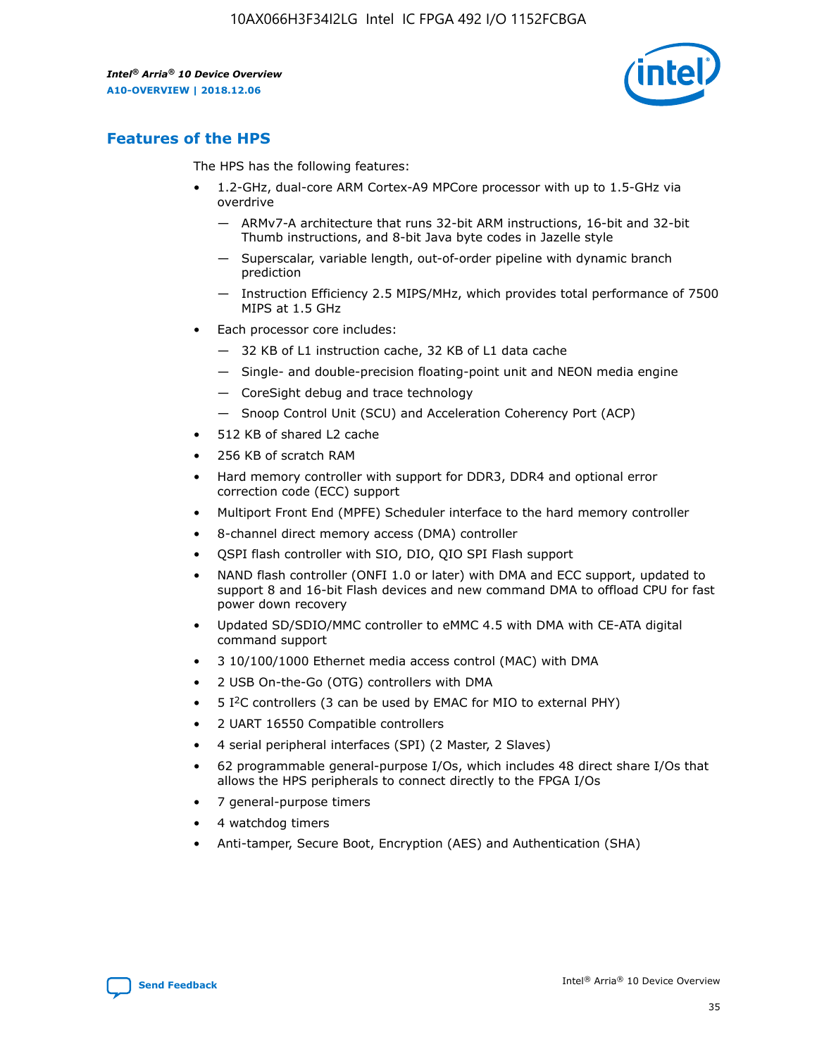## Features of the HPS

The HPS has the following features:

- 1.2-GHz, dual-core ARM Cortex-A9 MPCore processor with up to 1.5-GHz via overdrive
  - — ARMv7-A architecture that runs 32-bit ARM instructions, 16-bit and 32-bit Thumb instructions, and 8-bit Java byte codes in Jazelle style
  - — Superscalar, variable length, out-of-order pipeline with dynamic branch prediction
  - — Instruction Efficiency 2.5 MIPS/MHz, which provides total performance of 7500 MIPS at 1.5 GHz
- Each processor core includes:
  - — 32 KB of L1 instruction cache, 32 KB of L1 data cache
  - — Single- and double-precision floating-point unit and NEON media engine
  - — CoreSight debug and trace technology
  - — Snoop Control Unit (SCU) and Acceleration Coherency Port (ACP)
- 512 KB of shared L2 cache
- 256 KB of scratch RAM
- Hard memory controller with support for DDR3, DDR4 and optional error correction code (ECC) support
- Multiport Front End (MPFE) Scheduler interface to the hard memory controller
- 8-channel direct memory access (DMA) controller
- QSPI flash controller with SIO, DIO, QIO SPI Flash support
- NAND flash controller (ONFI 1.0 or later) with DMA and ECC support, updated to support 8 and 16-bit Flash devices and new command DMA to offload CPU for fast power down recovery
- Updated SD/SDIO/MMC controller to eMMC 4.5 with DMA with CE-ATA digital command support
- 3 10/100/1000 Ethernet media access control (MAC) with DMA
- 2 USB On-the-Go (OTG) controllers with DMA
- 5 I2C controllers (3 can be used by EMAC for MIO to external PHY)
- 2 UART 16550 Compatible controllers
- 4 serial peripheral interfaces (SPI) (2 Master, 2 Slaves)
- 62 programmable general-purpose I/Os, which includes 48 direct share I/Os that allows the HPS peripherals to connect directly to the FPGA I/Os
- 7 general-purpose timers
- 4 watchdog timers
- Anti-tamper, Secure Boot, Encryption (AES) and Authentication (SHA)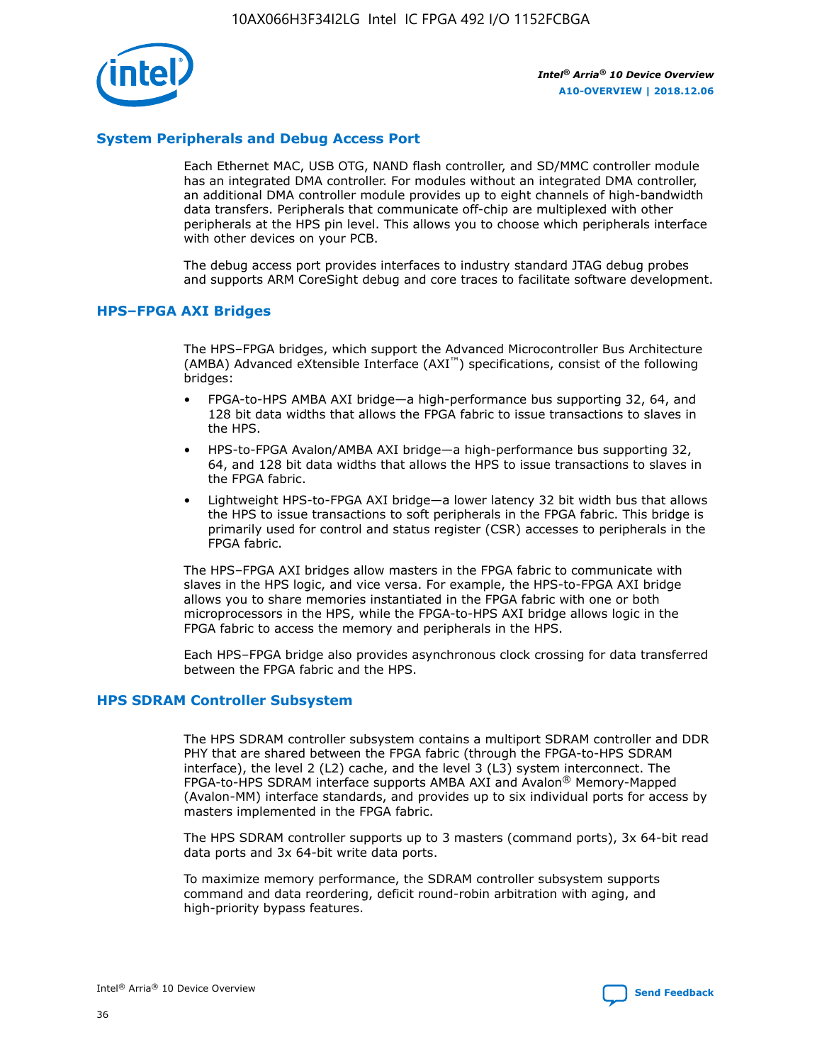## System Peripherals and Debug Access Port

Each Ethernet MAC, USB OTG, NAND flash controller, and SD/MMC controller module has an integrated DMA controller. For modules without an integrated DMA controller, an additional DMA controller module provides up to eight channels of high-bandwidth data transfers. Peripherals that communicate off-chip are multiplexed with other peripherals at the HPS pin level. This allows you to choose which peripherals interface with other devices on your PCB.

The debug access port provides interfaces to industry standard JTAG debug probes and supports ARM CoreSight debug and core traces to facilitate software development.

## HPS–FPGA AXI Bridges

The HPS–FPGA bridges, which support the Advanced Microcontroller Bus Architecture (AMBA) Advanced eXtensible Interface (AXI™) specifications, consist of the following bridges:

- FPGA-to-HPS AMBA AXI bridge—a high-performance bus supporting 32, 64, and 128 bit data widths that allows the FPGA fabric to issue transactions to slaves in the HPS.
- HPS-to-FPGA Avalon/AMBA AXI bridge—a high-performance bus supporting 32, 64, and 128 bit data widths that allows the HPS to issue transactions to slaves in the FPGA fabric.
- Lightweight HPS-to-FPGA AXI bridge—a lower latency 32 bit width bus that allows the HPS to issue transactions to soft peripherals in the FPGA fabric. This bridge is primarily used for control and status register (CSR) accesses to peripherals in the FPGA fabric.

The HPS–FPGA AXI bridges allow masters in the FPGA fabric to communicate with slaves in the HPS logic, and vice versa. For example, the HPS-to-FPGA AXI bridge allows you to share memories instantiated in the FPGA fabric with one or both microprocessors in the HPS, while the FPGA-to-HPS AXI bridge allows logic in the FPGA fabric to access the memory and peripherals in the HPS.

Each HPS–FPGA bridge also provides asynchronous clock crossing for data transferred between the FPGA fabric and the HPS.

## HPS SDRAM Controller Subsystem

The HPS SDRAM controller subsystem contains a multiport SDRAM controller and DDR PHY that are shared between the FPGA fabric (through the FPGA-to-HPS SDRAM interface), the level 2 (L2) cache, and the level 3 (L3) system interconnect. The FPGA-to-HPS SDRAM interface supports AMBA AXI and Avalon® Memory-Mapped (Avalon-MM) interface standards, and provides up to six individual ports for access by masters implemented in the FPGA fabric.

The HPS SDRAM controller supports up to 3 masters (command ports), 3x 64-bit read data ports and 3x 64-bit write data ports.

To maximize memory performance, the SDRAM controller subsystem supports command and data reordering, deficit round-robin arbitration with aging, and high-priority bypass features.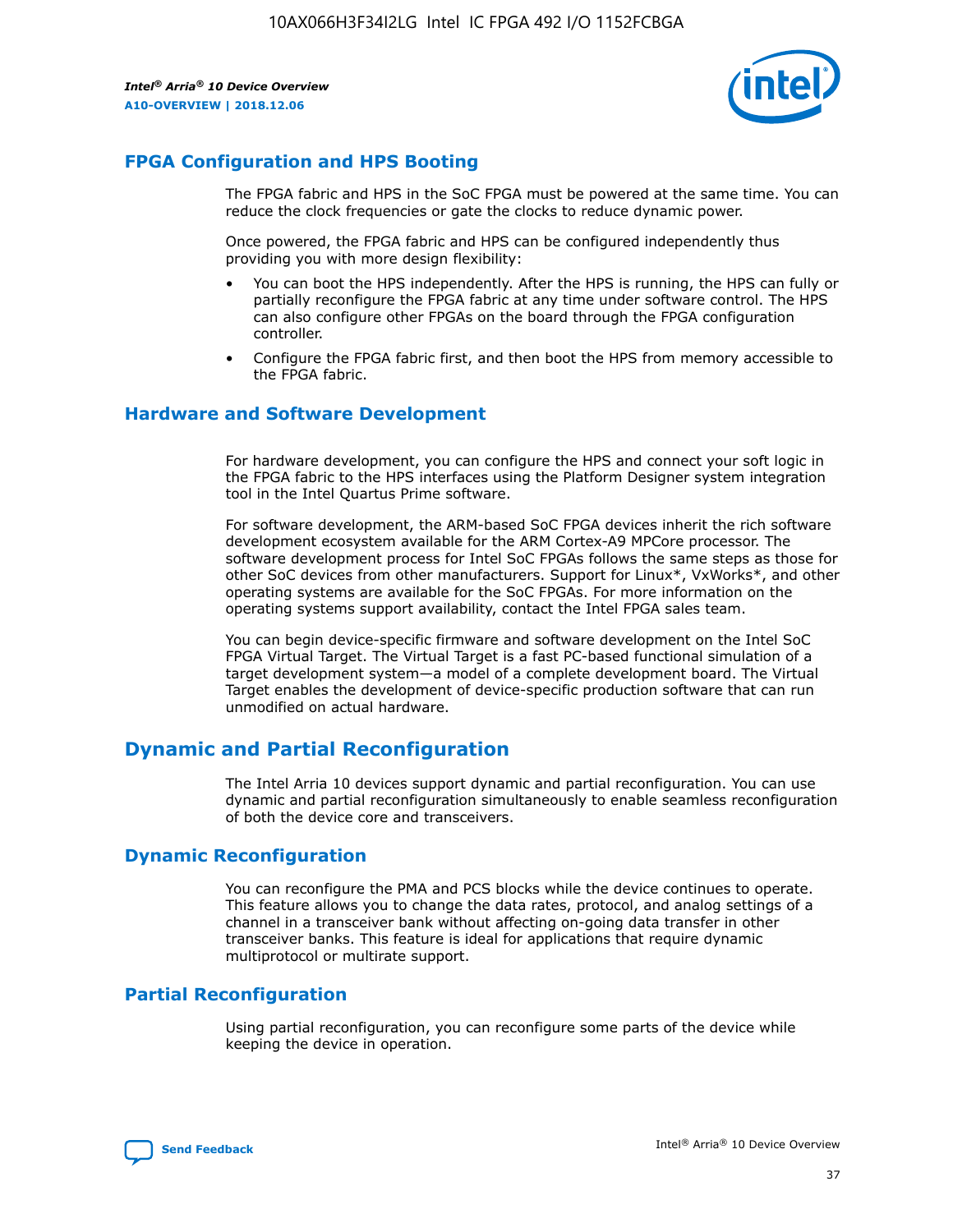## FPGA Configuration and HPS Booting

The FPGA fabric and HPS in the SoC FPGA must be powered at the same time. You can reduce the clock frequencies or gate the clocks to reduce dynamic power.

Once powered, the FPGA fabric and HPS can be configured independently thus providing you with more design flexibility:

- You can boot the HPS independently. After the HPS is running, the HPS can fully or partially reconfigure the FPGA fabric at any time under software control. The HPS can also configure other FPGAs on the board through the FPGA configuration controller.
- Configure the FPGA fabric first, and then boot the HPS from memory accessible to the FPGA fabric.

## Hardware and Software Development

For hardware development, you can configure the HPS and connect your soft logic in the FPGA fabric to the HPS interfaces using the Platform Designer system integration tool in the Intel Quartus Prime software.

For software development, the ARM-based SoC FPGA devices inherit the rich software development ecosystem available for the ARM Cortex-A9 MPCore processor. The software development process for Intel SoC FPGAs follows the same steps as those for other SoC devices from other manufacturers. Support for Linux*, VxWorks*, and other operating systems are available for the SoC FPGAs. For more information on the operating systems support availability, contact the Intel FPGA sales team.

You can begin device-specific firmware and software development on the Intel SoC FPGA Virtual Target. The Virtual Target is a fast PC-based functional simulation of a target development system—a model of a complete development board. The Virtual Target enables the development of device-specific production software that can run unmodified on actual hardware.

# Dynamic and Partial Reconfiguration

The Intel Arria 10 devices support dynamic and partial reconfiguration. You can use dynamic and partial reconfiguration simultaneously to enable seamless reconfiguration of both the device core and transceivers.

## Dynamic Reconfiguration

You can reconfigure the PMA and PCS blocks while the device continues to operate. This feature allows you to change the data rates, protocol, and analog settings of a channel in a transceiver bank without affecting on-going data transfer in other transceiver banks. This feature is ideal for applications that require dynamic multiprotocol or multirate support.

## Partial Reconfiguration

Using partial reconfiguration, you can reconfigure some parts of the device while keeping the device in operation.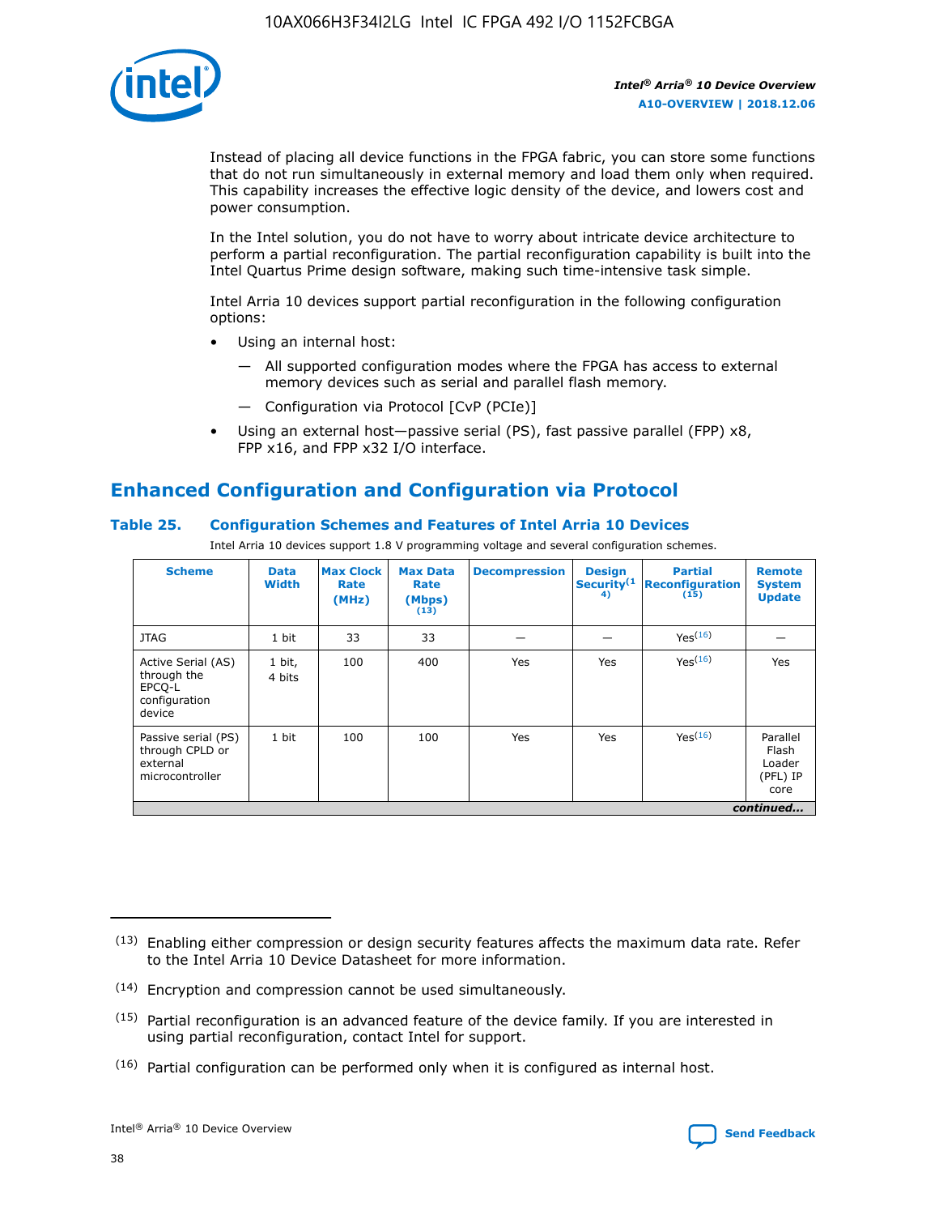Instead of placing all device functions in the FPGA fabric, you can store some functions that do not run simultaneously in external memory and load them only when required. This capability increases the effective logic density of the device, and lowers cost and power consumption.

In the Intel solution, you do not have to worry about intricate device architecture to perform a partial reconfiguration. The partial reconfiguration capability is built into the Intel Quartus Prime design software, making such time-intensive task simple.

Intel Arria 10 devices support partial reconfiguration in the following configuration options:

- Using an internal host:
  - — All supported configuration modes where the FPGA has access to external memory devices such as serial and parallel flash memory.
  - — Configuration via Protocol [CvP (PCIe)]
- Using an external host—passive serial (PS), fast passive parallel (FPP) x8, FPP x16, and FPP x32 I/O interface.

## Enhanced Configuration and Configuration via Protocol

### Table 25. Configuration Schemes and Features of Intel Arria 10 Devices

Intel Arria 10 devices support 1.8 V programming voltage and several configuration schemes.

| Scheme | Data Width | Max Clock Rate (MHz) | Max Data Rate (Mbps) (13) | Decompression | Design Security (14) | Partial Reconfiguration (15) | Remote System Update |
|---|---|---|---|---|---|---|---|
| JTAG | 1 bit | 33 | 33 | — | — | Yes(16) | — |
| Active Serial (AS) through the EPCQ-L configuration device | 1 bit, 4 bits | 100 | 400 | Yes | Yes | Yes(16) | Yes |
| Passive serial (PS) through CPLD or external microcontroller | 1 bit | 100 | 100 | Yes | Yes | Yes(16) | Parallel Flash Loader (PFL) IP core |

*continued...*

(13) Enabling either compression or design security features affects the maximum data rate. Refer to the Intel Arria 10 Device Datasheet for more information.

(14) Encryption and compression cannot be used simultaneously.

(15) Partial reconfiguration is an advanced feature of the device family. If you are interested in using partial reconfiguration, contact Intel for support.

(16) Partial configuration can be performed only when it is configured as internal host.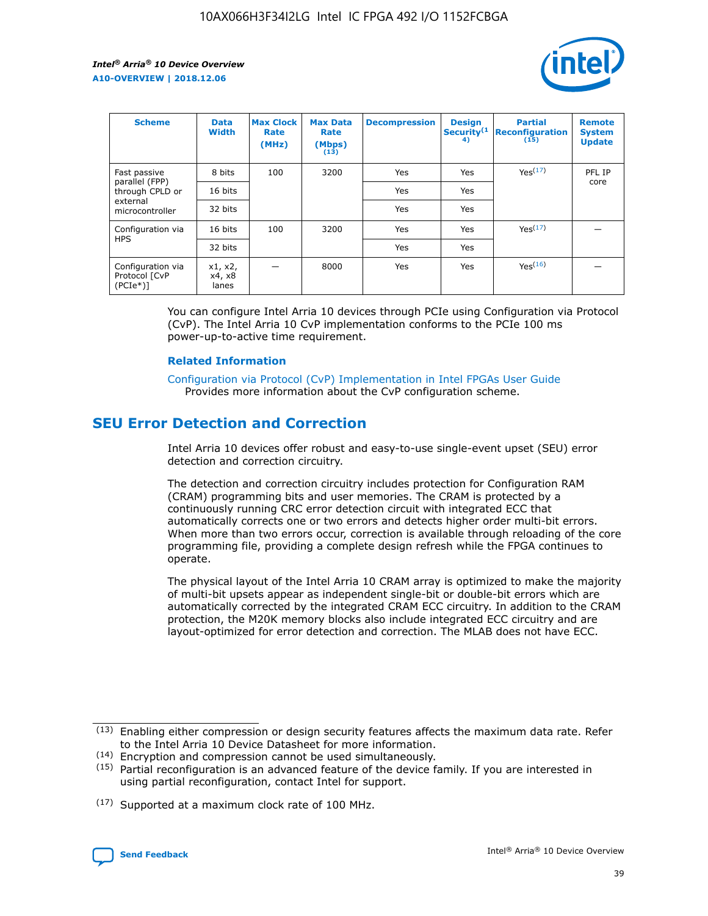| Scheme | Data Width | Max Clock Rate (MHz) | Max Data Rate (Mbps) (13) | Decompression | Design Security(14) | Partial Reconfiguration (15) | Remote System Update |
|---|---|---|---|---|---|---|---|
| Fast passive parallel (FPP) through CPLD or external microcontroller | 8 bits | 100 | 3200 | Yes | Yes | Yes(17) | PFL IP core |
| | 16 bits | | | Yes | Yes | | |
| | 32 bits | | | Yes | Yes | | |
| Configuration via HPS | 16 bits | 100 | 3200 | Yes | Yes | Yes(17) | — |
| | 32 bits | | | Yes | Yes | | |
| Configuration via Protocol [CvP (PCIe*)] | x1, x2, x4, x8 lanes | — | 8000 | Yes | Yes | Yes(16) | — |

You can configure Intel Arria 10 devices through PCIe using Configuration via Protocol (CvP). The Intel Arria 10 CvP implementation conforms to the PCIe 100 ms power-up-to-active time requirement.

### Related Information

Configuration via Protocol (CvP) Implementation in Intel FPGAs User Guide
Provides more information about the CvP configuration scheme.

## SEU Error Detection and Correction

Intel Arria 10 devices offer robust and easy-to-use single-event upset (SEU) error detection and correction circuitry.

The detection and correction circuitry includes protection for Configuration RAM (CRAM) programming bits and user memories. The CRAM is protected by a continuously running CRC error detection circuit with integrated ECC that automatically corrects one or two errors and detects higher order multi-bit errors. When more than two errors occur, correction is available through reloading of the core programming file, providing a complete design refresh while the FPGA continues to operate.

The physical layout of the Intel Arria 10 CRAM array is optimized to make the majority of multi-bit upsets appear as independent single-bit or double-bit errors which are automatically corrected by the integrated CRAM ECC circuitry. In addition to the CRAM protection, the M20K memory blocks also include integrated ECC circuitry and are layout-optimized for error detection and correction. The MLAB does not have ECC.

(13) Enabling either compression or design security features affects the maximum data rate. Refer to the Intel Arria 10 Device Datasheet for more information.

(14) Encryption and compression cannot be used simultaneously.

(15) Partial reconfiguration is an advanced feature of the device family. If you are interested in using partial reconfiguration, contact Intel for support.

(17) Supported at a maximum clock rate of 100 MHz.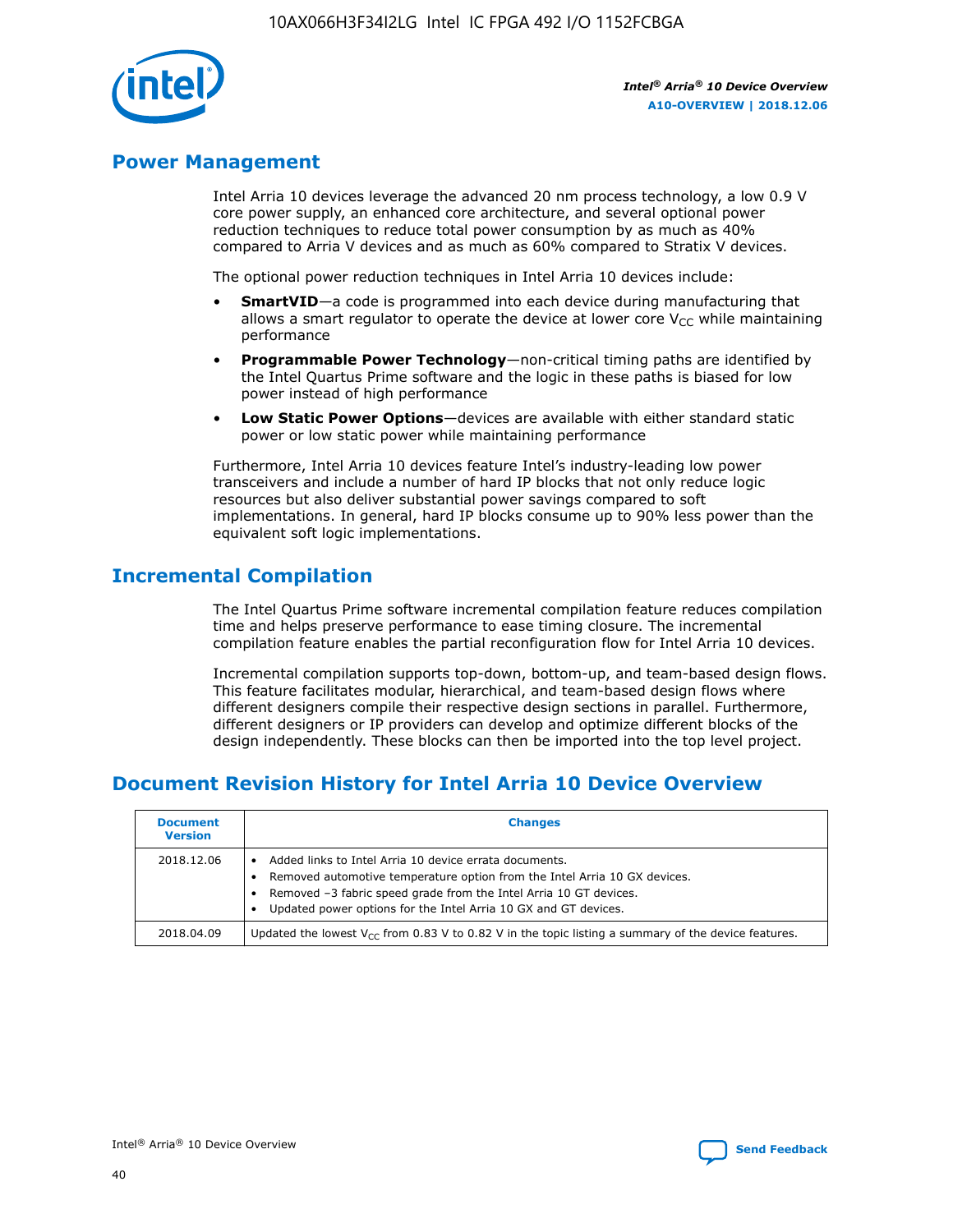## Power Management

Intel Arria 10 devices leverage the advanced 20 nm process technology, a low 0.9 V core power supply, an enhanced core architecture, and several optional power reduction techniques to reduce total power consumption by as much as 40% compared to Arria V devices and as much as 60% compared to Stratix V devices.

The optional power reduction techniques in Intel Arria 10 devices include:

- **SmartVID**—a code is programmed into each device during manufacturing that allows a smart regulator to operate the device at lower core $V_{CC}$ while maintaining performance
- **Programmable Power Technology**—non-critical timing paths are identified by the Intel Quartus Prime software and the logic in these paths is biased for low power instead of high performance
- **Low Static Power Options**—devices are available with either standard static power or low static power while maintaining performance

Furthermore, Intel Arria 10 devices feature Intel's industry-leading low power transceivers and include a number of hard IP blocks that not only reduce logic resources but also deliver substantial power savings compared to soft implementations. In general, hard IP blocks consume up to 90% less power than the equivalent soft logic implementations.

## Incremental Compilation

The Intel Quartus Prime software incremental compilation feature reduces compilation time and helps preserve performance to ease timing closure. The incremental compilation feature enables the partial reconfiguration flow for Intel Arria 10 devices.

Incremental compilation supports top-down, bottom-up, and team-based design flows. This feature facilitates modular, hierarchical, and team-based design flows where different designers compile their respective design sections in parallel. Furthermore, different designers or IP providers can develop and optimize different blocks of the design independently. These blocks can then be imported into the top level project.

## Document Revision History for Intel Arria 10 Device Overview

| Document Version | Changes |
|---|---|
| 2018.12.06 | • Added links to Intel Arria 10 device errata documents.<br>• Removed automotive temperature option from the Intel Arria 10 GX devices.<br>• Removed –3 fabric speed grade from the Intel Arria 10 GT devices.<br>• Updated power options for the Intel Arria 10 GX and GT devices. |
| 2018.04.09 | Updated the lowest $V_{CC}$ from 0.83 V to 0.82 V in the topic listing a summary of the device features. |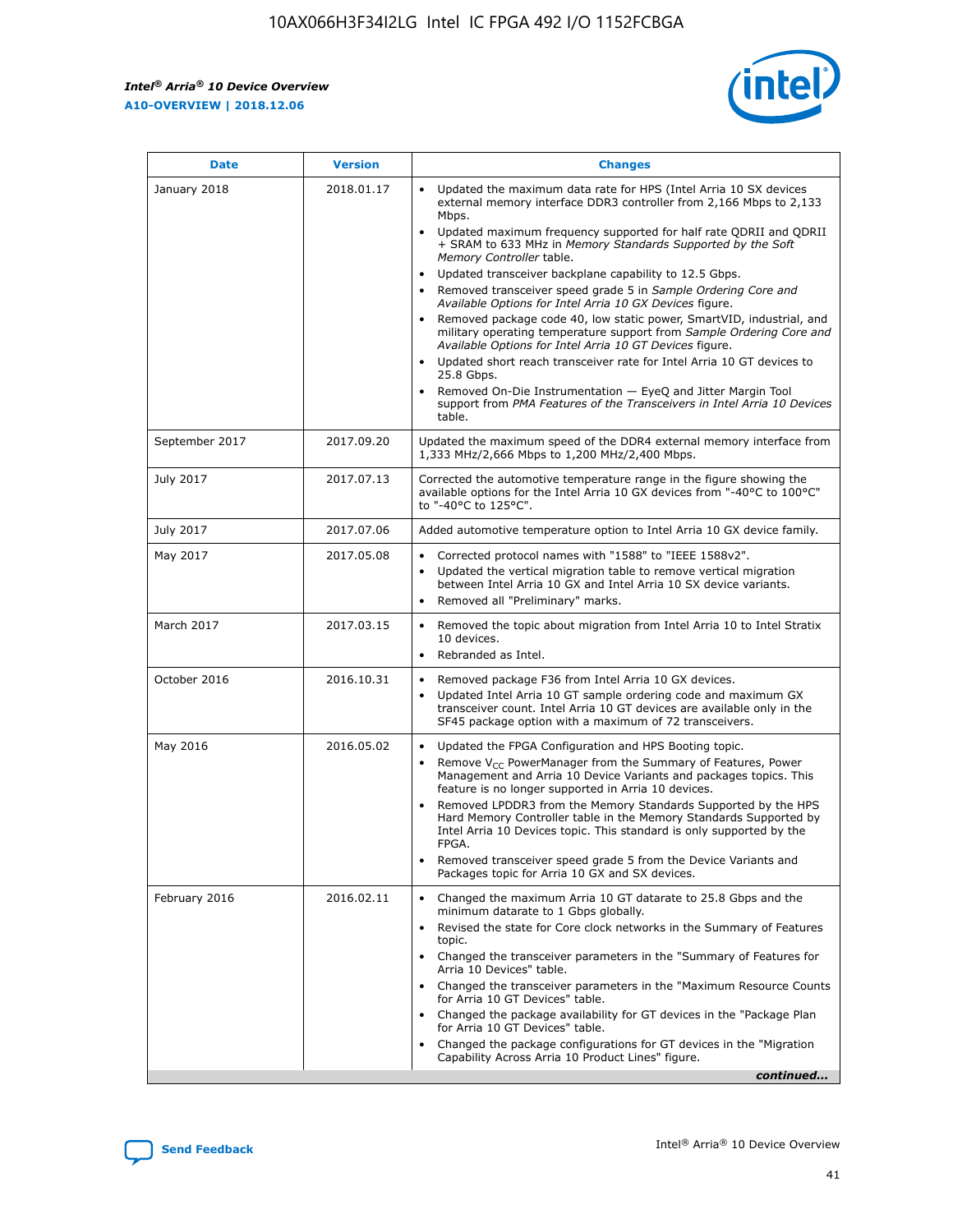| Date | Version | Changes |
| --- | --- | --- |
| January 2018 | 2018.01.17 | • Updated the maximum data rate for HPS (Intel Arria 10 SX devices external memory interface DDR3 controller from 2,166 Mbps to 2,133 Mbps.<br>• Updated maximum frequency supported for half rate QDRII and QDRII + SRAM to 633 MHz in *Memory Standards Supported by the Soft Memory Controller* table.<br>• Updated transceiver backplane capability to 12.5 Gbps.<br>• Removed transceiver speed grade 5 in *Sample Ordering Core and Available Options for Intel Arria 10 GX Devices* figure.<br>• Removed package code 40, low static power, SmartVID, industrial, and military operating temperature support from *Sample Ordering Core and Available Options for Intel Arria 10 GT Devices* figure.<br>• Updated short reach transceiver rate for Intel Arria 10 GT devices to 25.8 Gbps.<br>• Removed On-Die Instrumentation — EyeQ and Jitter Margin Tool support from *PMA Features of the Transceivers in Intel Arria 10 Devices* table. |
| September 2017 | 2017.09.20 | Updated the maximum speed of the DDR4 external memory interface from 1,333 MHz/2,666 Mbps to 1,200 MHz/2,400 Mbps. |
| July 2017 | 2017.07.13 | Corrected the automotive temperature range in the figure showing the available options for the Intel Arria 10 GX devices from "-40°C to 100°C" to "-40°C to 125°C". |
| July 2017 | 2017.07.06 | Added automotive temperature option to Intel Arria 10 GX device family. |
| May 2017 | 2017.05.08 | • Corrected protocol names with "1588" to "IEEE 1588v2".<br>• Updated the vertical migration table to remove vertical migration between Intel Arria 10 GX and Intel Arria 10 SX device variants.<br>• Removed all "Preliminary" marks. |
| March 2017 | 2017.03.15 | • Removed the topic about migration from Intel Arria 10 to Intel Stratix 10 devices.<br>• Rebranded as Intel. |
| October 2016 | 2016.10.31 | • Removed package F36 from Intel Arria 10 GX devices.<br>• Updated Intel Arria 10 GT sample ordering code and maximum GX transceiver count. Intel Arria 10 GT devices are available only in the SF45 package option with a maximum of 72 transceivers. |
| May 2016 | 2016.05.02 | • Updated the FPGA Configuration and HPS Booting topic.<br>• Remove $V_{CC}$ PowerManager from the Summary of Features, Power Management and Arria 10 Device Variants and packages topics. This feature is no longer supported in Arria 10 devices.<br>• Removed LPDDR3 from the Memory Standards Supported by the HPS Hard Memory Controller table in the Memory Standards Supported by Intel Arria 10 Devices topic. This standard is only supported by the FPGA.<br>• Removed transceiver speed grade 5 from the Device Variants and Packages topic for Arria 10 GX and SX devices. |
| February 2016 | 2016.02.11 | • Changed the maximum Arria 10 GT datarate to 25.8 Gbps and the minimum datarate to 1 Gbps globally.<br>• Revised the state for Core clock networks in the Summary of Features topic.<br>• Changed the transceiver parameters in the "Summary of Features for Arria 10 Devices" table.<br>• Changed the transceiver parameters in the "Maximum Resource Counts for Arria 10 GT Devices" table.<br>• Changed the package availability for GT devices in the "Package Plan for Arria 10 GT Devices" table.<br>• Changed the package configurations for GT devices in the "Migration Capability Across Arria 10 Product Lines" figure. |

*continued...*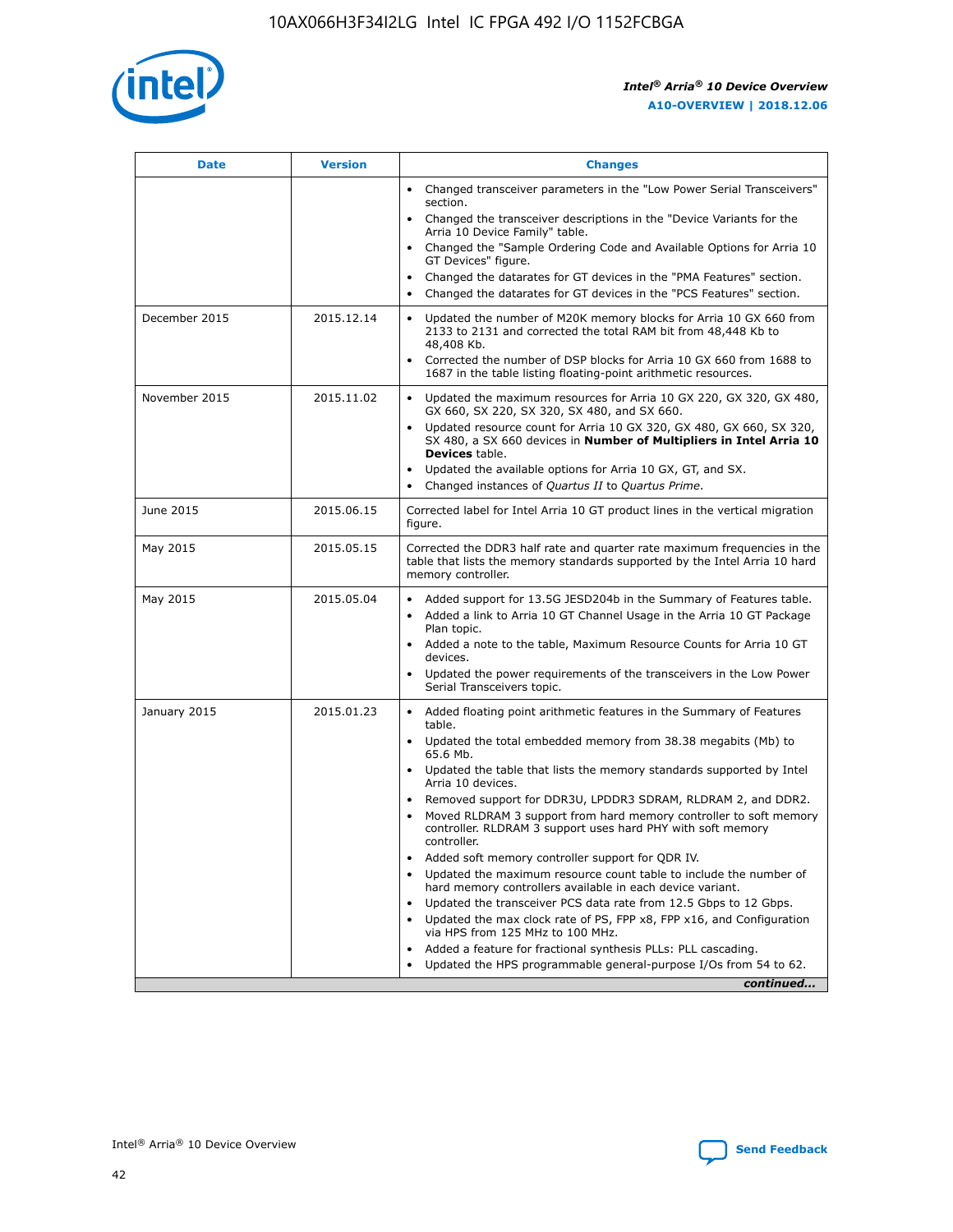| Date | Version | Changes |
| --- | --- | --- |
| | | • Changed transceiver parameters in the "Low Power Serial Transceivers" section.<br>• Changed the transceiver descriptions in the "Device Variants for the Arria 10 Device Family" table.<br>• Changed the "Sample Ordering Code and Available Options for Arria 10 GT Devices" figure.<br>• Changed the datarates for GT devices in the "PMA Features" section.<br>• Changed the datarates for GT devices in the "PCS Features" section. |
| December 2015 | 2015.12.14 | • Updated the number of M20K memory blocks for Arria 10 GX 660 from 2133 to 2131 and corrected the total RAM bit from 48,448 Kb to 48,408 Kb.<br>• Corrected the number of DSP blocks for Arria 10 GX 660 from 1688 to 1687 in the table listing floating-point arithmetic resources. |
| November 2015 | 2015.11.02 | • Updated the maximum resources for Arria 10 GX 220, GX 320, GX 480, GX 660, SX 220, SX 320, SX 480, and SX 660.<br>• Updated resource count for Arria 10 GX 320, GX 480, GX 660, SX 320, SX 480, a SX 660 devices in **Number of Multipliers in Intel Arria 10 Devices** table.<br>• Updated the available options for Arria 10 GX, GT, and SX.<br>• Changed instances of *Quartus II* to *Quartus Prime*. |
| June 2015 | 2015.06.15 | Corrected label for Intel Arria 10 GT product lines in the vertical migration figure. |
| May 2015 | 2015.05.15 | Corrected the DDR3 half rate and quarter rate maximum frequencies in the table that lists the memory standards supported by the Intel Arria 10 hard memory controller. |
| May 2015 | 2015.05.04 | • Added support for 13.5G JESD204b in the Summary of Features table.<br>• Added a link to Arria 10 GT Channel Usage in the Arria 10 GT Package Plan topic.<br>• Added a note to the table, Maximum Resource Counts for Arria 10 GT devices.<br>• Updated the power requirements of the transceivers in the Low Power Serial Transceivers topic. |
| January 2015 | 2015.01.23 | • Added floating point arithmetic features in the Summary of Features table.<br>• Updated the total embedded memory from 38.38 megabits (Mb) to 65.6 Mb.<br>• Updated the table that lists the memory standards supported by Intel Arria 10 devices.<br>• Removed support for DDR3U, LPDDR3 SDRAM, RLDRAM 2, and DDR2.<br>• Moved RLDRAM 3 support from hard memory controller to soft memory controller. RLDRAM 3 support uses hard PHY with soft memory controller.<br>• Added soft memory controller support for QDR IV.<br>• Updated the maximum resource count table to include the number of hard memory controllers available in each device variant.<br>• Updated the transceiver PCS data rate from 12.5 Gbps to 12 Gbps.<br>• Updated the max clock rate of PS, FPP x8, FPP x16, and Configuration via HPS from 125 MHz to 100 MHz.<br>• Added a feature for fractional synthesis PLLs: PLL cascading.<br>• Updated the HPS programmable general-purpose I/Os from 54 to 62. |

*continued...*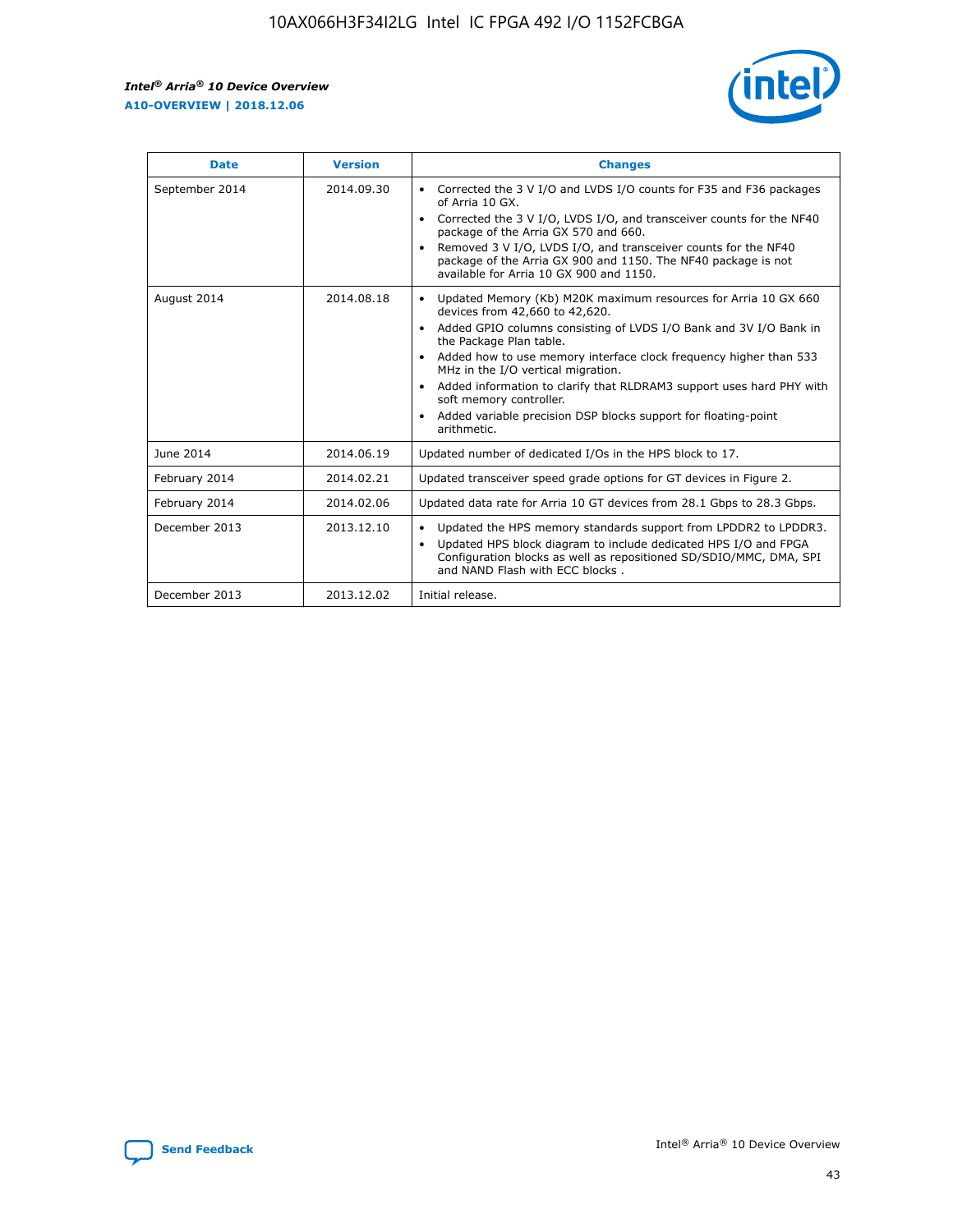| Date | Version | Changes |
| --- | --- | --- |
| September 2014 | 2014.09.30 | • Corrected the 3 V I/O and LVDS I/O counts for F35 and F36 packages of Arria 10 GX. • Corrected the 3 V I/O, LVDS I/O, and transceiver counts for the NF40 package of the Arria GX 570 and 660. • Removed 3 V I/O, LVDS I/O, and transceiver counts for the NF40 package of the Arria GX 900 and 1150. The NF40 package is not available for Arria 10 GX 900 and 1150. |
| August 2014 | 2014.08.18 | • Updated Memory (Kb) M20K maximum resources for Arria 10 GX 660 devices from 42,660 to 42,620. • Added GPIO columns consisting of LVDS I/O Bank and 3V I/O Bank in the Package Plan table. • Added how to use memory interface clock frequency higher than 533 MHz in the I/O vertical migration. • Added information to clarify that RLDRAM3 support uses hard PHY with soft memory controller. • Added variable precision DSP blocks support for floating-point arithmetic. |
| June 2014 | 2014.06.19 | Updated number of dedicated I/Os in the HPS block to 17. |
| February 2014 | 2014.02.21 | Updated transceiver speed grade options for GT devices in Figure 2. |
| February 2014 | 2014.02.06 | Updated data rate for Arria 10 GT devices from 28.1 Gbps to 28.3 Gbps. |
| December 2013 | 2013.12.10 | • Updated the HPS memory standards support from LPDDR2 to LPDDR3. • Updated HPS block diagram to include dedicated HPS I/O and FPGA Configuration blocks as well as repositioned SD/SDIO/MMC, DMA, SPI and NAND Flash with ECC blocks . |
| December 2013 | 2013.12.02 | Initial release. |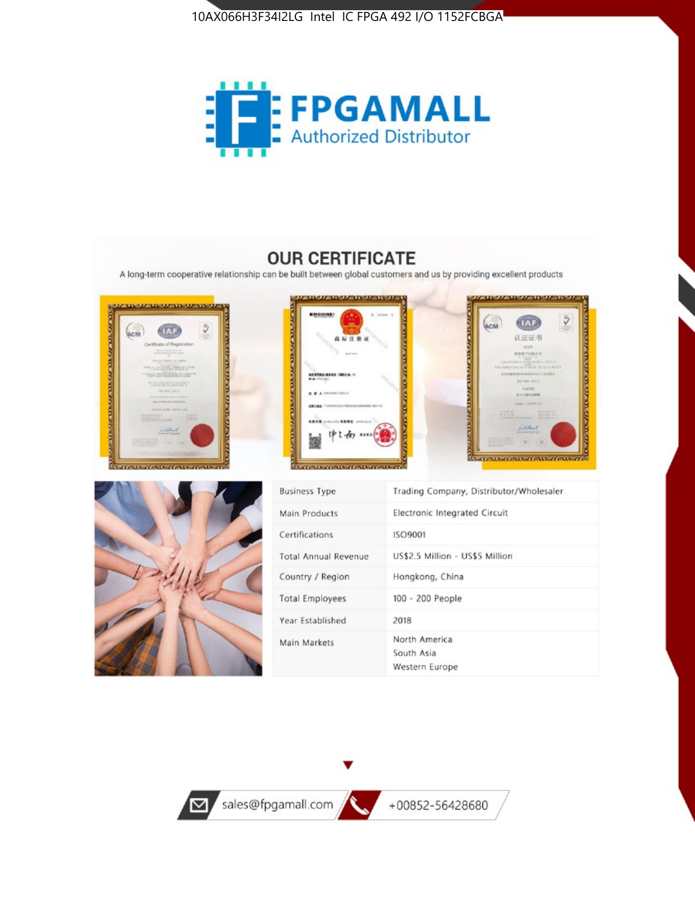FPGAMALL

Authorized Distributor

## OUR CERTIFICATE

A long-term cooperative relationship can be built between global customers and us by providing excellent products

| | |
|---|---|
| Business Type | Trading Company, Distributor/Wholesaler |
| Main Products | Electronic Integrated Circuit |
| Certifications | ISO9001 |
| Total Annual Revenue | US$2.5 Million - US$5 Million |
| Country / Region | Hongkong, China |
| Total Employees | 100 - 200 People |
| Year Established | 2018 |
| Main Markets | North America<br>South Asia<br>Western Europe |

sales@fpgamall.com

+00852-56428680